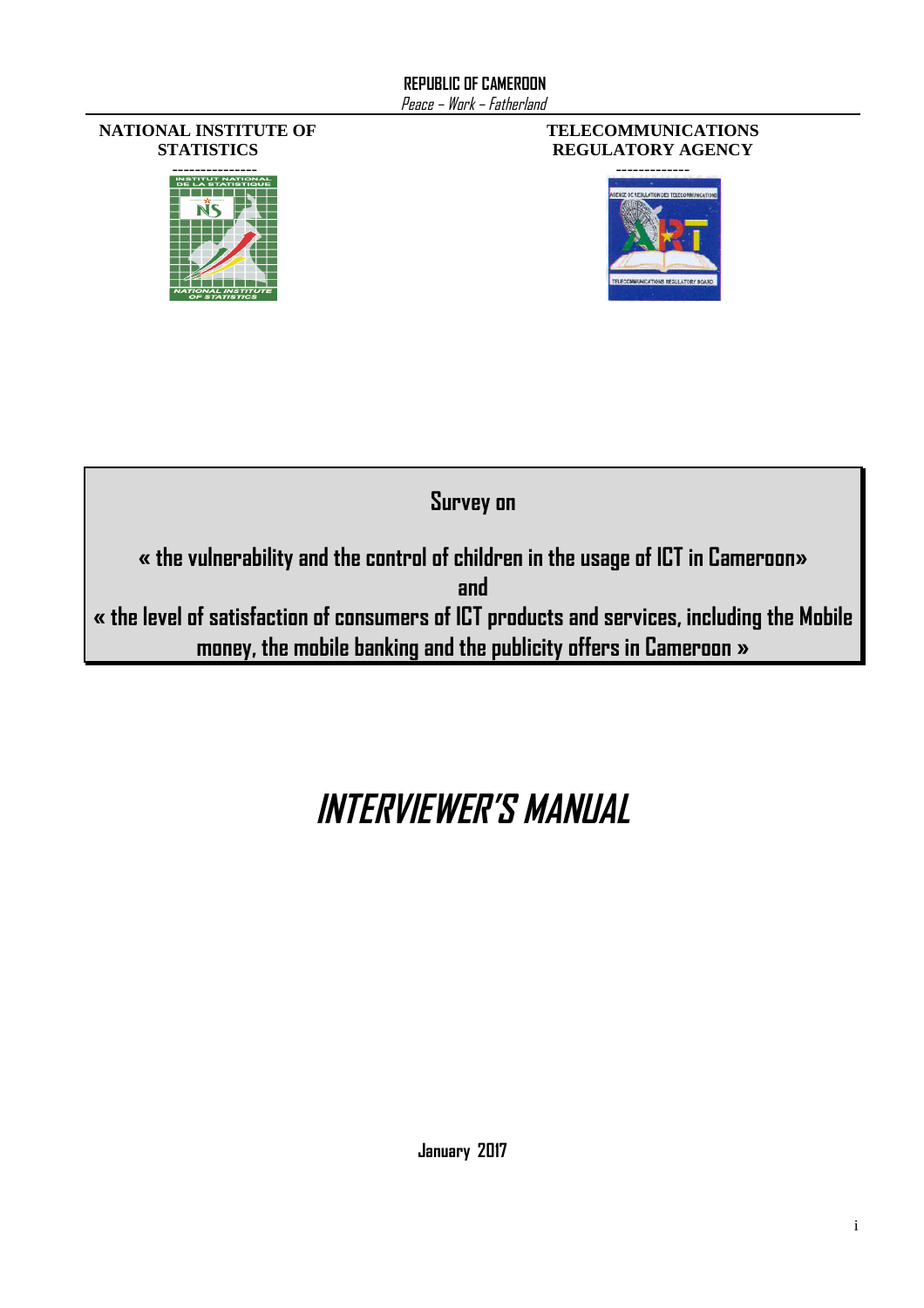**REPUBLIC OF CAMEROON**

*Peace – Work – Fatherland*

**NATIONAL INSTITUTE OF STATISTICS**

---------------

**TELECOMMUNICATIONS REGULATORY AGENCY**

-------------

**Survey on**

**« the vulnerability and the control of children in the usage of ICT in Cameroon»**

**and**

**« the level of satisfaction of consumers of ICT products and services, including the Mobile money, the mobile banking and the publicity offers in Cameroon »**

# *INTERVIEWER'S MANUAL*

**January 2017**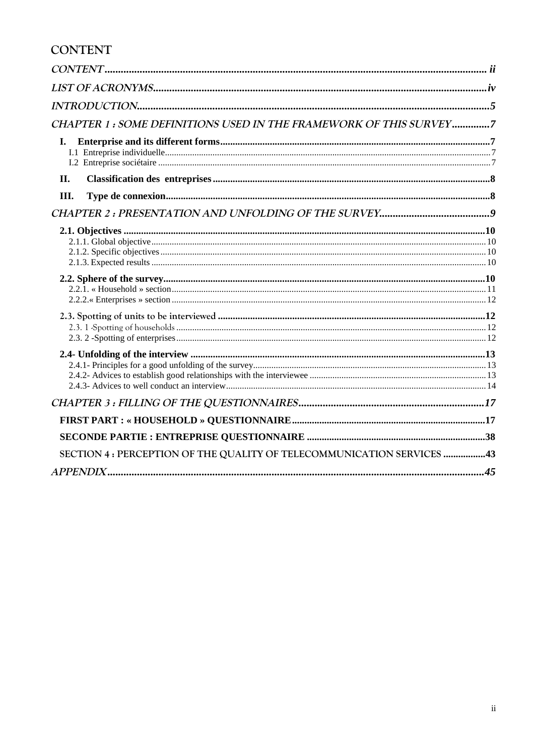# CONTENT

*CONTENT* ..... ii

*LIST OF ACRONYMS* ..... iv

*INTRODUCTION* ..... 5

*CHAPTER 1 : SOME DEFINITIONS USED IN THE FRAMEWORK OF THIS SURVEY* ..... 7

- **I. Enterprise and its different forms** ..... 7
  - I.1 Entreprise individuelle ..... 7
  - I.2 Entreprise sociétaire ..... 7
- **II. Classification des entreprises** ..... 8
- **III. Type de connexion** ..... 8

*CHAPTER 2 : PRESENTATION AND UNFOLDING OF THE SURVEY* ..... 9

- **2.1. Objectives** ..... 10
  - 2.1.1. Global objective ..... 10
  - 2.1.2. Specific objectives ..... 10
  - 2.1.3. Expected results ..... 10
- **2.2. Sphere of the survey** ..... 10
  - 2.2.1. « Household » section ..... 11
  - 2.2.2.« Enterprises » section ..... 12
- **2.3. Spotting of units to be interviewed** ..... 12
  - 2.3. 1 -Spotting of households ..... 12
  - 2.3. 2 -Spotting of enterprises ..... 12
- **2.4- Unfolding of the interview** ..... 13
  - 2.4.1- Principles for a good unfolding of the survey ..... 13
  - 2.4.2- Advices to establish good relationships with the interviewee ..... 13
  - 2.4.3- Advices to well conduct an interview ..... 14

*CHAPTER 3 : FILLING OF THE QUESTIONNAIRES* ..... 17

- **FIRST PART : « HOUSEHOLD » QUESTIONNAIRE** ..... 17
- **SECONDE PARTIE : ENTREPRISE QUESTIONNAIRE** ..... 38
- SECTION 4 : PERCEPTION OF THE QUALITY OF TELECOMMUNICATION SERVICES ..... 43

*APPENDIX* ..... 45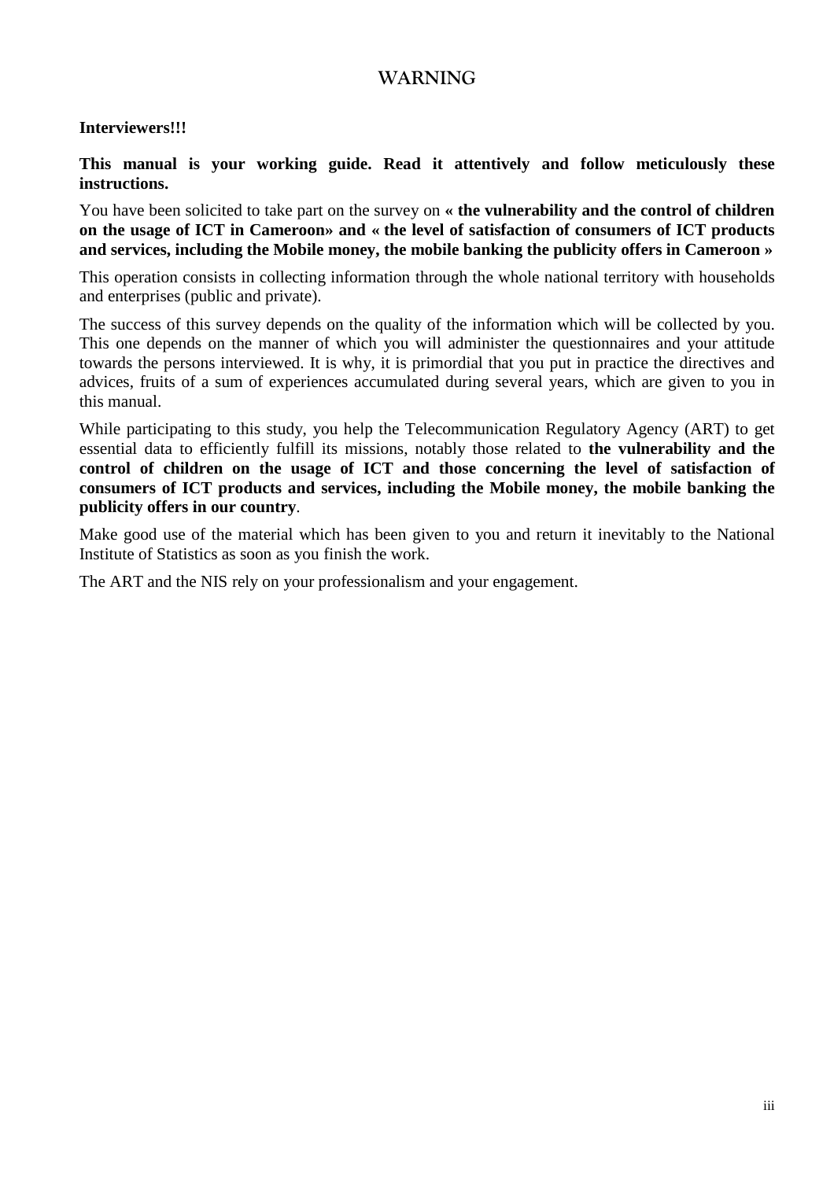# WARNING

**Interviewers!!!**

**This manual is your working guide. Read it attentively and follow meticulously these instructions.**

You have been solicited to take part on the survey on **« the vulnerability and the control of children on the usage of ICT in Cameroon» and « the level of satisfaction of consumers of ICT products and services, including the Mobile money, the mobile banking the publicity offers in Cameroon »**

This operation consists in collecting information through the whole national territory with households and enterprises (public and private).

The success of this survey depends on the quality of the information which will be collected by you. This one depends on the manner of which you will administer the questionnaires and your attitude towards the persons interviewed. It is why, it is primordial that you put in practice the directives and advices, fruits of a sum of experiences accumulated during several years, which are given to you in this manual.

While participating to this study, you help the Telecommunication Regulatory Agency (ART) to get essential data to efficiently fulfill its missions, notably those related to **the vulnerability and the control of children on the usage of ICT and those concerning the level of satisfaction of consumers of ICT products and services, including the Mobile money, the mobile banking the publicity offers in our country**.

Make good use of the material which has been given to you and return it inevitably to the National Institute of Statistics as soon as you finish the work.

The ART and the NIS rely on your professionalism and your engagement.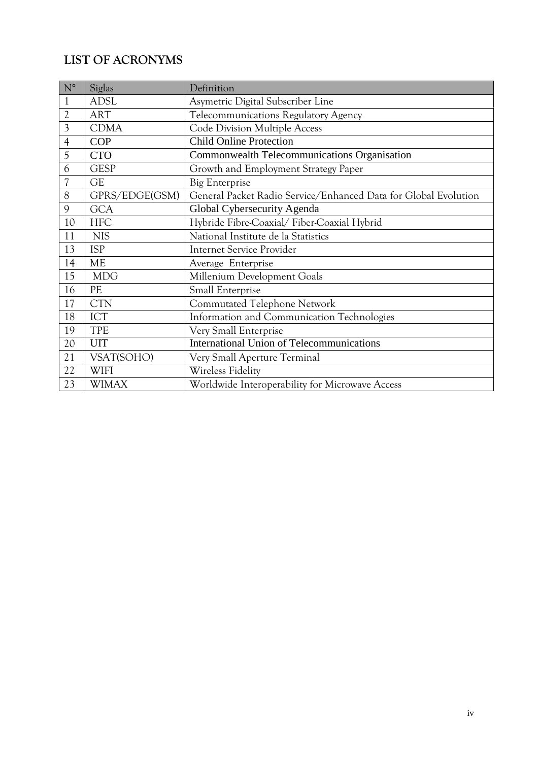## LIST OF ACRONYMS

| N° | Siglas | Definition |
|---|---|---|
| 1 | ADSL | Asymetric Digital Subscriber Line |
| 2 | ART | Telecommunications Regulatory Agency |
| 3 | CDMA | Code Division Multiple Access |
| 4 | COP | Child Online Protection |
| 5 | CTO | Commonwealth Telecommunications Organisation |
| 6 | GESP | Growth and Employment Strategy Paper |
| 7 | GE | Big Enterprise |
| 8 | GPRS/EDGE(GSM) | General Packet Radio Service/Enhanced Data for Global Evolution |
| 9 | GCA | Global Cybersecurity Agenda |
| 10 | HFC | Hybride Fibre-Coaxial/ Fiber-Coaxial Hybrid |
| 11 | NIS | National Institute de la Statistics |
| 13 | ISP | Internet Service Provider |
| 14 | ME | Average Enterprise |
| 15 | MDG | Millenium Development Goals |
| 16 | PE | Small Enterprise |
| 17 | CTN | Commutated Telephone Network |
| 18 | ICT | Information and Communication Technologies |
| 19 | TPE | Very Small Enterprise |
| 20 | UIT | International Union of Telecommunications |
| 21 | VSAT(SOHO) | Very Small Aperture Terminal |
| 22 | WIFI | Wireless Fidelity |
| 23 | WIMAX | Worldwide Interoperability for Microwave Access |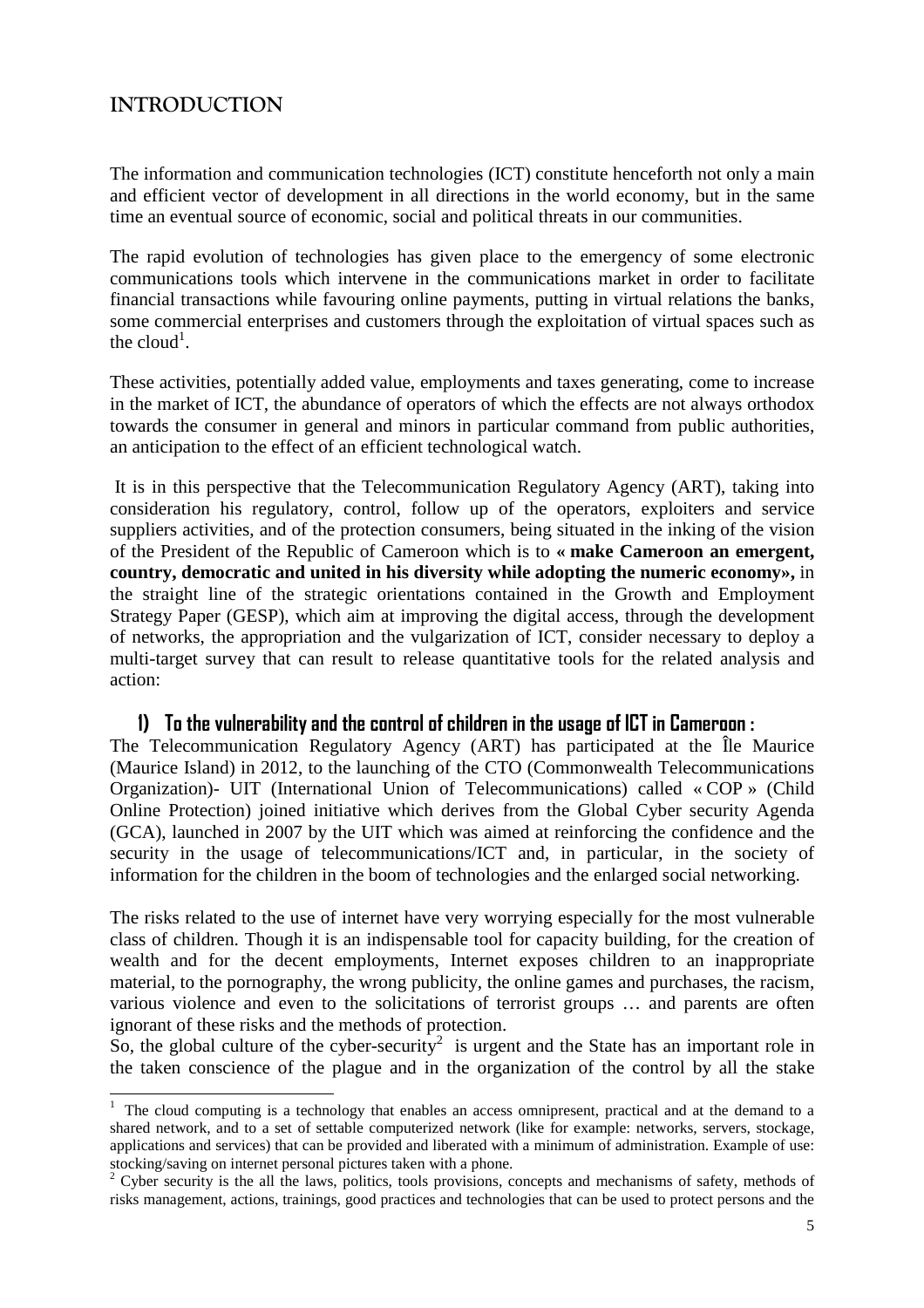## INTRODUCTION

The information and communication technologies (ICT) constitute henceforth not only a main and efficient vector of development in all directions in the world economy, but in the same time an eventual source of economic, social and political threats in our communities.

The rapid evolution of technologies has given place to the emergency of some electronic communications tools which intervene in the communications market in order to facilitate financial transactions while favouring online payments, putting in virtual relations the banks, some commercial enterprises and customers through the exploitation of virtual spaces such as the cloud[1].

These activities, potentially added value, employments and taxes generating, come to increase in the market of ICT, the abundance of operators of which the effects are not always orthodox towards the consumer in general and minors in particular command from public authorities, an anticipation to the effect of an efficient technological watch.

It is in this perspective that the Telecommunication Regulatory Agency (ART), taking into consideration his regulatory, control, follow up of the operators, exploiters and service suppliers activities, and of the protection consumers, being situated in the inking of the vision of the President of the Republic of Cameroon which is to **« make Cameroon an emergent, country, democratic and united in his diversity while adopting the numeric economy»,** in the straight line of the strategic orientations contained in the Growth and Employment Strategy Paper (GESP), which aim at improving the digital access, through the development of networks, the appropriation and the vulgarization of ICT, consider necessary to deploy a multi-target survey that can result to release quantitative tools for the related analysis and action:

### 1) To the vulnerability and the control of children in the usage of ICT in Cameroon :

The Telecommunication Regulatory Agency (ART) has participated at the Île Maurice (Maurice Island) in 2012, to the launching of the CTO (Commonwealth Telecommunications Organization)- UIT (International Union of Telecommunications) called « COP » (Child Online Protection) joined initiative which derives from the Global Cyber security Agenda (GCA), launched in 2007 by the UIT which was aimed at reinforcing the confidence and the security in the usage of telecommunications/ICT and, in particular, in the society of information for the children in the boom of technologies and the enlarged social networking.

The risks related to the use of internet have very worrying especially for the most vulnerable class of children. Though it is an indispensable tool for capacity building, for the creation of wealth and for the decent employments, Internet exposes children to an inappropriate material, to the pornography, the wrong publicity, the online games and purchases, the racism, various violence and even to the solicitations of terrorist groups … and parents are often ignorant of these risks and the methods of protection.

So, the global culture of the cyber-security[2] is urgent and the State has an important role in the taken conscience of the plague and in the organization of the control by all the stake

---

[1] The cloud computing is a technology that enables an access omnipresent, practical and at the demand to a shared network, and to a set of settable computerized network (like for example: networks, servers, stockage, applications and services) that can be provided and liberated with a minimum of administration. Example of use: stocking/saving on internet personal pictures taken with a phone.

[2] Cyber security is the all the laws, politics, tools provisions, concepts and mechanisms of safety, methods of risks management, actions, trainings, good practices and technologies that can be used to protect persons and the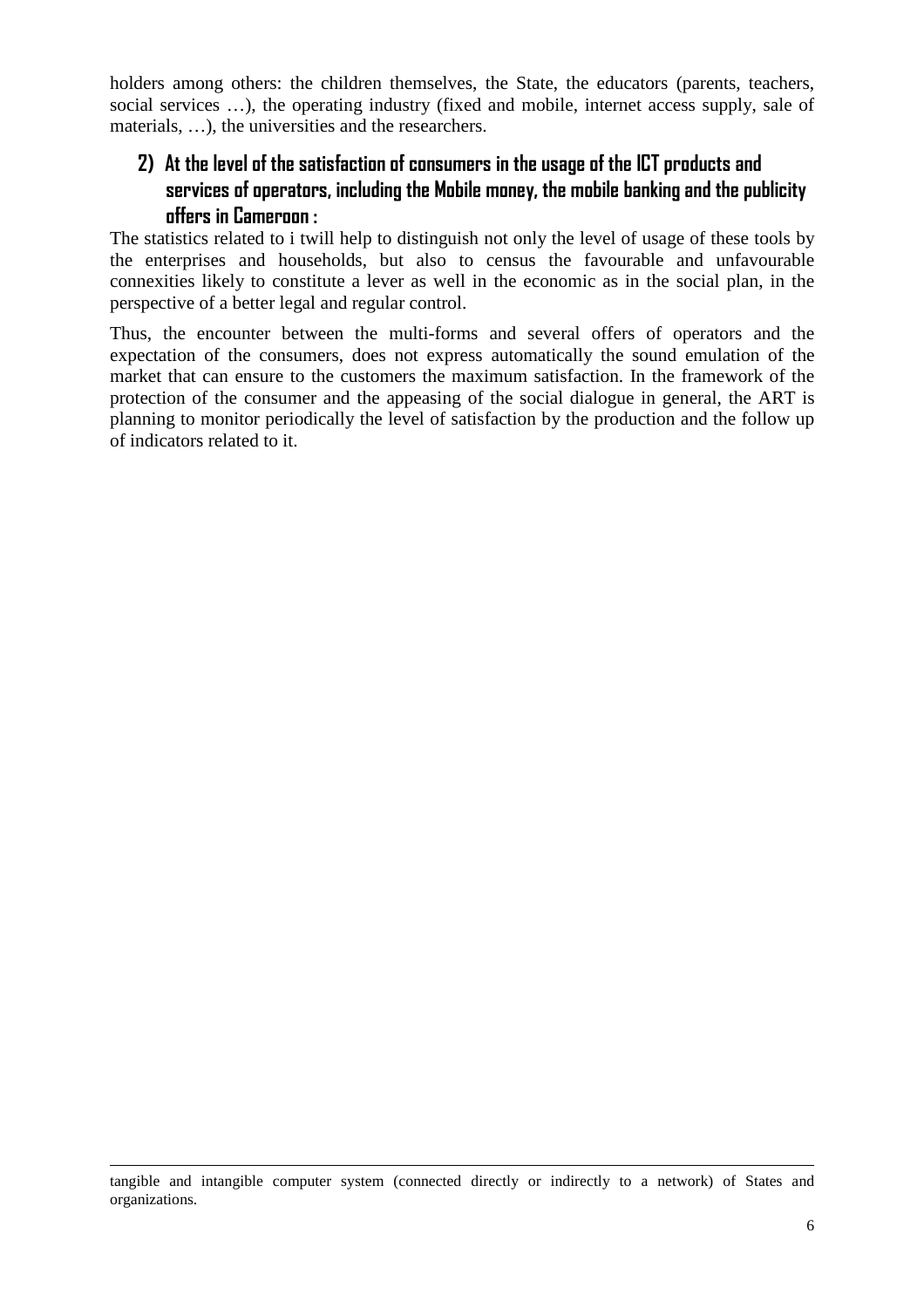holders among others: the children themselves, the State, the educators (parents, teachers, social services …), the operating industry (fixed and mobile, internet access supply, sale of materials, …), the universities and the researchers.

## 2) At the level of the satisfaction of consumers in the usage of the ICT products and services of operators, including the Mobile money, the mobile banking and the publicity offers in Cameroon :

The statistics related to i twill help to distinguish not only the level of usage of these tools by the enterprises and households, but also to census the favourable and unfavourable connexities likely to constitute a lever as well in the economic as in the social plan, in the perspective of a better legal and regular control.

Thus, the encounter between the multi-forms and several offers of operators and the expectation of the consumers, does not express automatically the sound emulation of the market that can ensure to the customers the maximum satisfaction. In the framework of the protection of the consumer and the appeasing of the social dialogue in general, the ART is planning to monitor periodically the level of satisfaction by the production and the follow up of indicators related to it.

---

tangible and intangible computer system (connected directly or indirectly to a network) of States and organizations.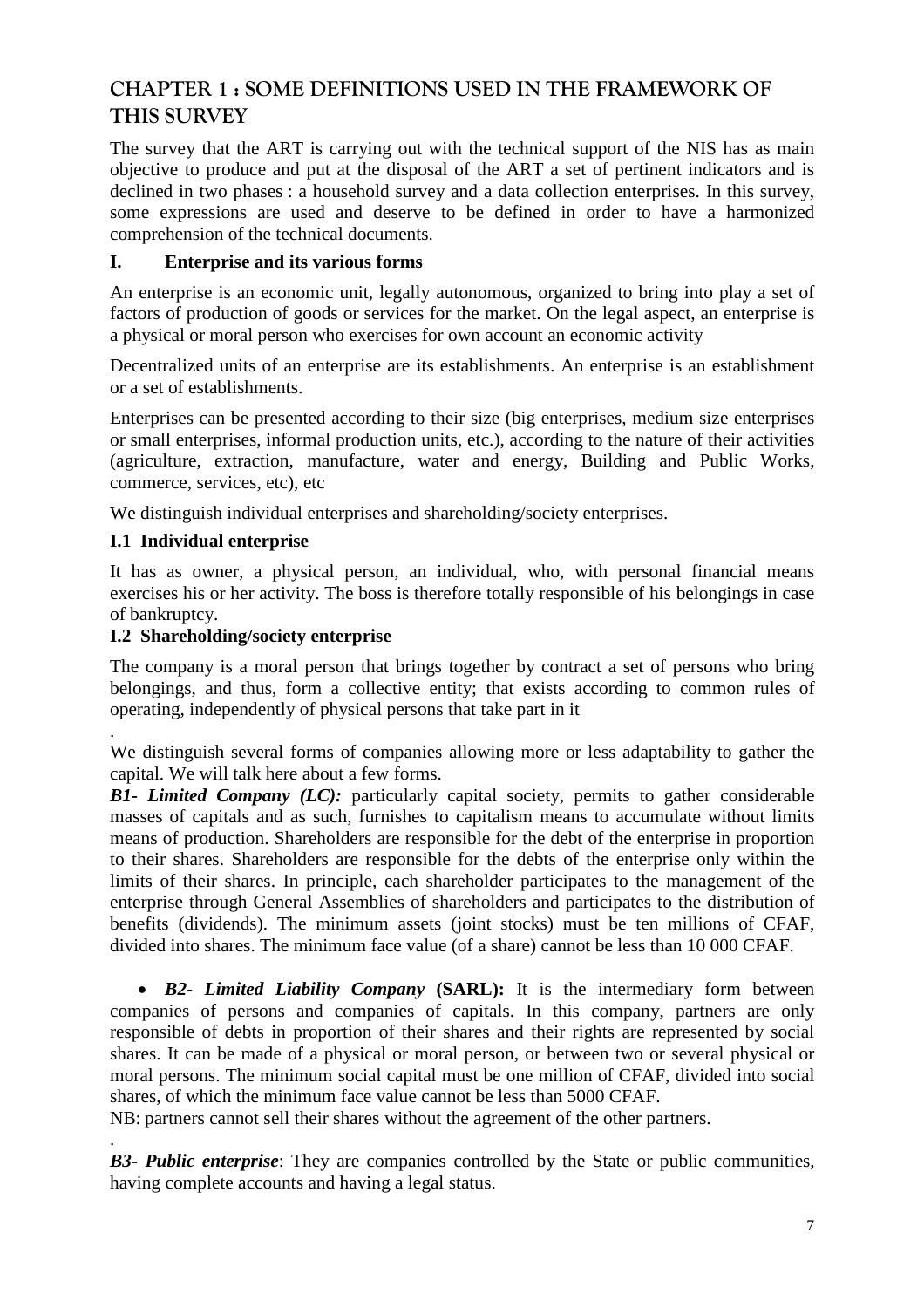# CHAPTER 1 : SOME DEFINITIONS USED IN THE FRAMEWORK OF THIS SURVEY

The survey that the ART is carrying out with the technical support of the NIS has as main objective to produce and put at the disposal of the ART a set of pertinent indicators and is declined in two phases : a household survey and a data collection enterprises. In this survey, some expressions are used and deserve to be defined in order to have a harmonized comprehension of the technical documents.

## I. Enterprise and its various forms

An enterprise is an economic unit, legally autonomous, organized to bring into play a set of factors of production of goods or services for the market. On the legal aspect, an enterprise is a physical or moral person who exercises for own account an economic activity

Decentralized units of an enterprise are its establishments. An enterprise is an establishment or a set of establishments.

Enterprises can be presented according to their size (big enterprises, medium size enterprises or small enterprises, informal production units, etc.), according to the nature of their activities (agriculture, extraction, manufacture, water and energy, Building and Public Works, commerce, services, etc), etc

We distinguish individual enterprises and shareholding/society enterprises.

### I.1 Individual enterprise

It has as owner, a physical person, an individual, who, with personal financial means exercises his or her activity. The boss is therefore totally responsible of his belongings in case of bankruptcy.

### I.2 Shareholding/society enterprise

The company is a moral person that brings together by contract a set of persons who bring belongings, and thus, form a collective entity; that exists according to common rules of operating, independently of physical persons that take part in it

.

We distinguish several forms of companies allowing more or less adaptability to gather the capital. We will talk here about a few forms.

***B1- Limited Company (LC):*** particularly capital society, permits to gather considerable masses of capitals and as such, furnishes to capitalism means to accumulate without limits means of production. Shareholders are responsible for the debt of the enterprise in proportion to their shares. Shareholders are responsible for the debts of the enterprise only within the limits of their shares. In principle, each shareholder participates to the management of the enterprise through General Assemblies of shareholders and participates to the distribution of benefits (dividends). The minimum assets (joint stocks) must be ten millions of CFAF, divided into shares. The minimum face value (of a share) cannot be less than 10 000 CFAF.

- ***B2- Limited Liability Company*** **(SARL):** It is the intermediary form between companies of persons and companies of capitals. In this company, partners are only responsible of debts in proportion of their shares and their rights are represented by social shares. It can be made of a physical or moral person, or between two or several physical or moral persons. The minimum social capital must be one million of CFAF, divided into social shares, of which the minimum face value cannot be less than 5000 CFAF.

NB: partners cannot sell their shares without the agreement of the other partners.

.

***B3- Public enterprise***: They are companies controlled by the State or public communities, having complete accounts and having a legal status.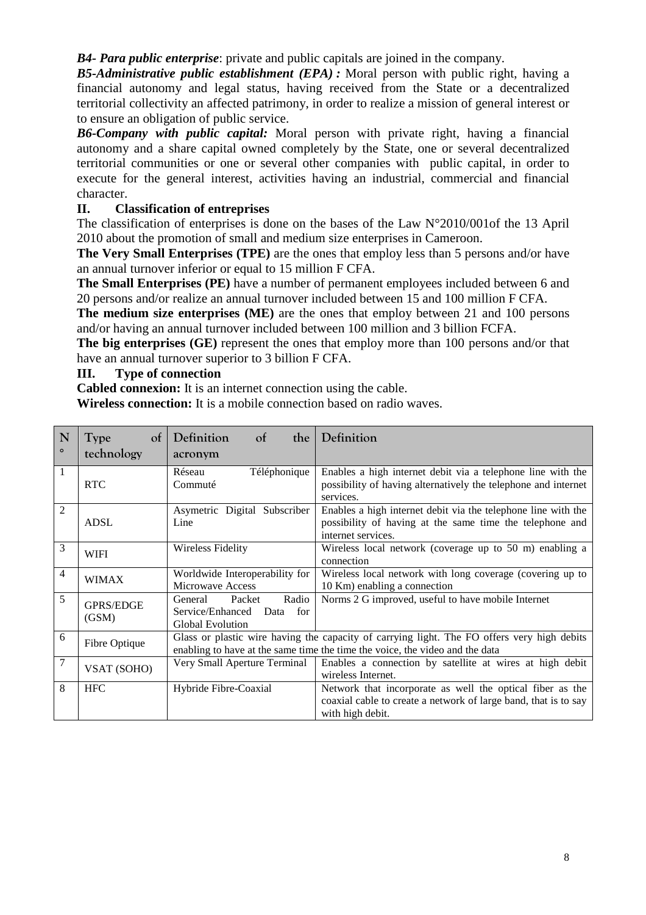***B4- Para public enterprise***: private and public capitals are joined in the company.

***B5-Administrative public establishment (EPA) :*** Moral person with public right, having a financial autonomy and legal status, having received from the State or a decentralized territorial collectivity an affected patrimony, in order to realize a mission of general interest or to ensure an obligation of public service.

***B6-Company with public capital:*** Moral person with private right, having a financial autonomy and a share capital owned completely by the State, one or several decentralized territorial communities or one or several other companies with public capital, in order to execute for the general interest, activities having an industrial, commercial and financial character.

## II. Classification of entreprises

The classification of enterprises is done on the bases of the Law N°2010/001of the 13 April 2010 about the promotion of small and medium size enterprises in Cameroon.

**The Very Small Enterprises (TPE)** are the ones that employ less than 5 persons and/or have an annual turnover inferior or equal to 15 million F CFA.

**The Small Enterprises (PE)** have a number of permanent employees included between 6 and 20 persons and/or realize an annual turnover included between 15 and 100 million F CFA.

**The medium size enterprises (ME)** are the ones that employ between 21 and 100 persons and/or having an annual turnover included between 100 million and 3 billion FCFA.

**The big enterprises (GE)** represent the ones that employ more than 100 persons and/or that have an annual turnover superior to 3 billion F CFA.

## III. Type of connection

**Cabled connexion:** It is an internet connection using the cable.

**Wireless connection:** It is a mobile connection based on radio waves.

| N° | Type of technology | Definition of the acronym | Definition |
|---|---|---|---|
| 1 | RTC | Réseau Téléphonique Commuté | Enables a high internet debit via a telephone line with the possibility of having alternatively the telephone and internet services. |
| 2 | ADSL | Asymetric Digital Subscriber Line | Enables a high internet debit via the telephone line with the possibility of having at the same time the telephone and internet services. |
| 3 | WIFI | Wireless Fidelity | Wireless local network (coverage up to 50 m) enabling a connection |
| 4 | WIMAX | Worldwide Interoperability for Microwave Access | Wireless local network with long coverage (covering up to 10 Km) enabling a connection |
| 5 | GPRS/EDGE (GSM) | General Packet Radio Service/Enhanced Data for Global Evolution | Norms 2 G improved, useful to have mobile Internet |
| 6 | Fibre Optique | Glass or plastic wire having the capacity of carrying light. The FO offers very high debits enabling to have at the same time the time the voice, the video and the data | |
| 7 | VSAT (SOHO) | Very Small Aperture Terminal | Enables a connection by satellite at wires at high debit wireless Internet. |
| 8 | HFC | Hybride Fibre-Coaxial | Network that incorporate as well the optical fiber as the coaxial cable to create a network of large band, that is to say with high debit. |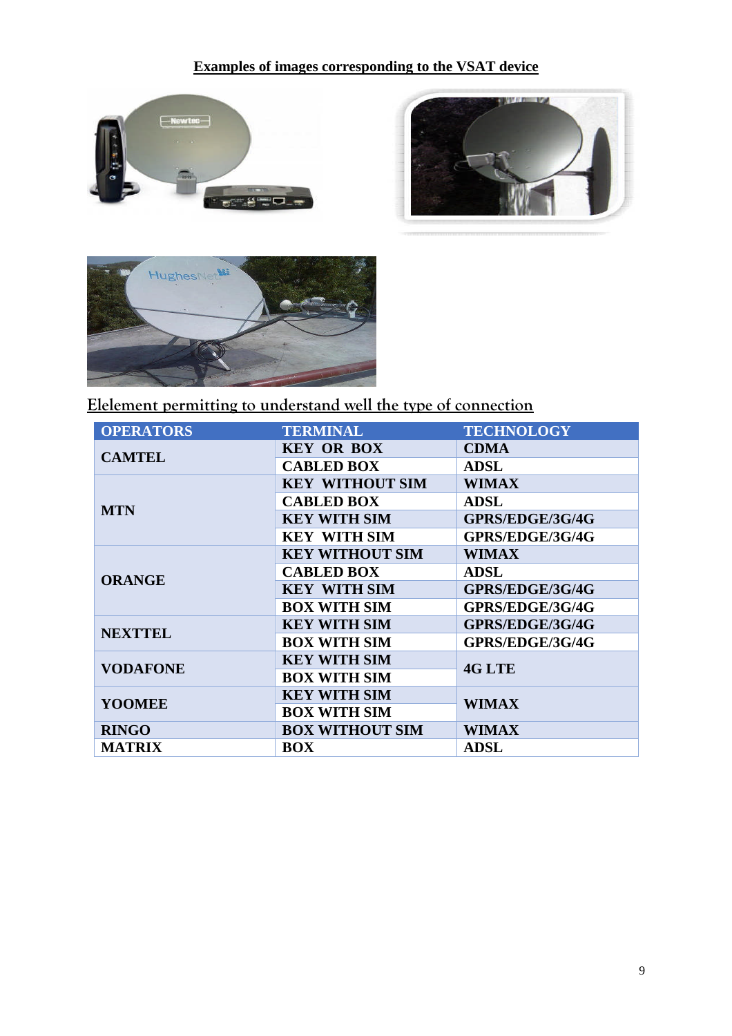**Examples of images corresponding to the VSAT device**

**Elelement permitting to understand well the type of connection**

| OPERATORS | TERMINAL | TECHNOLOGY |
|---|---|---|
| CAMTEL | KEY OR BOX | CDMA |
| | CABLED BOX | ADSL |
| MTN | KEY WITHOUT SIM | WIMAX |
| | CABLED BOX | ADSL |
| | KEY WITH SIM | GPRS/EDGE/3G/4G |
| | KEY WITH SIM | GPRS/EDGE/3G/4G |
| ORANGE | KEY WITHOUT SIM | WIMAX |
| | CABLED BOX | ADSL |
| | KEY WITH SIM | GPRS/EDGE/3G/4G |
| | BOX WITH SIM | GPRS/EDGE/3G/4G |
| NEXTTEL | KEY WITH SIM | GPRS/EDGE/3G/4G |
| | BOX WITH SIM | GPRS/EDGE/3G/4G |
| VODAFONE | KEY WITH SIM | 4G LTE |
| | BOX WITH SIM | |
| YOOMEE | KEY WITH SIM | WIMAX |
| | BOX WITH SIM | |
| RINGO | BOX WITHOUT SIM | WIMAX |
| MATRIX | BOX | ADSL |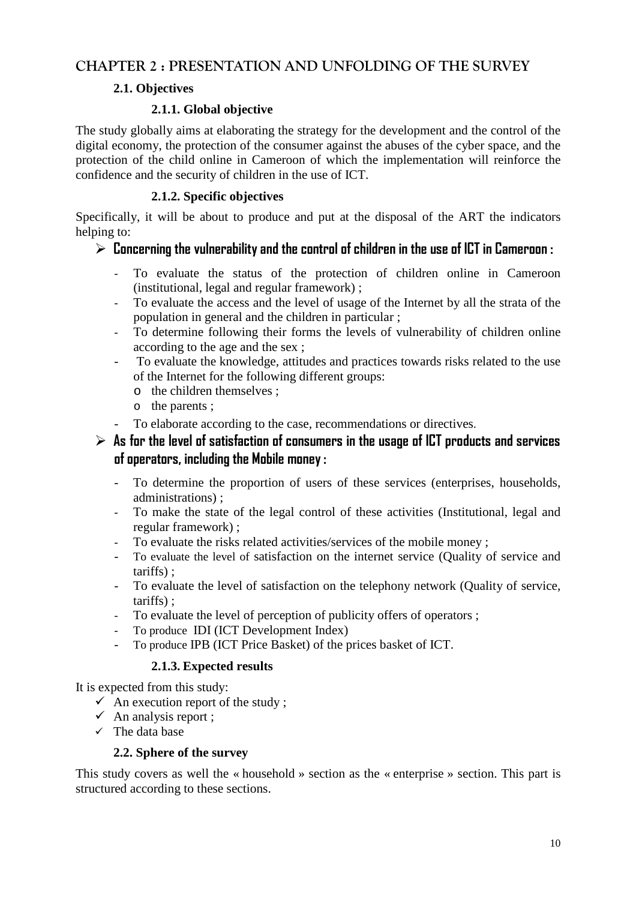# CHAPTER 2 : PRESENTATION AND UNFOLDING OF THE SURVEY

## 2.1. Objectives

### 2.1.1. Global objective

The study globally aims at elaborating the strategy for the development and the control of the digital economy, the protection of the consumer against the abuses of the cyber space, and the protection of the child online in Cameroon of which the implementation will reinforce the confidence and the security of children in the use of ICT.

### 2.1.2. Specific objectives

Specifically, it will be about to produce and put at the disposal of the ART the indicators helping to:

- **Concerning the vulnerability and the control of children in the use of ICT in Cameroon :**
  - To evaluate the status of the protection of children online in Cameroon (institutional, legal and regular framework) ;
  - To evaluate the access and the level of usage of the Internet by all the strata of the population in general and the children in particular ;
  - To determine following their forms the levels of vulnerability of children online according to the age and the sex ;
  - To evaluate the knowledge, attitudes and practices towards risks related to the use of the Internet for the following different groups:
    - the children themselves ;
    - the parents ;
  - To elaborate according to the case, recommendations or directives.

- **As for the level of satisfaction of consumers in the usage of ICT products and services of operators, including the Mobile money :**
  - To determine the proportion of users of these services (enterprises, households, administrations) ;
  - To make the state of the legal control of these activities (Institutional, legal and regular framework) ;
  - To evaluate the risks related activities/services of the mobile money ;
  - To evaluate the level of satisfaction on the internet service (Quality of service and tariffs) ;
  - To evaluate the level of satisfaction on the telephony network (Quality of service, tariffs) ;
  - To evaluate the level of perception of publicity offers of operators ;
  - To produce IDI (ICT Development Index)
  - To produce IPB (ICT Price Basket) of the prices basket of ICT.

### 2.1.3. Expected results

It is expected from this study:

- ✓ An execution report of the study ;
- ✓ An analysis report ;
- ✓ The data base

## 2.2. Sphere of the survey

This study covers as well the « household » section as the « enterprise » section. This part is structured according to these sections.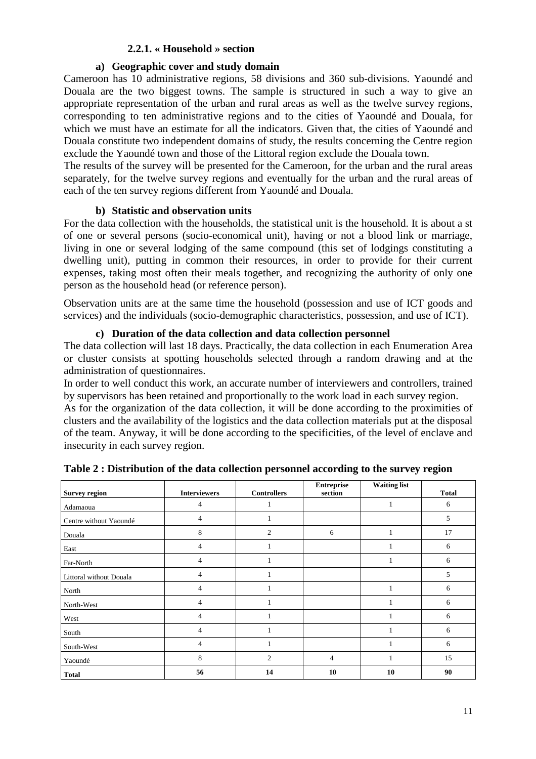### 2.2.1. « Household » section

#### a) Geographic cover and study domain

Cameroon has 10 administrative regions, 58 divisions and 360 sub-divisions. Yaoundé and Douala are the two biggest towns. The sample is structured in such a way to give an appropriate representation of the urban and rural areas as well as the twelve survey regions, corresponding to ten administrative regions and to the cities of Yaoundé and Douala, for which we must have an estimate for all the indicators. Given that, the cities of Yaoundé and Douala constitute two independent domains of study, the results concerning the Centre region exclude the Yaoundé town and those of the Littoral region exclude the Douala town.

The results of the survey will be presented for the Cameroon, for the urban and the rural areas separately, for the twelve survey regions and eventually for the urban and the rural areas of each of the ten survey regions different from Yaoundé and Douala.

#### b) Statistic and observation units

For the data collection with the households, the statistical unit is the household. It is about a st of one or several persons (socio-economical unit), having or not a blood link or marriage, living in one or several lodging of the same compound (this set of lodgings constituting a dwelling unit), putting in common their resources, in order to provide for their current expenses, taking most often their meals together, and recognizing the authority of only one person as the household head (or reference person).

Observation units are at the same time the household (possession and use of ICT goods and services) and the individuals (socio-demographic characteristics, possession, and use of ICT).

#### c) Duration of the data collection and data collection personnel

The data collection will last 18 days. Practically, the data collection in each Enumeration Area or cluster consists at spotting households selected through a random drawing and at the administration of questionnaires.

In order to well conduct this work, an accurate number of interviewers and controllers, trained by supervisors has been retained and proportionally to the work load in each survey region.

As for the organization of the data collection, it will be done according to the proximities of clusters and the availability of the logistics and the data collection materials put at the disposal of the team. Anyway, it will be done according to the specificities, of the level of enclave and insecurity in each survey region.

**Table 2 : Distribution of the data collection personnel according to the survey region**

| Survey region | Interviewers | Controllers | Entreprise section | Waiting list | Total |
|---|---|---|---|---|---|
| Adamaoua | 4 | 1 | | 1 | 6 |
| Centre without Yaoundé | 4 | 1 | | | 5 |
| Douala | 8 | 2 | 6 | 1 | 17 |
| East | 4 | 1 | | 1 | 6 |
| Far-North | 4 | 1 | | 1 | 6 |
| Littoral without Douala | 4 | 1 | | | 5 |
| North | 4 | 1 | | 1 | 6 |
| North-West | 4 | 1 | | 1 | 6 |
| West | 4 | 1 | | 1 | 6 |
| South | 4 | 1 | | 1 | 6 |
| South-West | 4 | 1 | | 1 | 6 |
| Yaoundé | 8 | 2 | 4 | 1 | 15 |
| **Total** | **56** | **14** | **10** | **10** | **90** |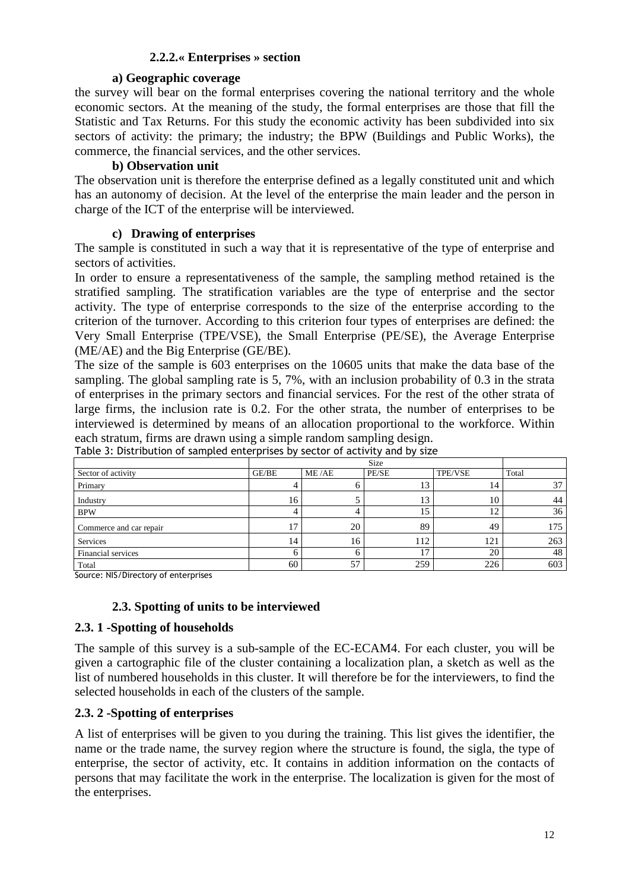### 2.2.2.« Enterprises » section

#### a) Geographic coverage

the survey will bear on the formal enterprises covering the national territory and the whole economic sectors. At the meaning of the study, the formal enterprises are those that fill the Statistic and Tax Returns. For this study the economic activity has been subdivided into six sectors of activity: the primary; the industry; the BPW (Buildings and Public Works), the commerce, the financial services, and the other services.

#### b) Observation unit

The observation unit is therefore the enterprise defined as a legally constituted unit and which has an autonomy of decision. At the level of the enterprise the main leader and the person in charge of the ICT of the enterprise will be interviewed.

#### c) Drawing of enterprises

The sample is constituted in such a way that it is representative of the type of enterprise and sectors of activities.

In order to ensure a representativeness of the sample, the sampling method retained is the stratified sampling. The stratification variables are the type of enterprise and the sector activity. The type of enterprise corresponds to the size of the enterprise according to the criterion of the turnover. According to this criterion four types of enterprises are defined: the Very Small Enterprise (TPE/VSE), the Small Enterprise (PE/SE), the Average Enterprise (ME/AE) and the Big Enterprise (GE/BE).

The size of the sample is 603 enterprises on the 10605 units that make the data base of the sampling. The global sampling rate is 5, 7%, with an inclusion probability of 0.3 in the strata of enterprises in the primary sectors and financial services. For the rest of the other strata of large firms, the inclusion rate is 0.2. For the other strata, the number of enterprises to be interviewed is determined by means of an allocation proportional to the workforce. Within each stratum, firms are drawn using a simple random sampling design.

Table 3: Distribution of sampled enterprises by sector of activity and by size

| | Size | | | | |
|---|---|---|---|---|---|
| Sector of activity | GE/BE | ME /AE | PE/SE | TPE/VSE | Total |
| Primary | 4 | 6 | 13 | 14 | 37 |
| Industry | 16 | 5 | 13 | 10 | 44 |
| BPW | 4 | 4 | 15 | 12 | 36 |
| Commerce and car repair | 17 | 20 | 89 | 49 | 175 |
| Services | 14 | 16 | 112 | 121 | 263 |
| Financial services | 6 | 6 | 17 | 20 | 48 |
| Total | 60 | 57 | 259 | 226 | 603 |

Source: NIS/Directory of enterprises

### 2.3. Spotting of units to be interviewed

#### 2.3. 1 -Spotting of households

The sample of this survey is a sub-sample of the EC-ECAM4. For each cluster, you will be given a cartographic file of the cluster containing a localization plan, a sketch as well as the list of numbered households in this cluster. It will therefore be for the interviewers, to find the selected households in each of the clusters of the sample.

#### 2.3. 2 -Spotting of enterprises

A list of enterprises will be given to you during the training. This list gives the identifier, the name or the trade name, the survey region where the structure is found, the sigla, the type of enterprise, the sector of activity, etc. It contains in addition information on the contacts of persons that may facilitate the work in the enterprise. The localization is given for the most of the enterprises.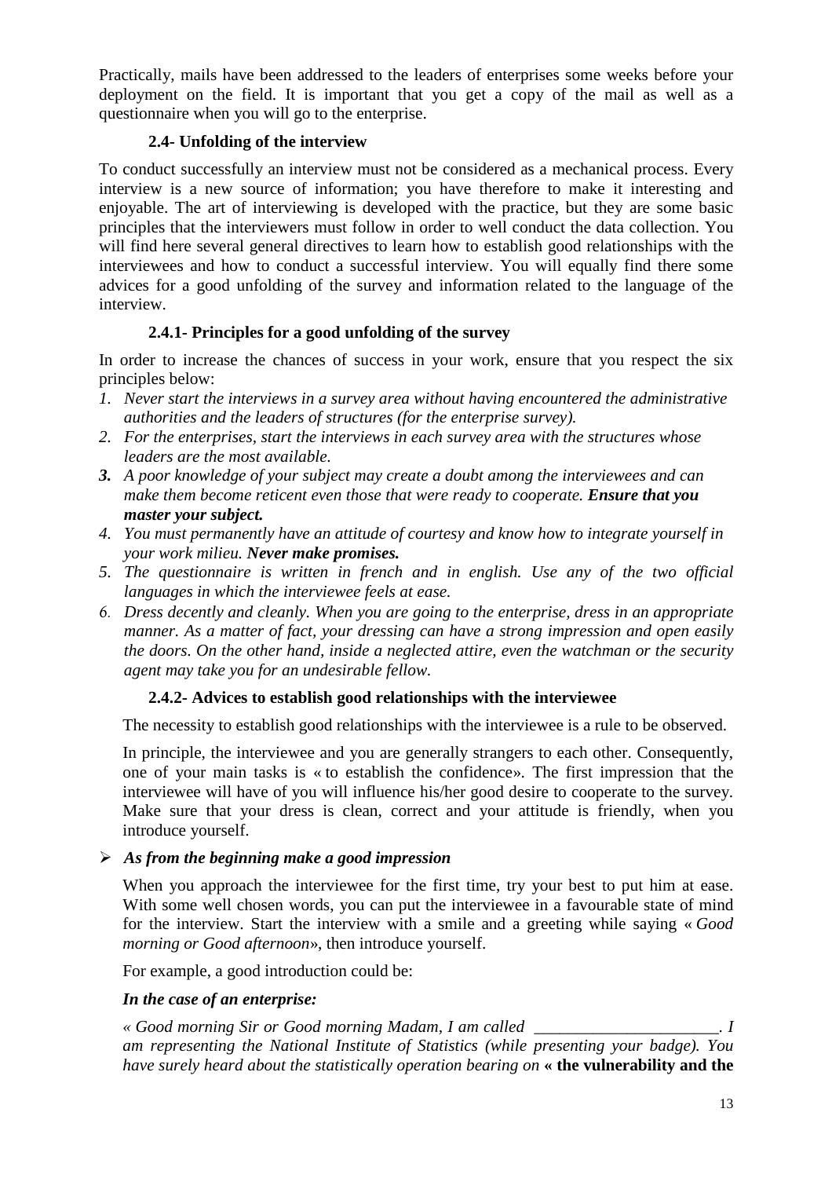Practically, mails have been addressed to the leaders of enterprises some weeks before your deployment on the field. It is important that you get a copy of the mail as well as a questionnaire when you will go to the enterprise.

### 2.4- Unfolding of the interview

To conduct successfully an interview must not be considered as a mechanical process. Every interview is a new source of information; you have therefore to make it interesting and enjoyable. The art of interviewing is developed with the practice, but they are some basic principles that the interviewers must follow in order to well conduct the data collection. You will find here several general directives to learn how to establish good relationships with the interviewees and how to conduct a successful interview. You will equally find there some advices for a good unfolding of the survey and information related to the language of the interview.

#### 2.4.1- Principles for a good unfolding of the survey

In order to increase the chances of success in your work, ensure that you respect the six principles below:

1. *Never start the interviews in a survey area without having encountered the administrative authorities and the leaders of structures (for the enterprise survey).*
2. *For the enterprises, start the interviews in each survey area with the structures whose leaders are the most available.*
3. *A poor knowledge of your subject may create a doubt among the interviewees and can make them become reticent even those that were ready to cooperate. **Ensure that you master your subject.***
4. *You must permanently have an attitude of courtesy and know how to integrate yourself in your work milieu. **Never make promises.***
5. *The questionnaire is written in french and in english. Use any of the two official languages in which the interviewee feels at ease.*
6. *Dress decently and cleanly. When you are going to the enterprise, dress in an appropriate manner. As a matter of fact, your dressing can have a strong impression and open easily the doors. On the other hand, inside a neglected attire, even the watchman or the security agent may take you for an undesirable fellow.*

#### 2.4.2- Advices to establish good relationships with the interviewee

The necessity to establish good relationships with the interviewee is a rule to be observed.

In principle, the interviewee and you are generally strangers to each other. Consequently, one of your main tasks is « to establish the confidence». The first impression that the interviewee will have of you will influence his/her good desire to cooperate to the survey. Make sure that your dress is clean, correct and your attitude is friendly, when you introduce yourself.

- ***As from the beginning make a good impression***

When you approach the interviewee for the first time, try your best to put him at ease. With some well chosen words, you can put the interviewee in a favourable state of mind for the interview. Start the interview with a smile and a greeting while saying « *Good morning or Good afternoon*», then introduce yourself.

For example, a good introduction could be:

***In the case of an enterprise:***

*« Good morning Sir or Good morning Madam, I am called \_\_\_\_\_\_\_\_\_\_\_\_\_\_\_\_\_\_\_\_\_\_. I am representing the National Institute of Statistics (while presenting your badge). You have surely heard about the statistically operation bearing on* **« the vulnerability and the**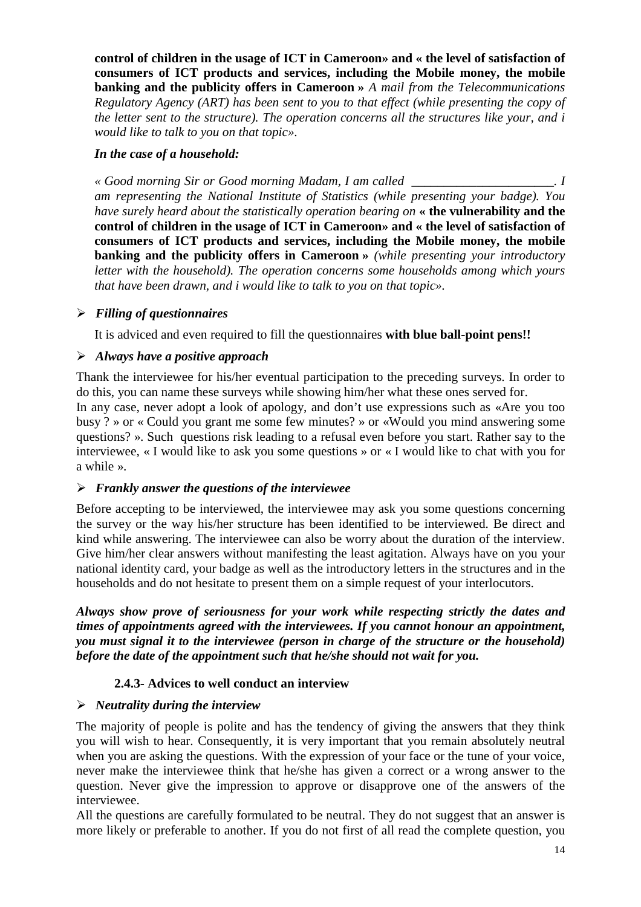**control of children in the usage of ICT in Cameroon» and « the level of satisfaction of consumers of ICT products and services, including the Mobile money, the mobile banking and the publicity offers in Cameroon »** *A mail from the Telecommunications Regulatory Agency (ART) has been sent to you to that effect (while presenting the copy of the letter sent to the structure). The operation concerns all the structures like your, and i would like to talk to you on that topic».*

***In the case of a household:***

*« Good morning Sir or Good morning Madam, I am called \_\_\_\_\_\_\_\_\_\_\_\_\_\_\_\_\_\_\_\_\_. I am representing the National Institute of Statistics (while presenting your badge). You have surely heard about the statistically operation bearing on* **« the vulnerability and the control of children in the usage of ICT in Cameroon» and « the level of satisfaction of consumers of ICT products and services, including the Mobile money, the mobile banking and the publicity offers in Cameroon »** *(while presenting your introductory letter with the household). The operation concerns some households among which yours that have been drawn, and i would like to talk to you on that topic».*

- ***Filling of questionnaires***

It is adviced and even required to fill the questionnaires **with blue ball-point pens!!**

- ***Always have a positive approach***

Thank the interviewee for his/her eventual participation to the preceding surveys. In order to do this, you can name these surveys while showing him/her what these ones served for.
In any case, never adopt a look of apology, and don't use expressions such as «Are you too busy ? » or « Could you grant me some few minutes? » or «Would you mind answering some questions? ». Such questions risk leading to a refusal even before you start. Rather say to the interviewee, « I would like to ask you some questions » or « I would like to chat with you for a while ».

- ***Frankly answer the questions of the interviewee***

Before accepting to be interviewed, the interviewee may ask you some questions concerning the survey or the way his/her structure has been identified to be interviewed. Be direct and kind while answering. The interviewee can also be worry about the duration of the interview. Give him/her clear answers without manifesting the least agitation. Always have on you your national identity card, your badge as well as the introductory letters in the structures and in the households and do not hesitate to present them on a simple request of your interlocutors.

***Always show prove of seriousness for your work while respecting strictly the dates and times of appointments agreed with the interviewees. If you cannot honour an appointment, you must signal it to the interviewee (person in charge of the structure or the household) before the date of the appointment such that he/she should not wait for you.***

### 2.4.3- Advices to well conduct an interview

- ***Neutrality during the interview***

The majority of people is polite and has the tendency of giving the answers that they think you will wish to hear. Consequently, it is very important that you remain absolutely neutral when you are asking the questions. With the expression of your face or the tune of your voice, never make the interviewee think that he/she has given a correct or a wrong answer to the question. Never give the impression to approve or disapprove one of the answers of the interviewee.
All the questions are carefully formulated to be neutral. They do not suggest that an answer is more likely or preferable to another. If you do not first of all read the complete question, you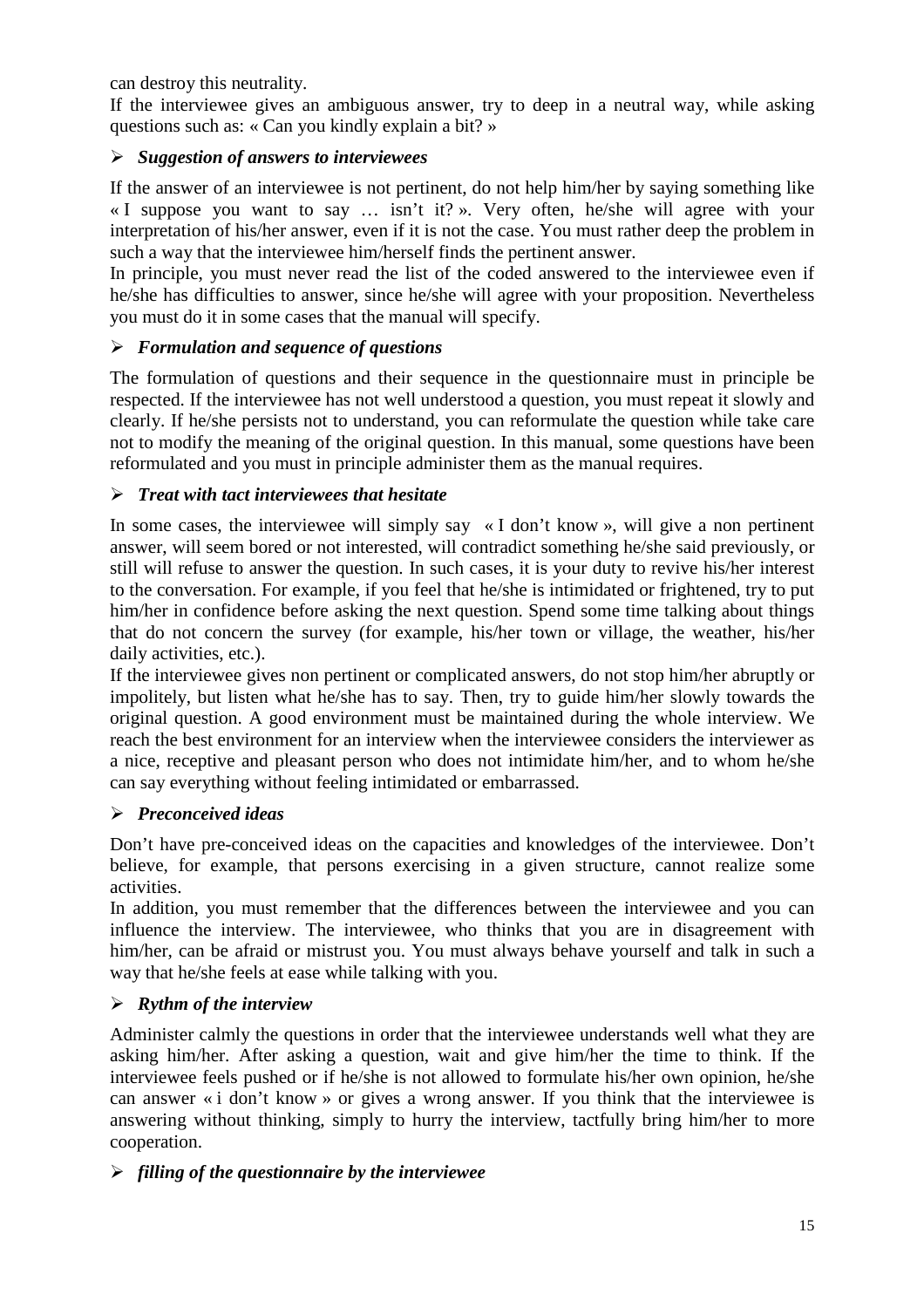can destroy this neutrality.

If the interviewee gives an ambiguous answer, try to deep in a neutral way, while asking questions such as: « Can you kindly explain a bit? »

- ***Suggestion of answers to interviewees***

If the answer of an interviewee is not pertinent, do not help him/her by saying something like « I suppose you want to say … isn't it? ». Very often, he/she will agree with your interpretation of his/her answer, even if it is not the case. You must rather deep the problem in such a way that the interviewee him/herself finds the pertinent answer.

In principle, you must never read the list of the coded answered to the interviewee even if he/she has difficulties to answer, since he/she will agree with your proposition. Nevertheless you must do it in some cases that the manual will specify.

- ***Formulation and sequence of questions***

The formulation of questions and their sequence in the questionnaire must in principle be respected. If the interviewee has not well understood a question, you must repeat it slowly and clearly. If he/she persists not to understand, you can reformulate the question while take care not to modify the meaning of the original question. In this manual, some questions have been reformulated and you must in principle administer them as the manual requires.

- ***Treat with tact interviewees that hesitate***

In some cases, the interviewee will simply say « I don't know », will give a non pertinent answer, will seem bored or not interested, will contradict something he/she said previously, or still will refuse to answer the question. In such cases, it is your duty to revive his/her interest to the conversation. For example, if you feel that he/she is intimidated or frightened, try to put him/her in confidence before asking the next question. Spend some time talking about things that do not concern the survey (for example, his/her town or village, the weather, his/her daily activities, etc.).

If the interviewee gives non pertinent or complicated answers, do not stop him/her abruptly or impolitely, but listen what he/she has to say. Then, try to guide him/her slowly towards the original question. A good environment must be maintained during the whole interview. We reach the best environment for an interview when the interviewee considers the interviewer as a nice, receptive and pleasant person who does not intimidate him/her, and to whom he/she can say everything without feeling intimidated or embarrassed.

- ***Preconceived ideas***

Don't have pre-conceived ideas on the capacities and knowledges of the interviewee. Don't believe, for example, that persons exercising in a given structure, cannot realize some activities.

In addition, you must remember that the differences between the interviewee and you can influence the interview. The interviewee, who thinks that you are in disagreement with him/her, can be afraid or mistrust you. You must always behave yourself and talk in such a way that he/she feels at ease while talking with you.

- ***Rythm of the interview***

Administer calmly the questions in order that the interviewee understands well what they are asking him/her. After asking a question, wait and give him/her the time to think. If the interviewee feels pushed or if he/she is not allowed to formulate his/her own opinion, he/she can answer « i don't know » or gives a wrong answer. If you think that the interviewee is answering without thinking, simply to hurry the interview, tactfully bring him/her to more cooperation.

- ***filling of the questionnaire by the interviewee***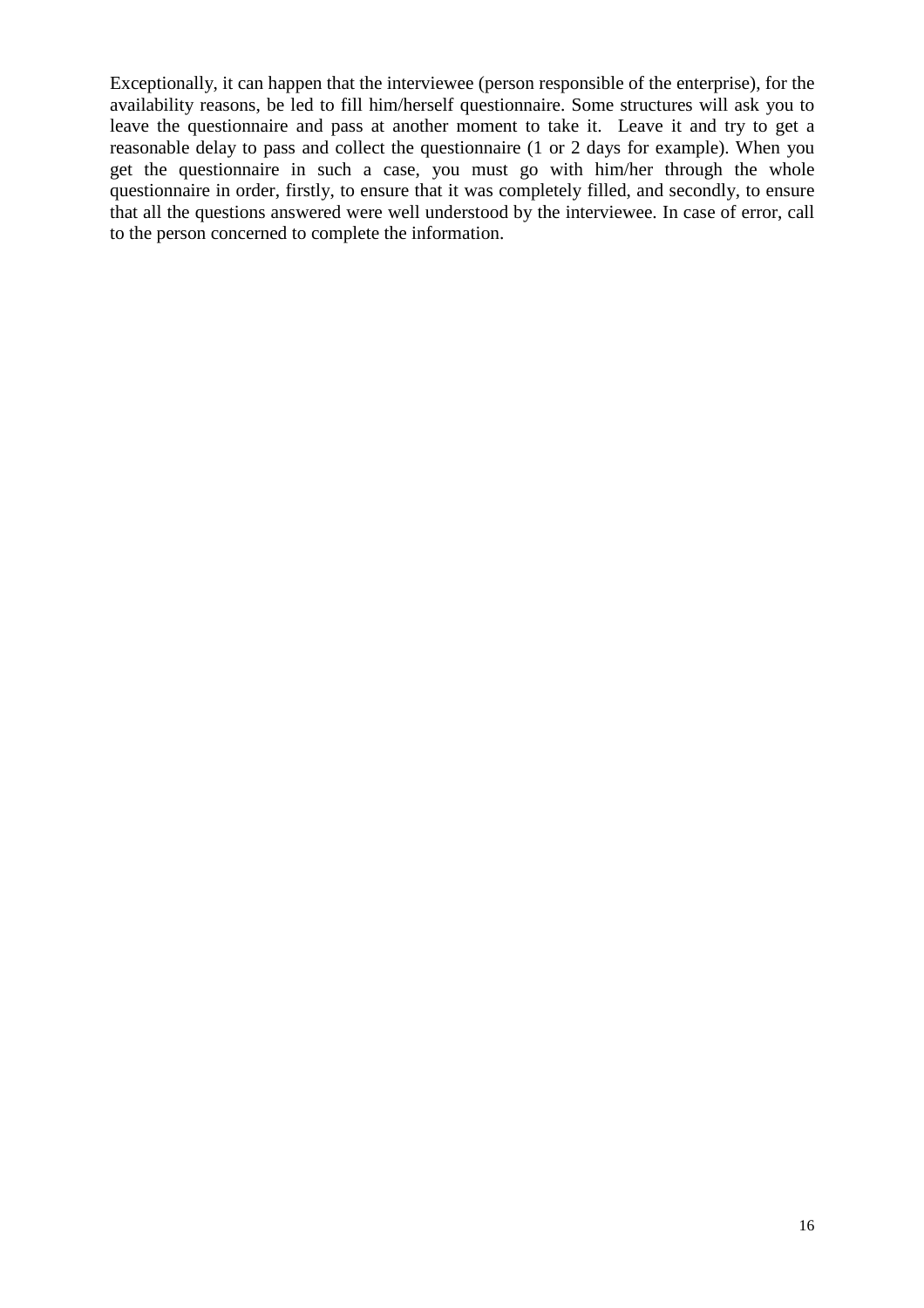Exceptionally, it can happen that the interviewee (person responsible of the enterprise), for the availability reasons, be led to fill him/herself questionnaire. Some structures will ask you to leave the questionnaire and pass at another moment to take it. Leave it and try to get a reasonable delay to pass and collect the questionnaire (1 or 2 days for example). When you get the questionnaire in such a case, you must go with him/her through the whole questionnaire in order, firstly, to ensure that it was completely filled, and secondly, to ensure that all the questions answered were well understood by the interviewee. In case of error, call to the person concerned to complete the information.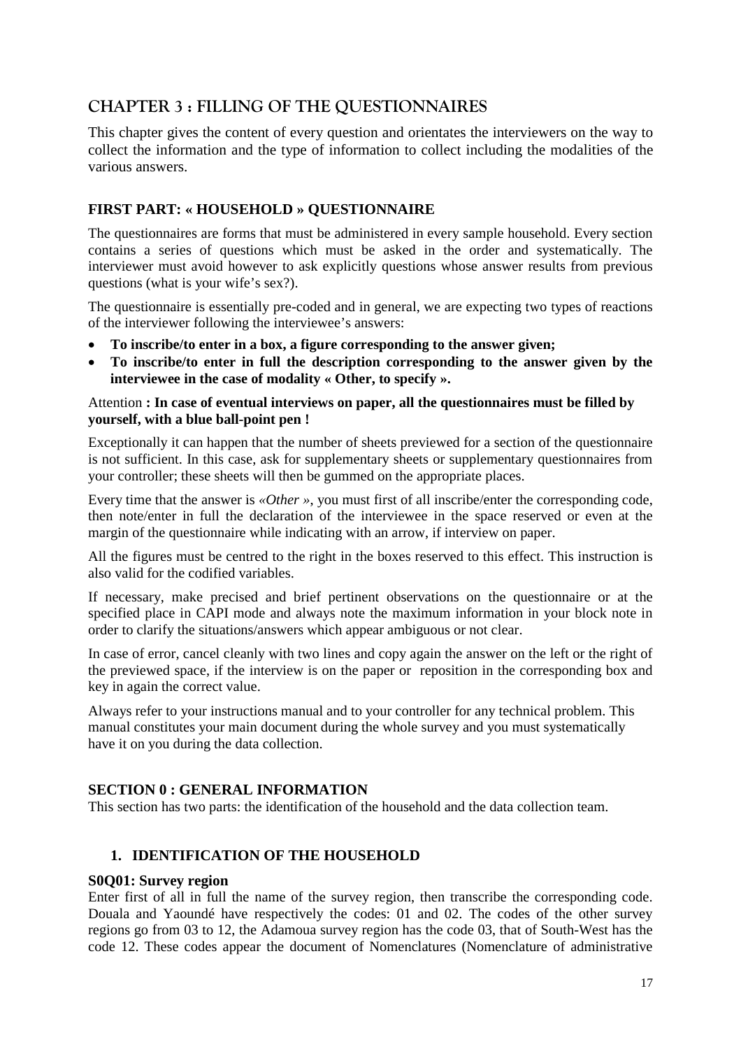# CHAPTER 3 : FILLING OF THE QUESTIONNAIRES

This chapter gives the content of every question and orientates the interviewers on the way to collect the information and the type of information to collect including the modalities of the various answers.

## FIRST PART: « HOUSEHOLD » QUESTIONNAIRE

The questionnaires are forms that must be administered in every sample household. Every section contains a series of questions which must be asked in the order and systematically. The interviewer must avoid however to ask explicitly questions whose answer results from previous questions (what is your wife's sex?).

The questionnaire is essentially pre-coded and in general, we are expecting two types of reactions of the interviewer following the interviewee's answers:

- **To inscribe/to enter in a box, a figure corresponding to the answer given;**
- **To inscribe/to enter in full the description corresponding to the answer given by the interviewee in the case of modality « Other, to specify ».**

Attention **: In case of eventual interviews on paper, all the questionnaires must be filled by yourself, with a blue ball-point pen !**

Exceptionally it can happen that the number of sheets previewed for a section of the questionnaire is not sufficient. In this case, ask for supplementary sheets or supplementary questionnaires from your controller; these sheets will then be gummed on the appropriate places.

Every time that the answer is *«Other »*, you must first of all inscribe/enter the corresponding code, then note/enter in full the declaration of the interviewee in the space reserved or even at the margin of the questionnaire while indicating with an arrow, if interview on paper.

All the figures must be centred to the right in the boxes reserved to this effect. This instruction is also valid for the codified variables.

If necessary, make precised and brief pertinent observations on the questionnaire or at the specified place in CAPI mode and always note the maximum information in your block note in order to clarify the situations/answers which appear ambiguous or not clear.

In case of error, cancel cleanly with two lines and copy again the answer on the left or the right of the previewed space, if the interview is on the paper or reposition in the corresponding box and key in again the correct value.

Always refer to your instructions manual and to your controller for any technical problem. This manual constitutes your main document during the whole survey and you must systematically have it on you during the data collection.

### SECTION 0 : GENERAL INFORMATION

This section has two parts: the identification of the household and the data collection team.

#### 1. IDENTIFICATION OF THE HOUSEHOLD

**S0Q01: Survey region**

Enter first of all in full the name of the survey region, then transcribe the corresponding code. Douala and Yaoundé have respectively the codes: 01 and 02. The codes of the other survey regions go from 03 to 12, the Adamoua survey region has the code 03, that of South-West has the code 12. These codes appear the document of Nomenclatures (Nomenclature of administrative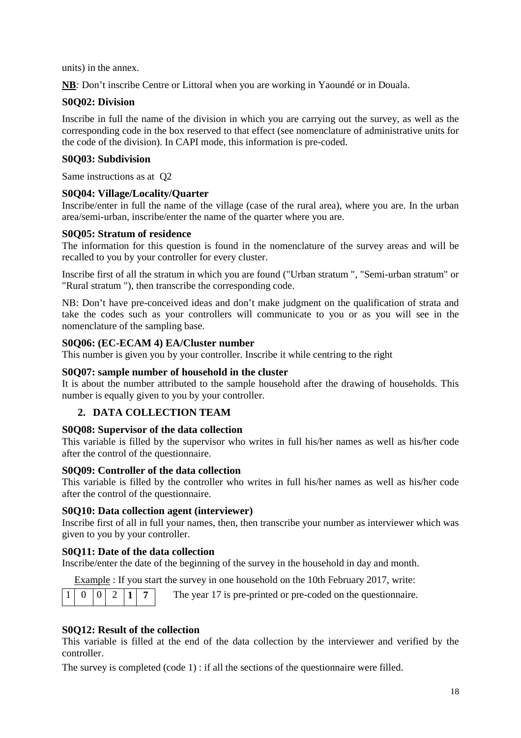units) in the annex.

**NB***:* Don't inscribe Centre or Littoral when you are working in Yaoundé or in Douala.

### S0Q02: Division

Inscribe in full the name of the division in which you are carrying out the survey, as well as the corresponding code in the box reserved to that effect (see nomenclature of administrative units for the code of the division). In CAPI mode, this information is pre-coded.

### S0Q03: Subdivision

Same instructions as at Q2

### S0Q04: Village/Locality/Quarter

Inscribe/enter in full the name of the village (case of the rural area), where you are. In the urban area/semi-urban, inscribe/enter the name of the quarter where you are.

### S0Q05: Stratum of residence

The information for this question is found in the nomenclature of the survey areas and will be recalled to you by your controller for every cluster.

Inscribe first of all the stratum in which you are found ("Urban stratum ", "Semi-urban stratum" or "Rural stratum "), then transcribe the corresponding code.

NB: Don't have pre-conceived ideas and don't make judgment on the qualification of strata and take the codes such as your controllers will communicate to you or as you will see in the nomenclature of the sampling base.

### S0Q06: (EC-ECAM 4) EA/Cluster number

This number is given you by your controller. Inscribe it while centring to the right

### S0Q07: sample number of household in the cluster

It is about the number attributed to the sample household after the drawing of households. This number is equally given to you by your controller.

## 2. DATA COLLECTION TEAM

### S0Q08: Supervisor of the data collection

This variable is filled by the supervisor who writes in full his/her names as well as his/her code after the control of the questionnaire.

### S0Q09: Controller of the data collection

This variable is filled by the controller who writes in full his/her names as well as his/her code after the control of the questionnaire.

### S0Q10: Data collection agent (interviewer)

Inscribe first of all in full your names, then, then transcribe your number as interviewer which was given to you by your controller.

### S0Q11: Date of the data collection

Inscribe/enter the date of the beginning of the survey in the household in day and month.

Example : If you start the survey in one household on the 10th February 2017, write:

| 1 | 0 | 0 | 2 | **1** | **7** |
|---|---|---|---|---|---|

The year 17 is pre-printed or pre-coded on the questionnaire.

### S0Q12: Result of the collection

This variable is filled at the end of the data collection by the interviewer and verified by the controller.

The survey is completed (code 1) : if all the sections of the questionnaire were filled.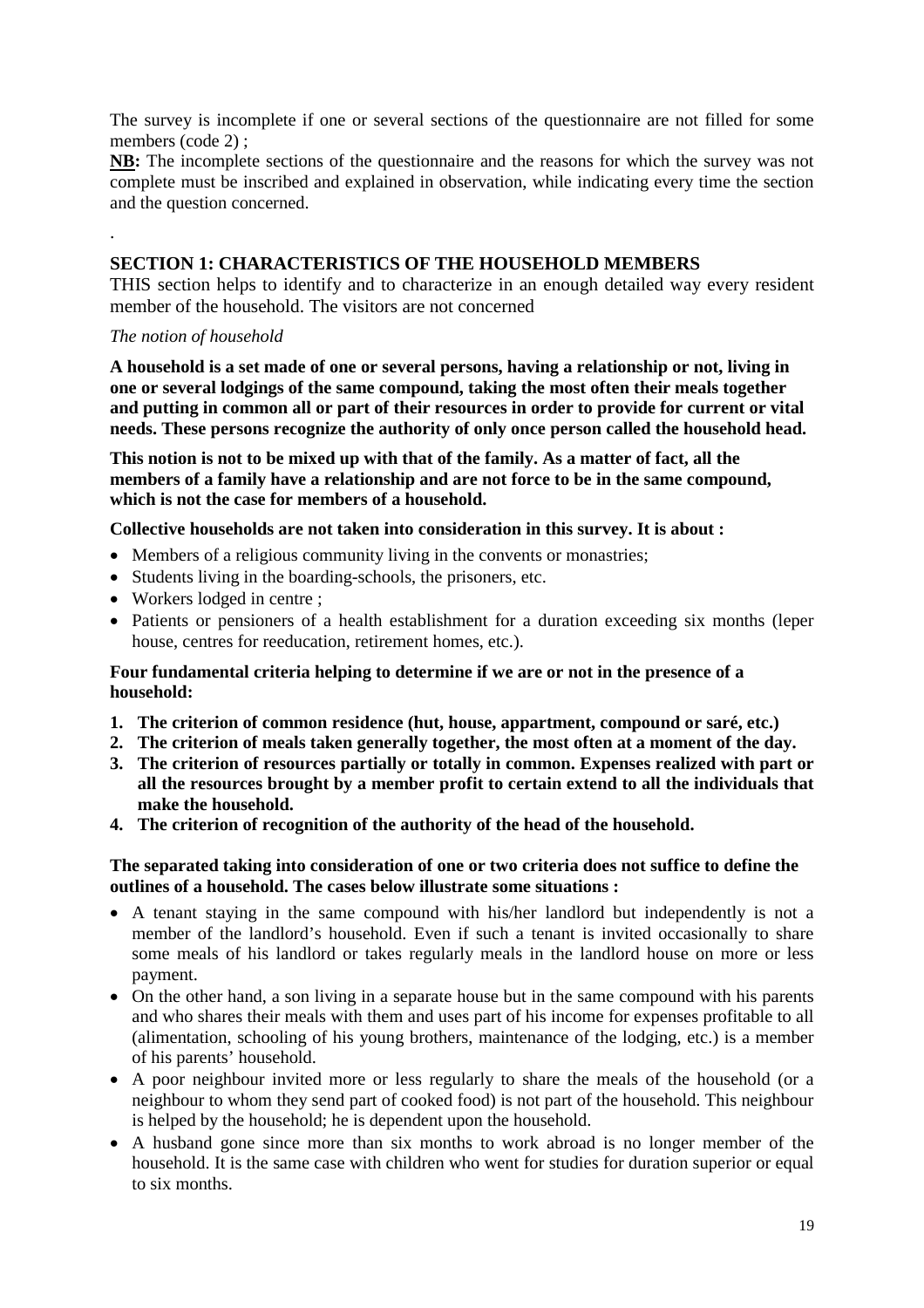The survey is incomplete if one or several sections of the questionnaire are not filled for some members (code 2) ;

**NB:** The incomplete sections of the questionnaire and the reasons for which the survey was not complete must be inscribed and explained in observation, while indicating every time the section and the question concerned.

.

## SECTION 1: CHARACTERISTICS OF THE HOUSEHOLD MEMBERS

THIS section helps to identify and to characterize in an enough detailed way every resident member of the household. The visitors are not concerned

*The notion of household*

**A household is a set made of one or several persons, having a relationship or not, living in one or several lodgings of the same compound, taking the most often their meals together and putting in common all or part of their resources in order to provide for current or vital needs. These persons recognize the authority of only once person called the household head.**

**This notion is not to be mixed up with that of the family. As a matter of fact, all the members of a family have a relationship and are not force to be in the same compound, which is not the case for members of a household.**

**Collective households are not taken into consideration in this survey. It is about :**

- Members of a religious community living in the convents or monastries;
- Students living in the boarding-schools, the prisoners, etc.
- Workers lodged in centre ;
- Patients or pensioners of a health establishment for a duration exceeding six months (leper house, centres for reeducation, retirement homes, etc.).

**Four fundamental criteria helping to determine if we are or not in the presence of a household:**

1. **The criterion of common residence (hut, house, appartment, compound or saré, etc.)**
2. **The criterion of meals taken generally together, the most often at a moment of the day.**
3. **The criterion of resources partially or totally in common. Expenses realized with part or all the resources brought by a member profit to certain extend to all the individuals that make the household.**
4. **The criterion of recognition of the authority of the head of the household.**

**The separated taking into consideration of one or two criteria does not suffice to define the outlines of a household. The cases below illustrate some situations :**

- A tenant staying in the same compound with his/her landlord but independently is not a member of the landlord's household. Even if such a tenant is invited occasionally to share some meals of his landlord or takes regularly meals in the landlord house on more or less payment.
- On the other hand, a son living in a separate house but in the same compound with his parents and who shares their meals with them and uses part of his income for expenses profitable to all (alimentation, schooling of his young brothers, maintenance of the lodging, etc.) is a member of his parents' household.
- A poor neighbour invited more or less regularly to share the meals of the household (or a neighbour to whom they send part of cooked food) is not part of the household. This neighbour is helped by the household; he is dependent upon the household.
- A husband gone since more than six months to work abroad is no longer member of the household. It is the same case with children who went for studies for duration superior or equal to six months.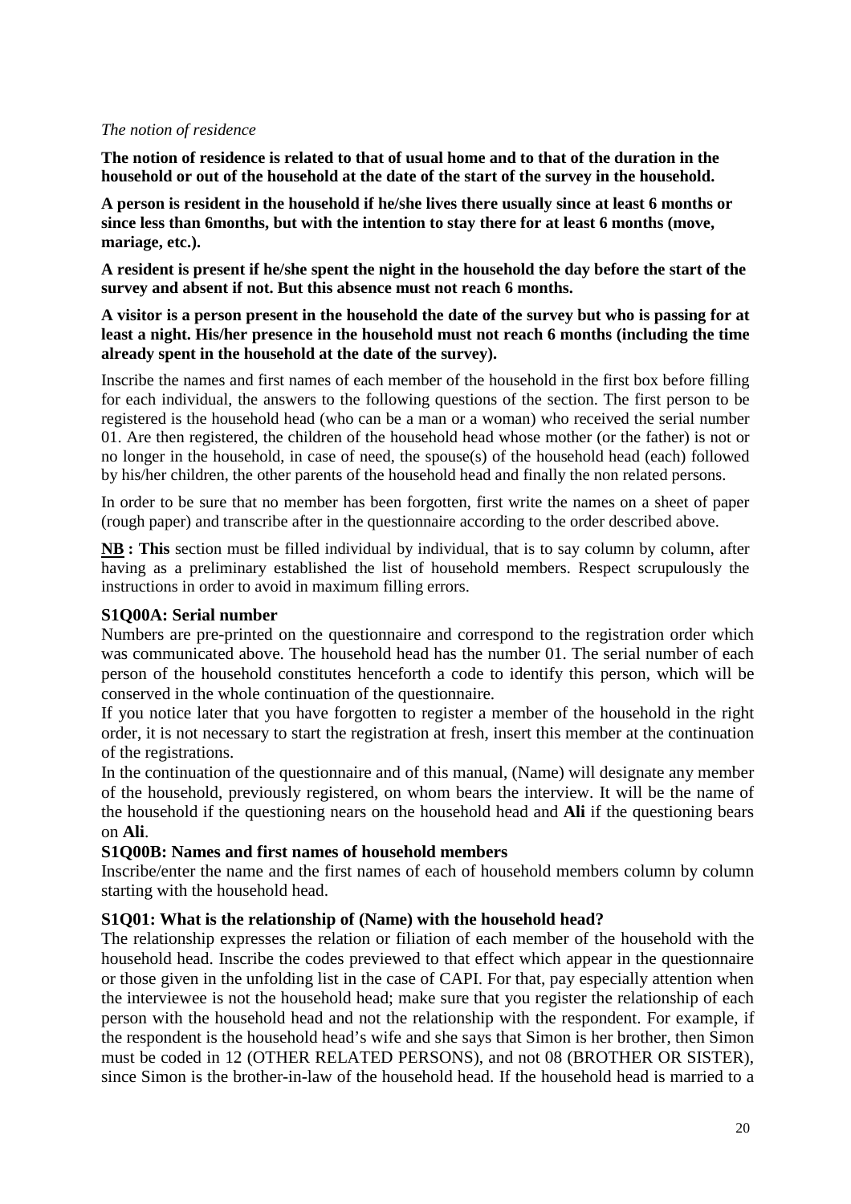*The notion of residence*

**The notion of residence is related to that of usual home and to that of the duration in the household or out of the household at the date of the start of the survey in the household.**

**A person is resident in the household if he/she lives there usually since at least 6 months or since less than 6months, but with the intention to stay there for at least 6 months (move, mariage, etc.).**

**A resident is present if he/she spent the night in the household the day before the start of the survey and absent if not. But this absence must not reach 6 months.**

**A visitor is a person present in the household the date of the survey but who is passing for at least a night. His/her presence in the household must not reach 6 months (including the time already spent in the household at the date of the survey).**

Inscribe the names and first names of each member of the household in the first box before filling for each individual, the answers to the following questions of the section. The first person to be registered is the household head (who can be a man or a woman) who received the serial number 01. Are then registered, the children of the household head whose mother (or the father) is not or no longer in the household, in case of need, the spouse(s) of the household head (each) followed by his/her children, the other parents of the household head and finally the non related persons.

In order to be sure that no member has been forgotten, first write the names on a sheet of paper (rough paper) and transcribe after in the questionnaire according to the order described above.

**NB : This** section must be filled individual by individual, that is to say column by column, after having as a preliminary established the list of household members. Respect scrupulously the instructions in order to avoid in maximum filling errors.

### S1Q00A: Serial number

Numbers are pre-printed on the questionnaire and correspond to the registration order which was communicated above. The household head has the number 01. The serial number of each person of the household constitutes henceforth a code to identify this person, which will be conserved in the whole continuation of the questionnaire.

If you notice later that you have forgotten to register a member of the household in the right order, it is not necessary to start the registration at fresh, insert this member at the continuation of the registrations.

In the continuation of the questionnaire and of this manual, (Name) will designate any member of the household, previously registered, on whom bears the interview. It will be the name of the household if the questioning nears on the household head and **Ali** if the questioning bears on **Ali**.

### S1Q00B: Names and first names of household members

Inscribe/enter the name and the first names of each of household members column by column starting with the household head.

### S1Q01: What is the relationship of (Name) with the household head?

The relationship expresses the relation or filiation of each member of the household with the household head. Inscribe the codes previewed to that effect which appear in the questionnaire or those given in the unfolding list in the case of CAPI. For that, pay especially attention when the interviewee is not the household head; make sure that you register the relationship of each person with the household head and not the relationship with the respondent. For example, if the respondent is the household head's wife and she says that Simon is her brother, then Simon must be coded in 12 (OTHER RELATED PERSONS), and not 08 (BROTHER OR SISTER), since Simon is the brother-in-law of the household head. If the household head is married to a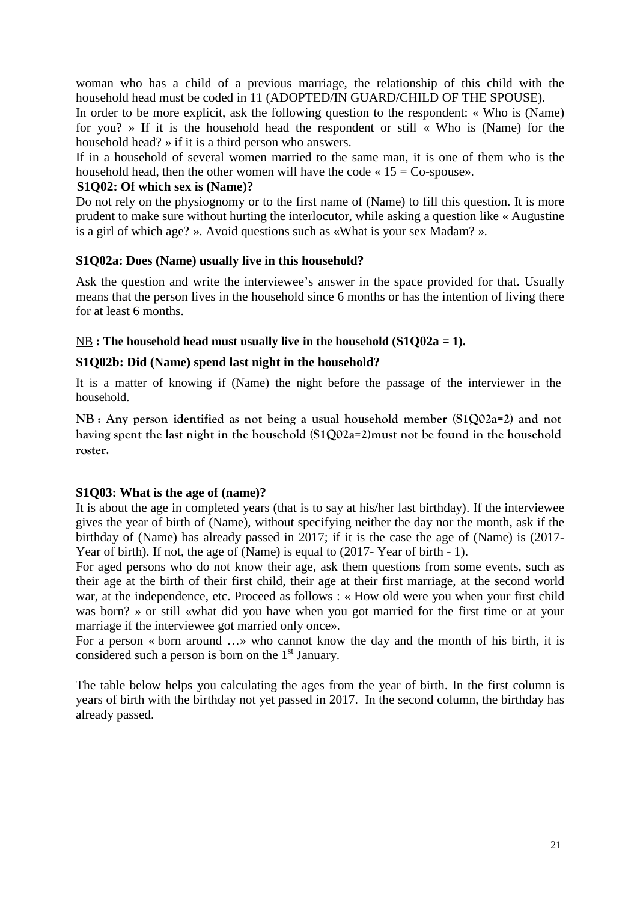woman who has a child of a previous marriage, the relationship of this child with the household head must be coded in 11 (ADOPTED/IN GUARD/CHILD OF THE SPOUSE).

In order to be more explicit, ask the following question to the respondent: « Who is (Name) for you? » If it is the household head the respondent or still « Who is (Name) for the household head? » if it is a third person who answers.

If in a household of several women married to the same man, it is one of them who is the household head, then the other women will have the code « 15 = Co-spouse».

**S1Q02: Of which sex is (Name)?**

Do not rely on the physiognomy or to the first name of (Name) to fill this question. It is more prudent to make sure without hurting the interlocutor, while asking a question like « Augustine is a girl of which age? ». Avoid questions such as «What is your sex Madam? ».

**S1Q02a: Does (Name) usually live in this household?**

Ask the question and write the interviewee's answer in the space provided for that. Usually means that the person lives in the household since 6 months or has the intention of living there for at least 6 months.

NB **: The household head must usually live in the household (S1Q02a = 1).**

**S1Q02b: Did (Name) spend last night in the household?**

It is a matter of knowing if (Name) the night before the passage of the interviewer in the household.

**NB : Any person identified as not being a usual household member (S1Q02a=2) and not having spent the last night in the household (S1Q02a=2)must not be found in the household roster.**

**S1Q03: What is the age of (name)?**

It is about the age in completed years (that is to say at his/her last birthday). If the interviewee gives the year of birth of (Name), without specifying neither the day nor the month, ask if the birthday of (Name) has already passed in 2017; if it is the case the age of (Name) is (2017- Year of birth). If not, the age of (Name) is equal to (2017- Year of birth - 1).

For aged persons who do not know their age, ask them questions from some events, such as their age at the birth of their first child, their age at their first marriage, at the second world war, at the independence, etc. Proceed as follows : « How old were you when your first child was born? » or still «what did you have when you got married for the first time or at your marriage if the interviewee got married only once».

For a person « born around …» who cannot know the day and the month of his birth, it is considered such a person is born on the 1st January.

The table below helps you calculating the ages from the year of birth. In the first column is years of birth with the birthday not yet passed in 2017. In the second column, the birthday has already passed.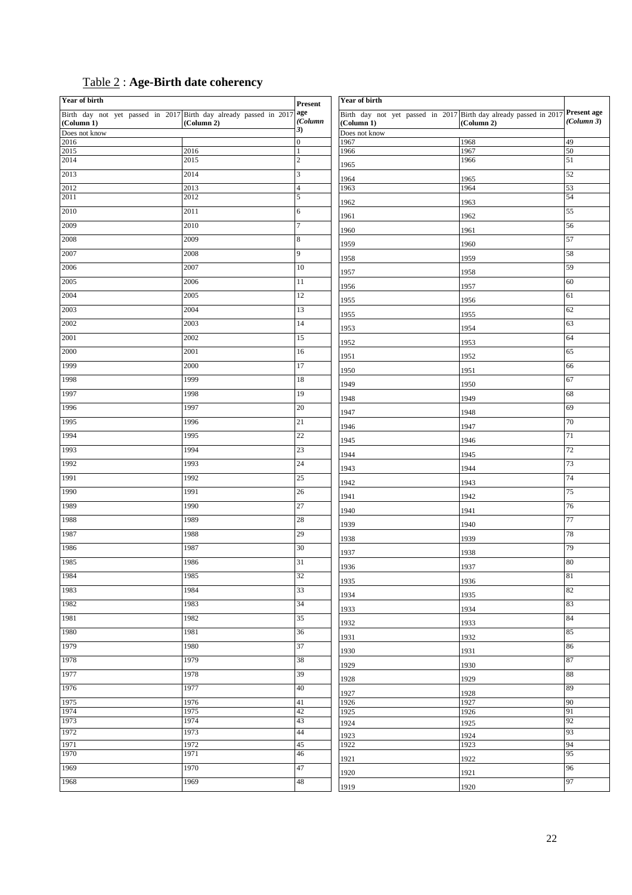Table 2 : **Age-Birth date coherency**

| Year of birth | | Present age | Year of birth | | Present age |
|---|---|---|---|---|---|
| Birth day not yet passed in 2017 (Column 1) | Birth day already passed in 2017 (Column 2) | (Column 3) | Birth day not yet passed in 2017 (Column 1) | Birth day already passed in 2017 (Column 2) | (Column 3) |
| Does not know | | | Does not know | | |
| 2016 | | 0 | 1967 | 1968 | 49 |
| 2015 | 2016 | 1 | 1966 | 1967 | 50 |
| 2014 | 2015 | 2 | 1965 | 1966 | 51 |
| 2013 | 2014 | 3 | 1964 | 1965 | 52 |
| 2012 | 2013 | 4 | 1963 | 1964 | 53 |
| 2011 | 2012 | 5 | 1962 | 1963 | 54 |
| 2010 | 2011 | 6 | 1961 | 1962 | 55 |
| 2009 | 2010 | 7 | 1960 | 1961 | 56 |
| 2008 | 2009 | 8 | 1959 | 1960 | 57 |
| 2007 | 2008 | 9 | 1958 | 1959 | 58 |
| 2006 | 2007 | 10 | 1957 | 1958 | 59 |
| 2005 | 2006 | 11 | 1956 | 1957 | 60 |
| 2004 | 2005 | 12 | 1955 | 1956 | 61 |
| 2003 | 2004 | 13 | 1955 | 1955 | 62 |
| 2002 | 2003 | 14 | 1953 | 1954 | 63 |
| 2001 | 2002 | 15 | 1952 | 1953 | 64 |
| 2000 | 2001 | 16 | 1951 | 1952 | 65 |
| 1999 | 2000 | 17 | 1950 | 1951 | 66 |
| 1998 | 1999 | 18 | 1949 | 1950 | 67 |
| 1997 | 1998 | 19 | 1948 | 1949 | 68 |
| 1996 | 1997 | 20 | 1947 | 1948 | 69 |
| 1995 | 1996 | 21 | 1946 | 1947 | 70 |
| 1994 | 1995 | 22 | 1945 | 1946 | 71 |
| 1993 | 1994 | 23 | 1944 | 1945 | 72 |
| 1992 | 1993 | 24 | 1943 | 1944 | 73 |
| 1991 | 1992 | 25 | 1942 | 1943 | 74 |
| 1990 | 1991 | 26 | 1941 | 1942 | 75 |
| 1989 | 1990 | 27 | 1940 | 1941 | 76 |
| 1988 | 1989 | 28 | 1939 | 1940 | 77 |
| 1987 | 1988 | 29 | 1938 | 1939 | 78 |
| 1986 | 1987 | 30 | 1937 | 1938 | 79 |
| 1985 | 1986 | 31 | 1936 | 1937 | 80 |
| 1984 | 1985 | 32 | 1935 | 1936 | 81 |
| 1983 | 1984 | 33 | 1934 | 1935 | 82 |
| 1982 | 1983 | 34 | 1933 | 1934 | 83 |
| 1981 | 1982 | 35 | 1932 | 1933 | 84 |
| 1980 | 1981 | 36 | 1931 | 1932 | 85 |
| 1979 | 1980 | 37 | 1930 | 1931 | 86 |
| 1978 | 1979 | 38 | 1929 | 1930 | 87 |
| 1977 | 1978 | 39 | 1928 | 1929 | 88 |
| 1976 | 1977 | 40 | 1927 | 1928 | 89 |
| 1975 | 1976 | 41 | 1926 | 1927 | 90 |
| 1974 | 1975 | 42 | 1925 | 1926 | 91 |
| 1973 | 1974 | 43 | 1924 | 1925 | 92 |
| 1972 | 1973 | 44 | 1923 | 1924 | 93 |
| 1971 | 1972 | 45 | 1922 | 1923 | 94 |
| 1970 | 1971 | 46 | 1921 | 1922 | 95 |
| 1969 | 1970 | 47 | 1920 | 1921 | 96 |
| 1968 | 1969 | 48 | 1919 | 1920 | 97 |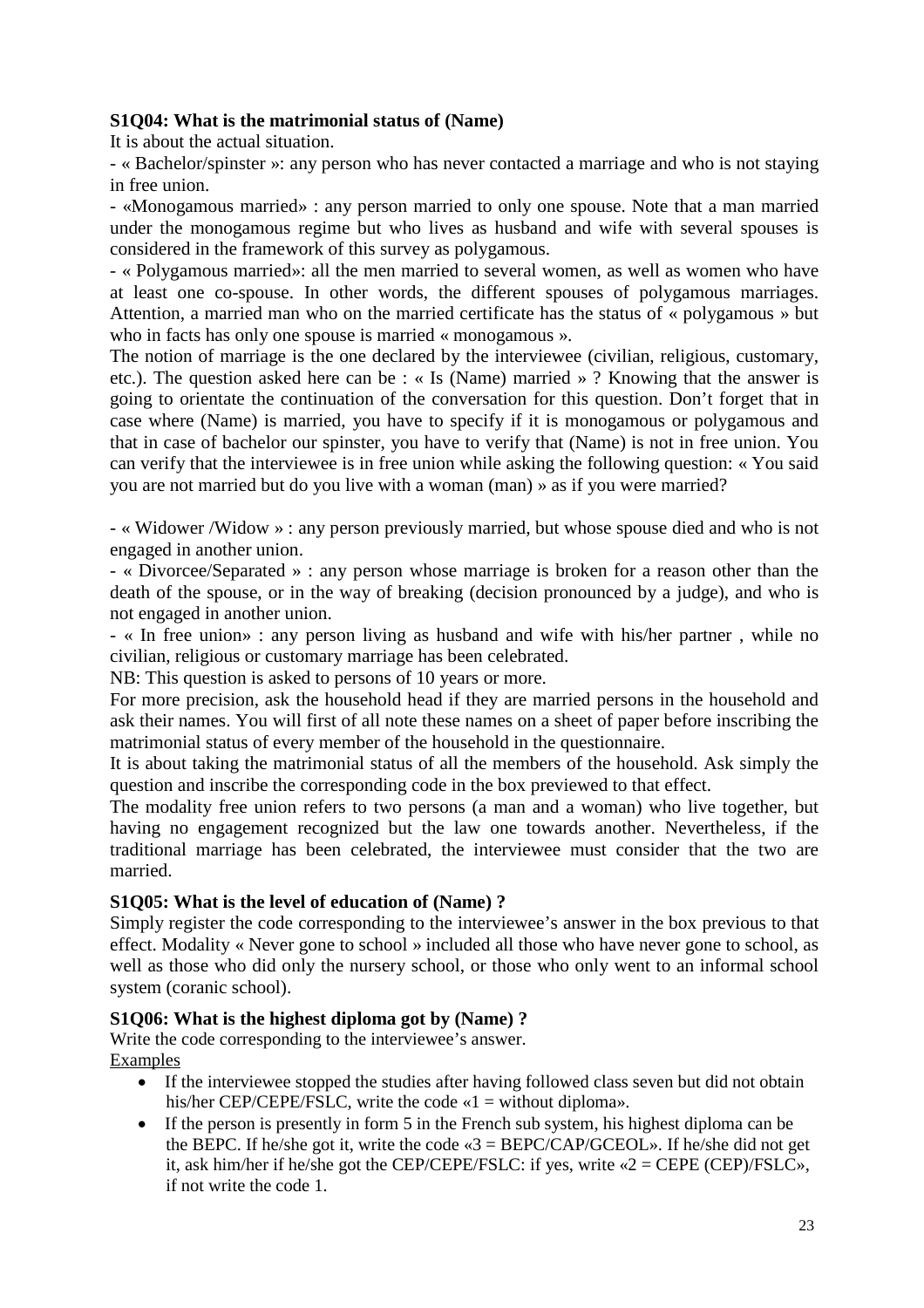**S1Q04: What is the matrimonial status of (Name)**

It is about the actual situation.

- « Bachelor/spinster »: any person who has never contacted a marriage and who is not staying in free union.
- «Monogamous married» : any person married to only one spouse. Note that a man married under the monogamous regime but who lives as husband and wife with several spouses is considered in the framework of this survey as polygamous.
- « Polygamous married»: all the men married to several women, as well as women who have at least one co-spouse. In other words, the different spouses of polygamous marriages. Attention, a married man who on the married certificate has the status of « polygamous » but who in facts has only one spouse is married « monogamous ».

The notion of marriage is the one declared by the interviewee (civilian, religious, customary, etc.). The question asked here can be : « Is (Name) married » ? Knowing that the answer is going to orientate the continuation of the conversation for this question. Don't forget that in case where (Name) is married, you have to specify if it is monogamous or polygamous and that in case of bachelor our spinster, you have to verify that (Name) is not in free union. You can verify that the interviewee is in free union while asking the following question: « You said you are not married but do you live with a woman (man) » as if you were married?

- « Widower /Widow » : any person previously married, but whose spouse died and who is not engaged in another union.
- « Divorcee/Separated » : any person whose marriage is broken for a reason other than the death of the spouse, or in the way of breaking (decision pronounced by a judge), and who is not engaged in another union.
- « In free union» : any person living as husband and wife with his/her partner , while no civilian, religious or customary marriage has been celebrated.

NB: This question is asked to persons of 10 years or more.

For more precision, ask the household head if they are married persons in the household and ask their names. You will first of all note these names on a sheet of paper before inscribing the matrimonial status of every member of the household in the questionnaire.

It is about taking the matrimonial status of all the members of the household. Ask simply the question and inscribe the corresponding code in the box previewed to that effect.

The modality free union refers to two persons (a man and a woman) who live together, but having no engagement recognized but the law one towards another. Nevertheless, if the traditional marriage has been celebrated, the interviewee must consider that the two are married.

**S1Q05: What is the level of education of (Name) ?**

Simply register the code corresponding to the interviewee's answer in the box previous to that effect. Modality « Never gone to school » included all those who have never gone to school, as well as those who did only the nursery school, or those who only went to an informal school system (coranic school).

**S1Q06: What is the highest diploma got by (Name) ?**

Write the code corresponding to the interviewee's answer.

<u>Examples</u>

- If the interviewee stopped the studies after having followed class seven but did not obtain his/her CEP/CEPE/FSLC, write the code «1 = without diploma».
- If the person is presently in form 5 in the French sub system, his highest diploma can be the BEPC. If he/she got it, write the code «3 = BEPC/CAP/GCEOL». If he/she did not get it, ask him/her if he/she got the CEP/CEPE/FSLC: if yes, write «2 = CEPE (CEP)/FSLC», if not write the code 1.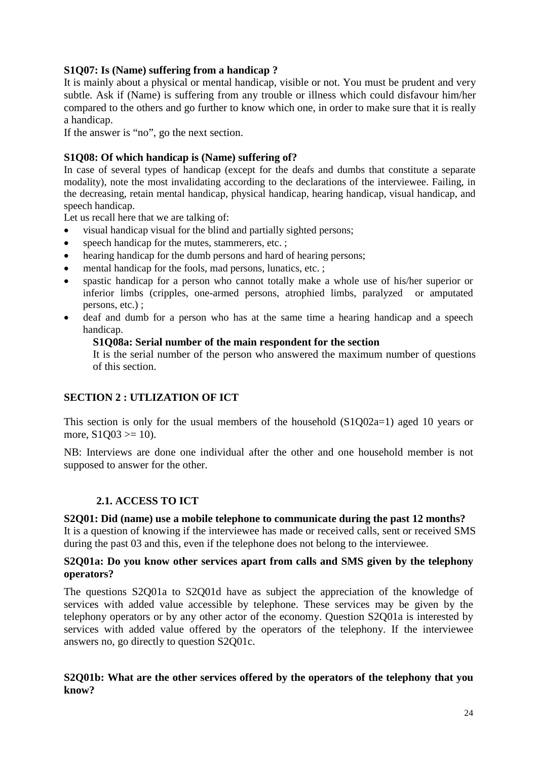**S1Q07: Is (Name) suffering from a handicap ?**

It is mainly about a physical or mental handicap, visible or not. You must be prudent and very subtle. Ask if (Name) is suffering from any trouble or illness which could disfavour him/her compared to the others and go further to know which one, in order to make sure that it is really a handicap.

If the answer is "no", go the next section.

**S1Q08: Of which handicap is (Name) suffering of?**

In case of several types of handicap (except for the deafs and dumbs that constitute a separate modality), note the most invalidating according to the declarations of the interviewee. Failing, in the decreasing, retain mental handicap, physical handicap, hearing handicap, visual handicap, and speech handicap.

Let us recall here that we are talking of:

- visual handicap visual for the blind and partially sighted persons;
- speech handicap for the mutes, stammerers, etc. ;
- hearing handicap for the dumb persons and hard of hearing persons;
- mental handicap for the fools, mad persons, lunatics, etc. ;
- spastic handicap for a person who cannot totally make a whole use of his/her superior or inferior limbs (cripples, one-armed persons, atrophied limbs, paralyzed or amputated persons, etc.) ;
- deaf and dumb for a person who has at the same time a hearing handicap and a speech handicap.

**S1Q08a: Serial number of the main respondent for the section**

It is the serial number of the person who answered the maximum number of questions of this section.

## SECTION 2 : UTLIZATION OF ICT

This section is only for the usual members of the household (S1Q02a=1) aged 10 years or more, S1Q03 >= 10).

NB: Interviews are done one individual after the other and one household member is not supposed to answer for the other.

### 2.1. ACCESS TO ICT

**S2Q01: Did (name) use a mobile telephone to communicate during the past 12 months?**

It is a question of knowing if the interviewee has made or received calls, sent or received SMS during the past 03 and this, even if the telephone does not belong to the interviewee.

**S2Q01a: Do you know other services apart from calls and SMS given by the telephony operators?**

The questions S2Q01a to S2Q01d have as subject the appreciation of the knowledge of services with added value accessible by telephone. These services may be given by the telephony operators or by any other actor of the economy. Question S2Q01a is interested by services with added value offered by the operators of the telephony. If the interviewee answers no, go directly to question S2Q01c.

**S2Q01b: What are the other services offered by the operators of the telephony that you know?**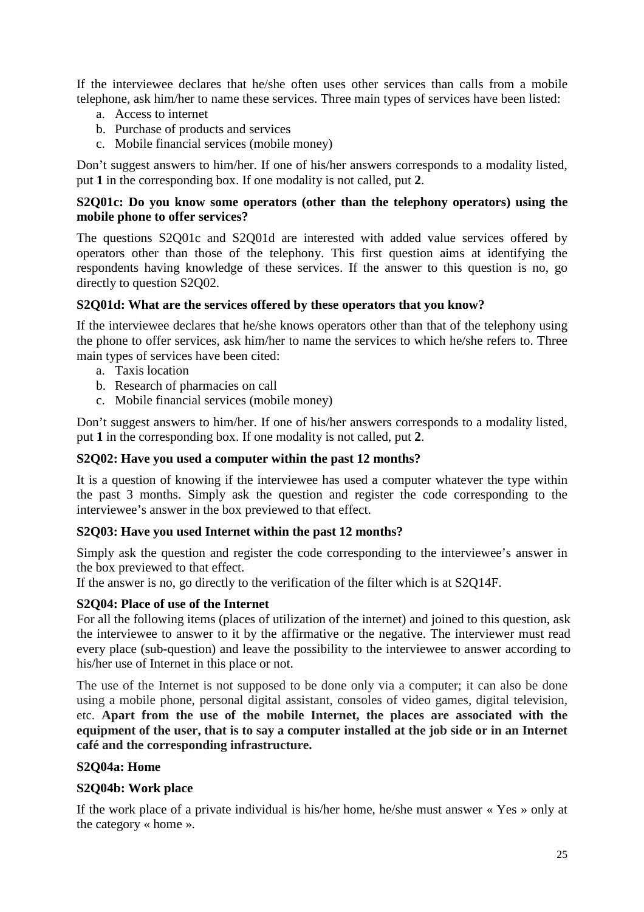If the interviewee declares that he/she often uses other services than calls from a mobile telephone, ask him/her to name these services. Three main types of services have been listed:

a. Access to internet
b. Purchase of products and services
c. Mobile financial services (mobile money)

Don't suggest answers to him/her. If one of his/her answers corresponds to a modality listed, put **1** in the corresponding box. If one modality is not called, put **2**.

**S2Q01c: Do you know some operators (other than the telephony operators) using the mobile phone to offer services?**

The questions S2Q01c and S2Q01d are interested with added value services offered by operators other than those of the telephony. This first question aims at identifying the respondents having knowledge of these services. If the answer to this question is no, go directly to question S2Q02.

**S2Q01d: What are the services offered by these operators that you know?**

If the interviewee declares that he/she knows operators other than that of the telephony using the phone to offer services, ask him/her to name the services to which he/she refers to. Three main types of services have been cited:

a. Taxis location
b. Research of pharmacies on call
c. Mobile financial services (mobile money)

Don't suggest answers to him/her. If one of his/her answers corresponds to a modality listed, put **1** in the corresponding box. If one modality is not called, put **2**.

**S2Q02: Have you used a computer within the past 12 months?**

It is a question of knowing if the interviewee has used a computer whatever the type within the past 3 months. Simply ask the question and register the code corresponding to the interviewee's answer in the box previewed to that effect.

**S2Q03: Have you used Internet within the past 12 months?**

Simply ask the question and register the code corresponding to the interviewee's answer in the box previewed to that effect.
If the answer is no, go directly to the verification of the filter which is at S2Q14F.

**S2Q04: Place of use of the Internet**
For all the following items (places of utilization of the internet) and joined to this question, ask the interviewee to answer to it by the affirmative or the negative. The interviewer must read every place (sub-question) and leave the possibility to the interviewee to answer according to his/her use of Internet in this place or not.

The use of the Internet is not supposed to be done only via a computer; it can also be done using a mobile phone, personal digital assistant, consoles of video games, digital television, etc. **Apart from the use of the mobile Internet, the places are associated with the equipment of the user, that is to say a computer installed at the job side or in an Internet café and the corresponding infrastructure.**

**S2Q04a: Home**

**S2Q04b: Work place**

If the work place of a private individual is his/her home, he/she must answer « Yes » only at the category « home ».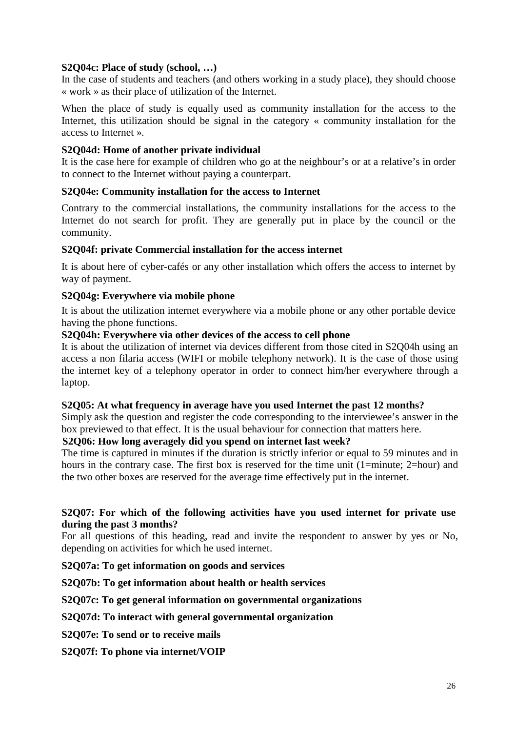**S2Q04c: Place of study (school, …)**

In the case of students and teachers (and others working in a study place), they should choose « work » as their place of utilization of the Internet.

When the place of study is equally used as community installation for the access to the Internet, this utilization should be signal in the category « community installation for the access to Internet ».

**S2Q04d: Home of another private individual**

It is the case here for example of children who go at the neighbour's or at a relative's in order to connect to the Internet without paying a counterpart.

**S2Q04e: Community installation for the access to Internet**

Contrary to the commercial installations, the community installations for the access to the Internet do not search for profit. They are generally put in place by the council or the community.

**S2Q04f: private Commercial installation for the access internet**

It is about here of cyber-cafés or any other installation which offers the access to internet by way of payment.

**S2Q04g: Everywhere via mobile phone**

It is about the utilization internet everywhere via a mobile phone or any other portable device having the phone functions.

**S2Q04h: Everywhere via other devices of the access to cell phone**

It is about the utilization of internet via devices different from those cited in S2Q04h using an access a non filaria access (WIFI or mobile telephony network). It is the case of those using the internet key of a telephony operator in order to connect him/her everywhere through a laptop.

**S2Q05: At what frequency in average have you used Internet the past 12 months?**

Simply ask the question and register the code corresponding to the interviewee's answer in the box previewed to that effect. It is the usual behaviour for connection that matters here.

**S2Q06: How long averagely did you spend on internet last week?**

The time is captured in minutes if the duration is strictly inferior or equal to 59 minutes and in hours in the contrary case. The first box is reserved for the time unit (1=minute; 2=hour) and the two other boxes are reserved for the average time effectively put in the internet.

**S2Q07: For which of the following activities have you used internet for private use during the past 3 months?**

For all questions of this heading, read and invite the respondent to answer by yes or No, depending on activities for which he used internet.

**S2Q07a: To get information on goods and services**

**S2Q07b: To get information about health or health services**

**S2Q07c: To get general information on governmental organizations**

**S2Q07d: To interact with general governmental organization**

**S2Q07e: To send or to receive mails**

**S2Q07f: To phone via internet/VOIP**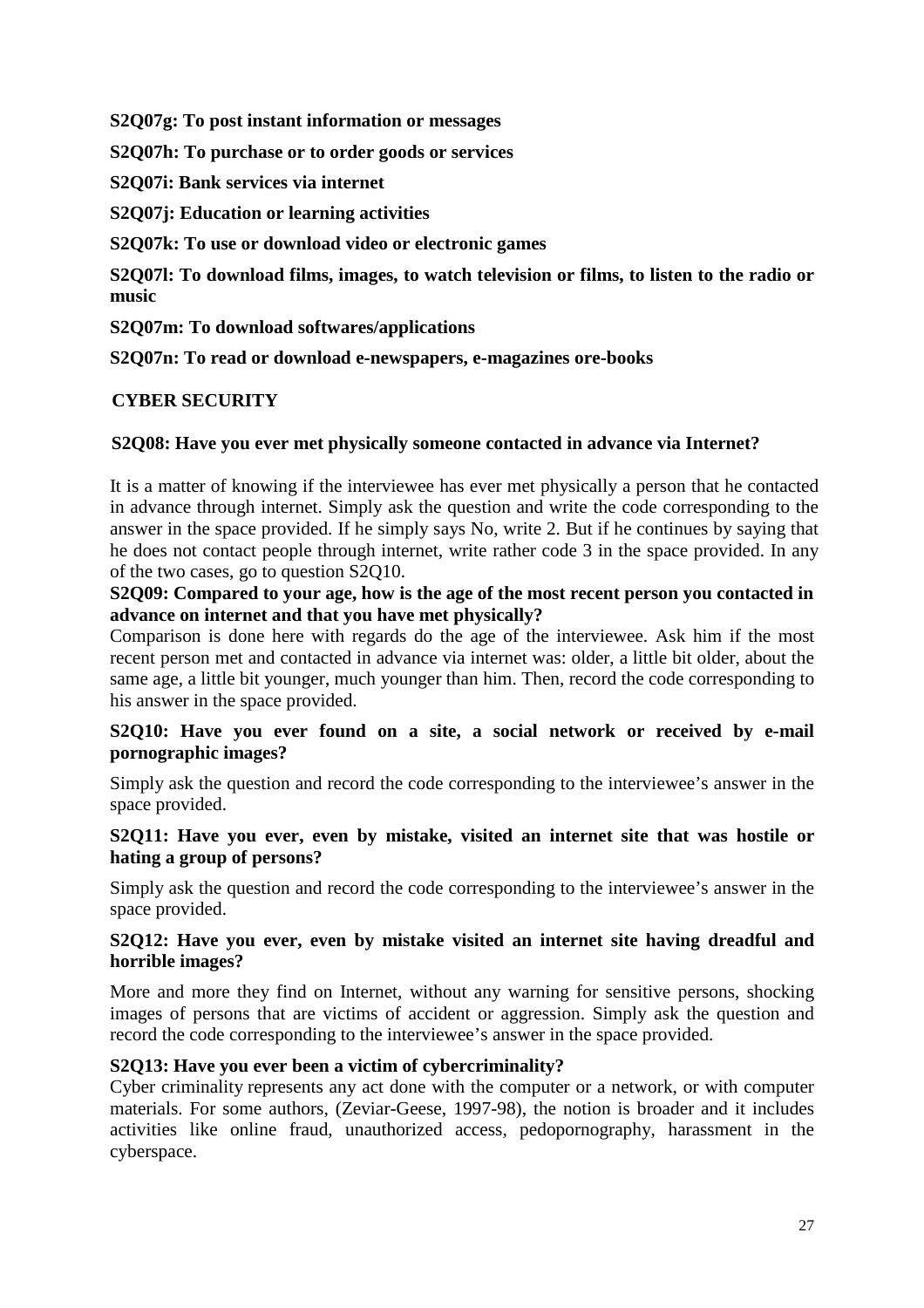**S2Q07g: To post instant information or messages**

**S2Q07h: To purchase or to order goods or services**

**S2Q07i: Bank services via internet**

**S2Q07j: Education or learning activities**

**S2Q07k: To use or download video or electronic games**

**S2Q07l: To download films, images, to watch television or films, to listen to the radio or music**

**S2Q07m: To download softwares/applications**

**S2Q07n: To read or download e-newspapers, e-magazines ore-books**

## CYBER SECURITY

**S2Q08: Have you ever met physically someone contacted in advance via Internet?**

It is a matter of knowing if the interviewee has ever met physically a person that he contacted in advance through internet. Simply ask the question and write the code corresponding to the answer in the space provided. If he simply says No, write 2. But if he continues by saying that he does not contact people through internet, write rather code 3 in the space provided. In any of the two cases, go to question S2Q10.

**S2Q09: Compared to your age, how is the age of the most recent person you contacted in advance on internet and that you have met physically?**

Comparison is done here with regards do the age of the interviewee. Ask him if the most recent person met and contacted in advance via internet was: older, a little bit older, about the same age, a little bit younger, much younger than him. Then, record the code corresponding to his answer in the space provided.

**S2Q10: Have you ever found on a site, a social network or received by e-mail pornographic images?**

Simply ask the question and record the code corresponding to the interviewee's answer in the space provided.

**S2Q11: Have you ever, even by mistake, visited an internet site that was hostile or hating a group of persons?**

Simply ask the question and record the code corresponding to the interviewee's answer in the space provided.

**S2Q12: Have you ever, even by mistake visited an internet site having dreadful and horrible images?**

More and more they find on Internet, without any warning for sensitive persons, shocking images of persons that are victims of accident or aggression. Simply ask the question and record the code corresponding to the interviewee's answer in the space provided.

**S2Q13: Have you ever been a victim of cybercriminality?**

Cyber criminality represents any act done with the computer or a network, or with computer materials. For some authors, (Zeviar-Geese, 1997-98), the notion is broader and it includes activities like online fraud, unauthorized access, pedopornography, harassment in the cyberspace.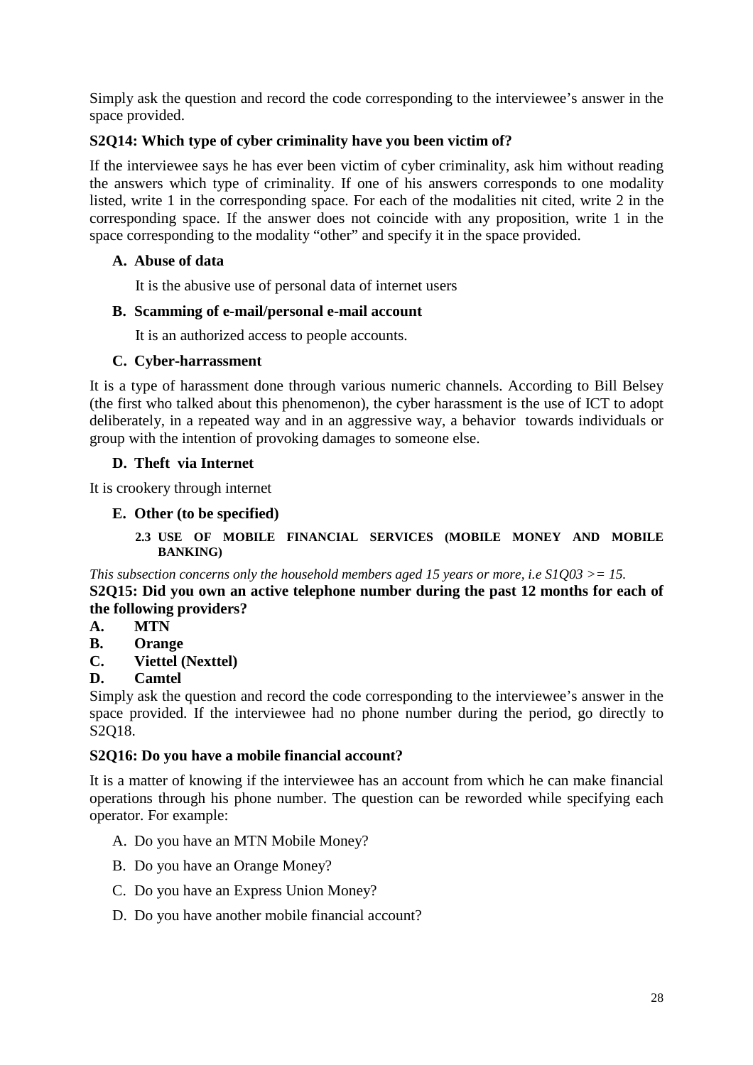Simply ask the question and record the code corresponding to the interviewee's answer in the space provided.

**S2Q14: Which type of cyber criminality have you been victim of?**

If the interviewee says he has ever been victim of cyber criminality, ask him without reading the answers which type of criminality. If one of his answers corresponds to one modality listed, write 1 in the corresponding space. For each of the modalities nit cited, write 2 in the corresponding space. If the answer does not coincide with any proposition, write 1 in the space corresponding to the modality "other" and specify it in the space provided.

**A. Abuse of data**

It is the abusive use of personal data of internet users

**B. Scamming of e-mail/personal e-mail account**

It is an authorized access to people accounts.

**C. Cyber-harrassment**

It is a type of harassment done through various numeric channels. According to Bill Belsey (the first who talked about this phenomenon), the cyber harassment is the use of ICT to adopt deliberately, in a repeated way and in an aggressive way, a behavior towards individuals or group with the intention of provoking damages to someone else.

**D. Theft via Internet**

It is crookery through internet

**E. Other (to be specified)**

### 2.3 USE OF MOBILE FINANCIAL SERVICES (MOBILE MONEY AND MOBILE BANKING)

*This subsection concerns only the household members aged 15 years or more, i.e S1Q03 >= 15.*

**S2Q15: Did you own an active telephone number during the past 12 months for each of the following providers?**

**A. MTN**
**B. Orange**
**C. Viettel (Nexttel)**
**D. Camtel**

Simply ask the question and record the code corresponding to the interviewee's answer in the space provided. If the interviewee had no phone number during the period, go directly to S2Q18.

**S2Q16: Do you have a mobile financial account?**

It is a matter of knowing if the interviewee has an account from which he can make financial operations through his phone number. The question can be reworded while specifying each operator. For example:

A. Do you have an MTN Mobile Money?

B. Do you have an Orange Money?

C. Do you have an Express Union Money?

D. Do you have another mobile financial account?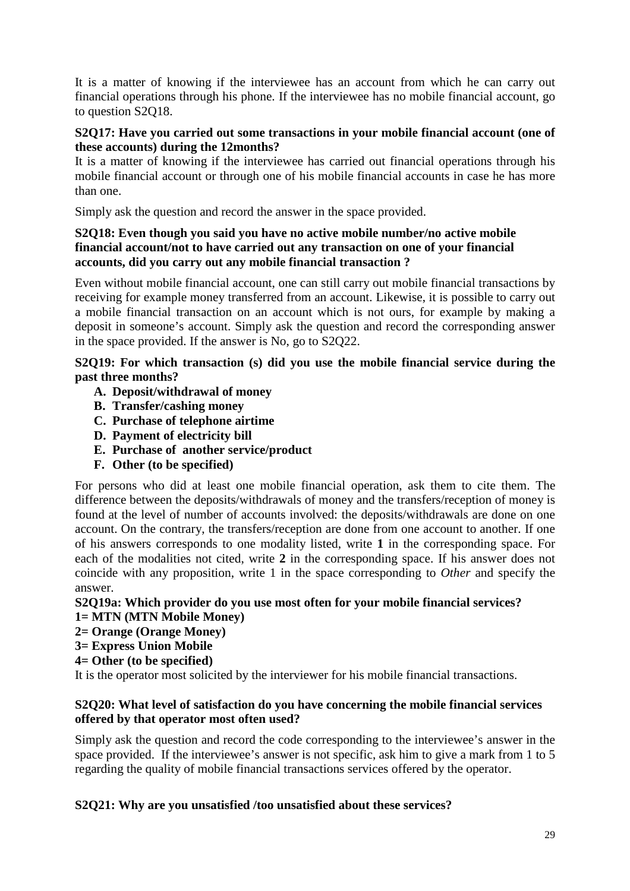It is a matter of knowing if the interviewee has an account from which he can carry out financial operations through his phone. If the interviewee has no mobile financial account, go to question S2Q18.

**S2Q17: Have you carried out some transactions in your mobile financial account (one of these accounts) during the 12months?**

It is a matter of knowing if the interviewee has carried out financial operations through his mobile financial account or through one of his mobile financial accounts in case he has more than one.

Simply ask the question and record the answer in the space provided.

**S2Q18: Even though you said you have no active mobile number/no active mobile financial account/not to have carried out any transaction on one of your financial accounts, did you carry out any mobile financial transaction ?**

Even without mobile financial account, one can still carry out mobile financial transactions by receiving for example money transferred from an account. Likewise, it is possible to carry out a mobile financial transaction on an account which is not ours, for example by making a deposit in someone's account. Simply ask the question and record the corresponding answer in the space provided. If the answer is No, go to S2Q22.

**S2Q19: For which transaction (s) did you use the mobile financial service during the past three months?**

A. **Deposit/withdrawal of money**
B. **Transfer/cashing money**
C. **Purchase of telephone airtime**
D. **Payment of electricity bill**
E. **Purchase of another service/product**
F. **Other (to be specified)**

For persons who did at least one mobile financial operation, ask them to cite them. The difference between the deposits/withdrawals of money and the transfers/reception of money is found at the level of number of accounts involved: the deposits/withdrawals are done on one account. On the contrary, the transfers/reception are done from one account to another. If one of his answers corresponds to one modality listed, write **1** in the corresponding space. For each of the modalities not cited, write **2** in the corresponding space. If his answer does not coincide with any proposition, write 1 in the space corresponding to *Other* and specify the answer.

**S2Q19a: Which provider do you use most often for your mobile financial services?**
**1= MTN (MTN Mobile Money)**
**2= Orange (Orange Money)**
**3= Express Union Mobile**
**4= Other (to be specified)**

It is the operator most solicited by the interviewer for his mobile financial transactions.

**S2Q20: What level of satisfaction do you have concerning the mobile financial services offered by that operator most often used?**

Simply ask the question and record the code corresponding to the interviewee's answer in the space provided. If the interviewee's answer is not specific, ask him to give a mark from 1 to 5 regarding the quality of mobile financial transactions services offered by the operator.

**S2Q21: Why are you unsatisfied /too unsatisfied about these services?**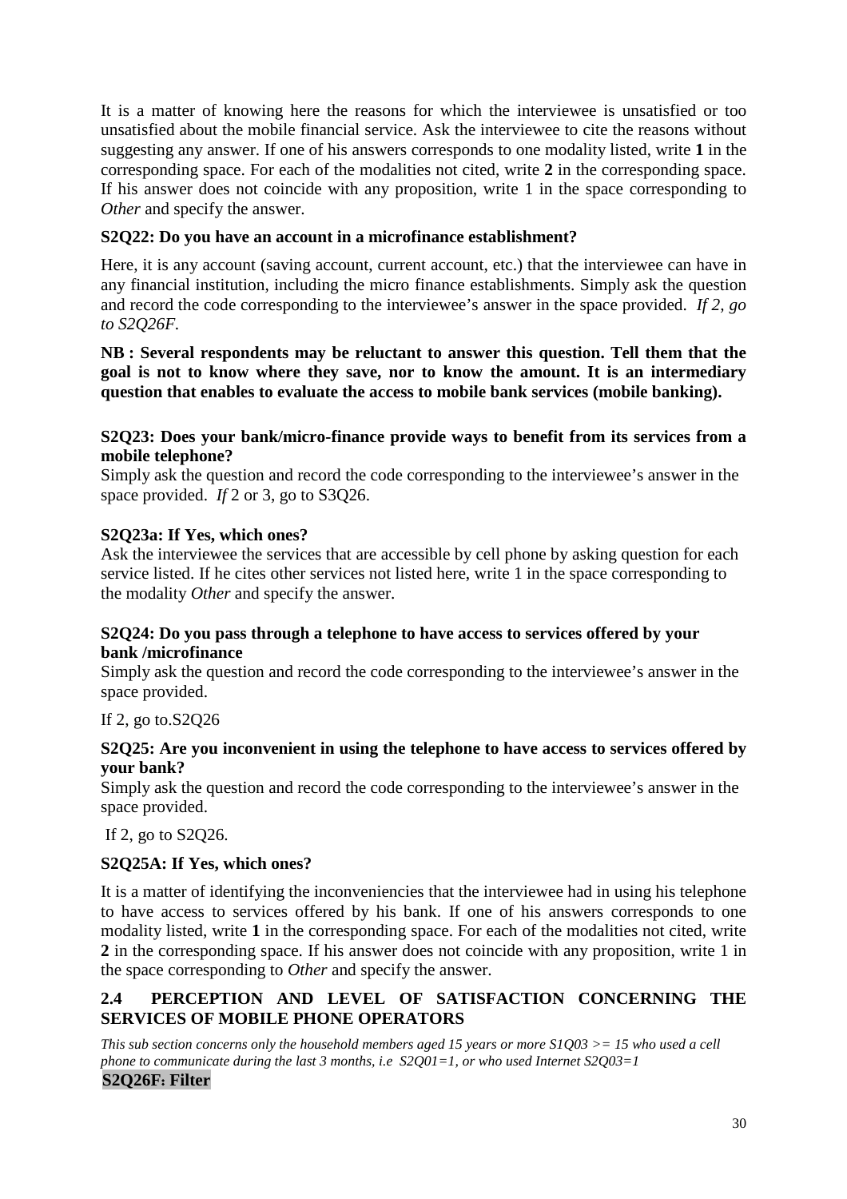It is a matter of knowing here the reasons for which the interviewee is unsatisfied or too unsatisfied about the mobile financial service. Ask the interviewee to cite the reasons without suggesting any answer. If one of his answers corresponds to one modality listed, write **1** in the corresponding space. For each of the modalities not cited, write **2** in the corresponding space. If his answer does not coincide with any proposition, write 1 in the space corresponding to *Other* and specify the answer.

**S2Q22: Do you have an account in a microfinance establishment?**

Here, it is any account (saving account, current account, etc.) that the interviewee can have in any financial institution, including the micro finance establishments. Simply ask the question and record the code corresponding to the interviewee's answer in the space provided. *If 2, go to S2Q26F.*

**NB : Several respondents may be reluctant to answer this question. Tell them that the goal is not to know where they save, nor to know the amount. It is an intermediary question that enables to evaluate the access to mobile bank services (mobile banking).**

**S2Q23: Does your bank/micro-finance provide ways to benefit from its services from a mobile telephone?**

Simply ask the question and record the code corresponding to the interviewee's answer in the space provided. *If* 2 or 3, go to S3Q26.

**S2Q23a: If Yes, which ones?**

Ask the interviewee the services that are accessible by cell phone by asking question for each service listed. If he cites other services not listed here, write 1 in the space corresponding to the modality *Other* and specify the answer.

**S2Q24: Do you pass through a telephone to have access to services offered by your bank /microfinance**

Simply ask the question and record the code corresponding to the interviewee's answer in the space provided.

If 2, go to.S2Q26

**S2Q25: Are you inconvenient in using the telephone to have access to services offered by your bank?**

Simply ask the question and record the code corresponding to the interviewee's answer in the space provided.

If 2, go to S2Q26.

**S2Q25A: If Yes, which ones?**

It is a matter of identifying the inconveniencies that the interviewee had in using his telephone to have access to services offered by his bank. If one of his answers corresponds to one modality listed, write **1** in the corresponding space. For each of the modalities not cited, write **2** in the corresponding space. If his answer does not coincide with any proposition, write 1 in the space corresponding to *Other* and specify the answer.

## 2.4 PERCEPTION AND LEVEL OF SATISFACTION CONCERNING THE SERVICES OF MOBILE PHONE OPERATORS

*This sub section concerns only the household members aged 15 years or more S1Q03 >= 15 who used a cell phone to communicate during the last 3 months, i.e S2Q01=1, or who used Internet S2Q03=1*

**S2Q26F: Filter**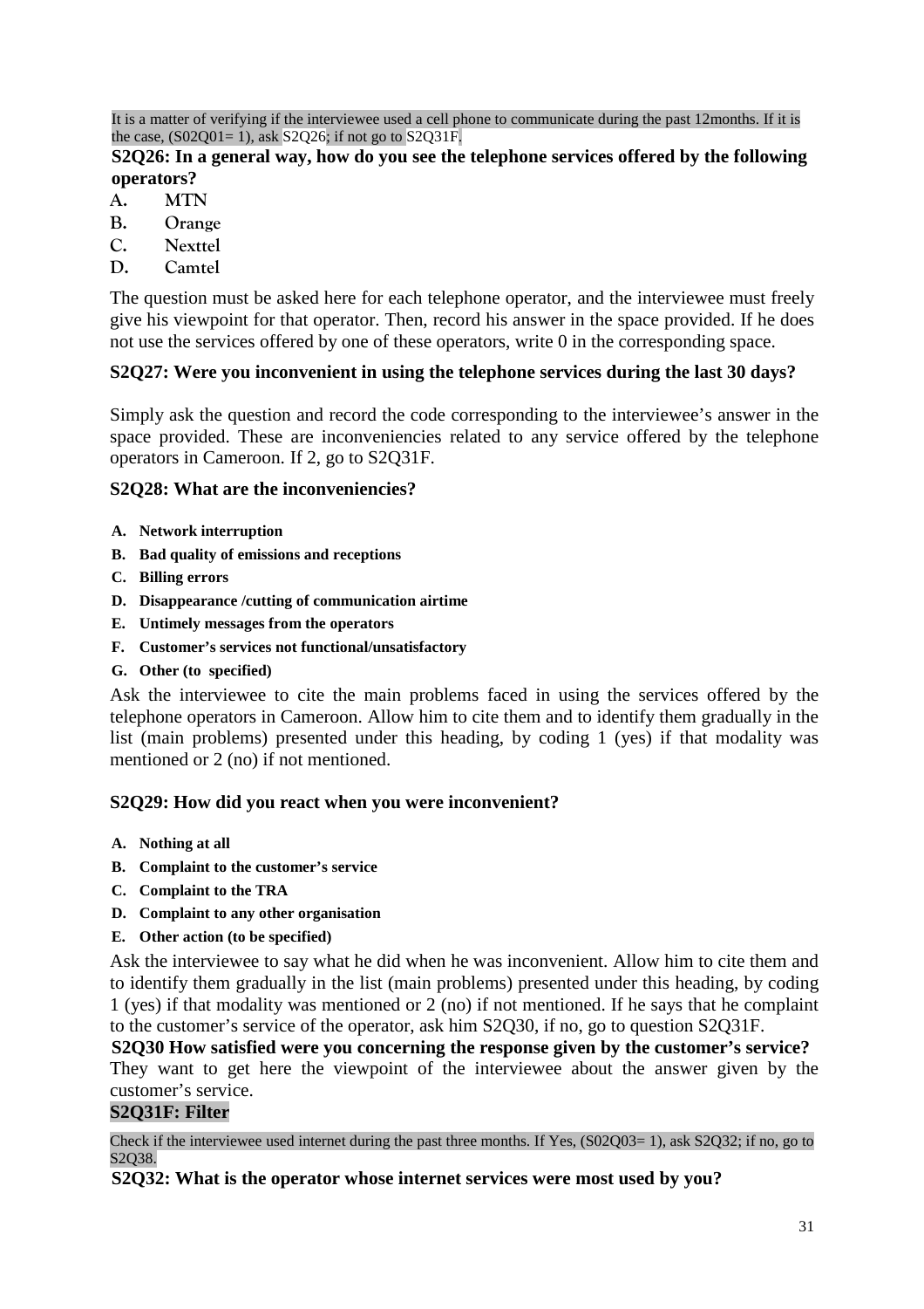It is a matter of verifying if the interviewee used a cell phone to communicate during the past 12months. If it is the case, (S02Q01= 1), ask S2Q26; if not go to S2Q31F.

**S2Q26: In a general way, how do you see the telephone services offered by the following operators?**

A. **MTN**
B. **Orange**
C. **Nexttel**
D. **Camtel**

The question must be asked here for each telephone operator, and the interviewee must freely give his viewpoint for that operator. Then, record his answer in the space provided. If he does not use the services offered by one of these operators, write 0 in the corresponding space.

**S2Q27: Were you inconvenient in using the telephone services during the last 30 days?**

Simply ask the question and record the code corresponding to the interviewee's answer in the space provided. These are inconveniencies related to any service offered by the telephone operators in Cameroon. If 2, go to S2Q31F.

**S2Q28: What are the inconveniencies?**

A. **Network interruption**
B. **Bad quality of emissions and receptions**
C. **Billing errors**
D. **Disappearance /cutting of communication airtime**
E. **Untimely messages from the operators**
F. **Customer's services not functional/unsatisfactory**
G. **Other (to specified)**

Ask the interviewee to cite the main problems faced in using the services offered by the telephone operators in Cameroon. Allow him to cite them and to identify them gradually in the list (main problems) presented under this heading, by coding 1 (yes) if that modality was mentioned or 2 (no) if not mentioned.

**S2Q29: How did you react when you were inconvenient?**

A. **Nothing at all**
B. **Complaint to the customer's service**
C. **Complaint to the TRA**
D. **Complaint to any other organisation**
E. **Other action (to be specified)**

Ask the interviewee to say what he did when he was inconvenient. Allow him to cite them and to identify them gradually in the list (main problems) presented under this heading, by coding 1 (yes) if that modality was mentioned or 2 (no) if not mentioned. If he says that he complaint to the customer's service of the operator, ask him S2Q30, if no, go to question S2Q31F.

**S2Q30 How satisfied were you concerning the response given by the customer's service?**

They want to get here the viewpoint of the interviewee about the answer given by the customer's service.

**S2Q31F: Filter**

Check if the interviewee used internet during the past three months. If Yes, (S02Q03= 1), ask S2Q32; if no, go to S2Q38.

**S2Q32: What is the operator whose internet services were most used by you?**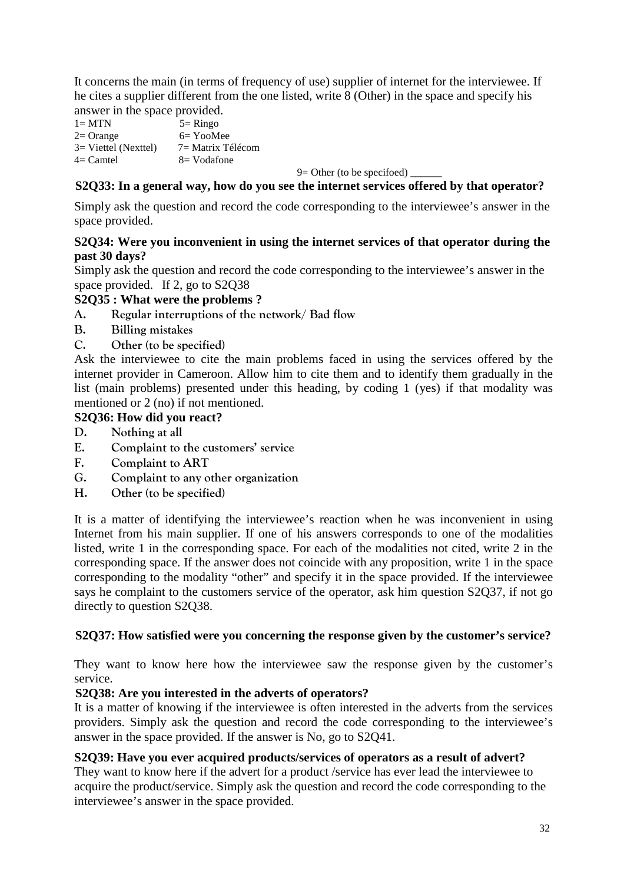It concerns the main (in terms of frequency of use) supplier of internet for the interviewee. If he cites a supplier different from the one listed, write 8 (Other) in the space and specify his answer in the space provided.

1= MTN 5= Ringo
2= Orange 6= YooMee
3= Viettel (Nexttel) 7= Matrix Télécom
4= Camtel 8= Vodafone
9= Other (to be specifoed) ______

**S2Q33: In a general way, how do you see the internet services offered by that operator?**

Simply ask the question and record the code corresponding to the interviewee's answer in the space provided.

**S2Q34: Were you inconvenient in using the internet services of that operator during the past 30 days?**

Simply ask the question and record the code corresponding to the interviewee's answer in the space provided. If 2, go to S2Q38

**S2Q35 : What were the problems ?**

A. Regular interruptions of the network/ Bad flow
B. Billing mistakes
C. Other (to be specified)

Ask the interviewee to cite the main problems faced in using the services offered by the internet provider in Cameroon. Allow him to cite them and to identify them gradually in the list (main problems) presented under this heading, by coding 1 (yes) if that modality was mentioned or 2 (no) if not mentioned.

**S2Q36: How did you react?**

D. Nothing at all
E. Complaint to the customers' service
F. Complaint to ART
G. Complaint to any other organization
H. Other (to be specified)

It is a matter of identifying the interviewee's reaction when he was inconvenient in using Internet from his main supplier. If one of his answers corresponds to one of the modalities listed, write 1 in the corresponding space. For each of the modalities not cited, write 2 in the corresponding space. If the answer does not coincide with any proposition, write 1 in the space corresponding to the modality "other" and specify it in the space provided. If the interviewee says he complaint to the customers service of the operator, ask him question S2Q37, if not go directly to question S2Q38.

**S2Q37: How satisfied were you concerning the response given by the customer's service?**

They want to know here how the interviewee saw the response given by the customer's service.

**S2Q38: Are you interested in the adverts of operators?**

It is a matter of knowing if the interviewee is often interested in the adverts from the services providers. Simply ask the question and record the code corresponding to the interviewee's answer in the space provided. If the answer is No, go to S2Q41.

**S2Q39: Have you ever acquired products/services of operators as a result of advert?**

They want to know here if the advert for a product /service has ever lead the interviewee to acquire the product/service. Simply ask the question and record the code corresponding to the interviewee's answer in the space provided.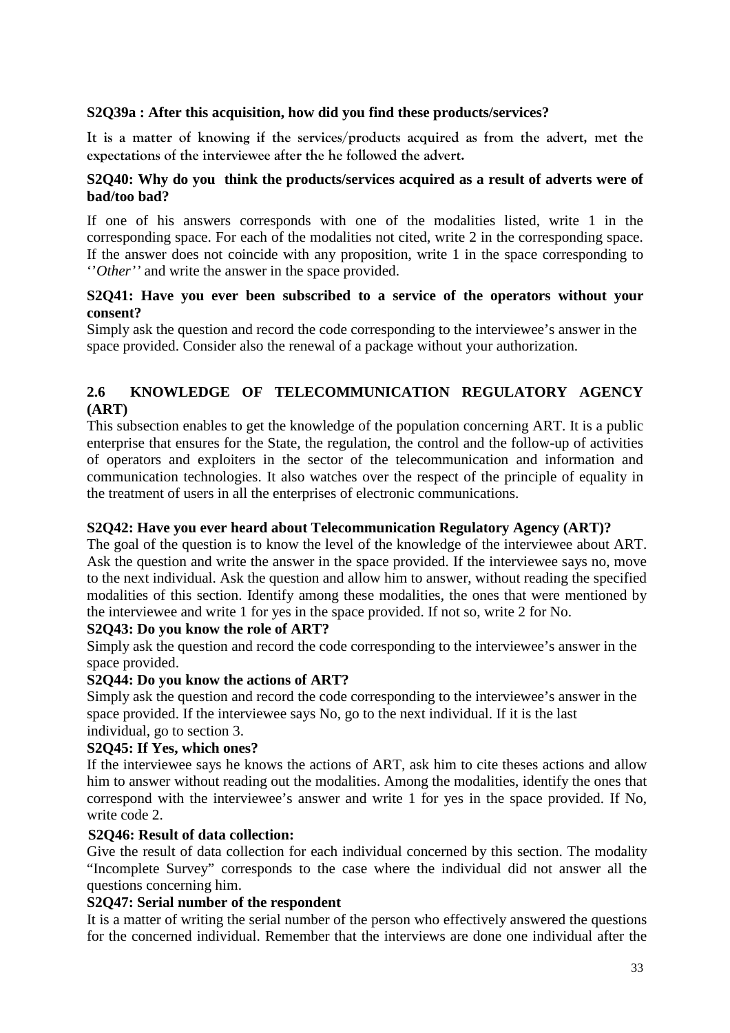**S2Q39a : After this acquisition, how did you find these products/services?**

It is a matter of knowing if the services/products acquired as from the advert, met the expectations of the interviewee after the he followed the advert.

**S2Q40: Why do you think the products/services acquired as a result of adverts were of bad/too bad?**

If one of his answers corresponds with one of the modalities listed, write 1 in the corresponding space. For each of the modalities not cited, write 2 in the corresponding space. If the answer does not coincide with any proposition, write 1 in the space corresponding to *''Other''* and write the answer in the space provided.

**S2Q41: Have you ever been subscribed to a service of the operators without your consent?**

Simply ask the question and record the code corresponding to the interviewee's answer in the space provided. Consider also the renewal of a package without your authorization.

## 2.6 KNOWLEDGE OF TELECOMMUNICATION REGULATORY AGENCY (ART)

This subsection enables to get the knowledge of the population concerning ART. It is a public enterprise that ensures for the State, the regulation, the control and the follow-up of activities of operators and exploiters in the sector of the telecommunication and information and communication technologies. It also watches over the respect of the principle of equality in the treatment of users in all the enterprises of electronic communications.

**S2Q42: Have you ever heard about Telecommunication Regulatory Agency (ART)?**

The goal of the question is to know the level of the knowledge of the interviewee about ART. Ask the question and write the answer in the space provided. If the interviewee says no, move to the next individual. Ask the question and allow him to answer, without reading the specified modalities of this section. Identify among these modalities, the ones that were mentioned by the interviewee and write 1 for yes in the space provided. If not so, write 2 for No.

**S2Q43: Do you know the role of ART?**

Simply ask the question and record the code corresponding to the interviewee's answer in the space provided.

**S2Q44: Do you know the actions of ART?**

Simply ask the question and record the code corresponding to the interviewee's answer in the space provided. If the interviewee says No, go to the next individual. If it is the last individual, go to section 3.

**S2Q45: If Yes, which ones?**

If the interviewee says he knows the actions of ART, ask him to cite theses actions and allow him to answer without reading out the modalities. Among the modalities, identify the ones that correspond with the interviewee's answer and write 1 for yes in the space provided. If No, write code 2.

**S2Q46: Result of data collection:**

Give the result of data collection for each individual concerned by this section. The modality "Incomplete Survey" corresponds to the case where the individual did not answer all the questions concerning him.

**S2Q47: Serial number of the respondent**

It is a matter of writing the serial number of the person who effectively answered the questions for the concerned individual. Remember that the interviews are done one individual after the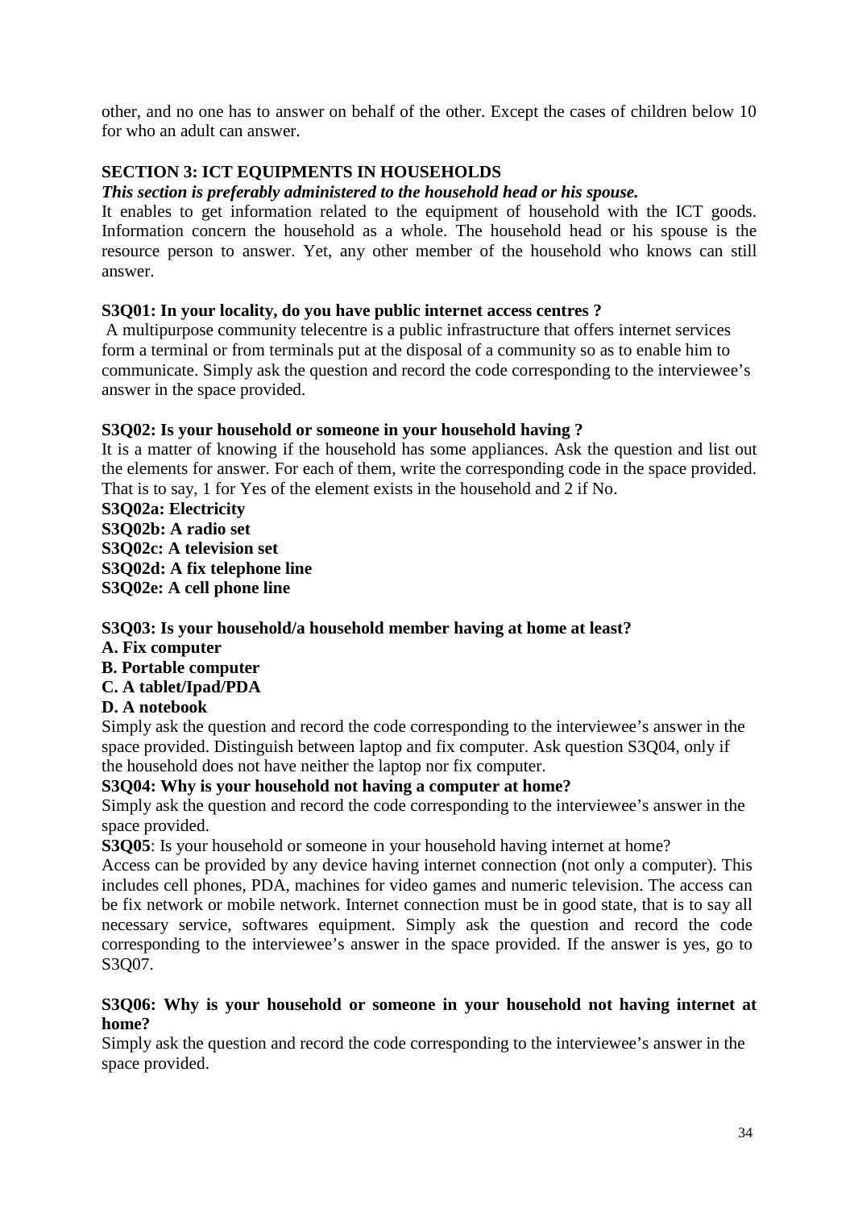other, and no one has to answer on behalf of the other. Except the cases of children below 10 for who an adult can answer.

## SECTION 3: ICT EQUIPMENTS IN HOUSEHOLDS

***This section is preferably administered to the household head or his spouse.***

It enables to get information related to the equipment of household with the ICT goods. Information concern the household as a whole. The household head or his spouse is the resource person to answer. Yet, any other member of the household who knows can still answer.

**S3Q01: In your locality, do you have public internet access centres ?**

A multipurpose community telecentre is a public infrastructure that offers internet services form a terminal or from terminals put at the disposal of a community so as to enable him to communicate. Simply ask the question and record the code corresponding to the interviewee's answer in the space provided.

**S3Q02: Is your household or someone in your household having ?**

It is a matter of knowing if the household has some appliances. Ask the question and list out the elements for answer. For each of them, write the corresponding code in the space provided. That is to say, 1 for Yes of the element exists in the household and 2 if No.

**S3Q02a: Electricity**
**S3Q02b: A radio set**
**S3Q02c: A television set**
**S3Q02d: A fix telephone line**
**S3Q02e: A cell phone line**

**S3Q03: Is your household/a household member having at home at least?**

**A. Fix computer**
**B. Portable computer**
**C. A tablet/Ipad/PDA**
**D. A notebook**

Simply ask the question and record the code corresponding to the interviewee's answer in the space provided. Distinguish between laptop and fix computer. Ask question S3Q04, only if the household does not have neither the laptop nor fix computer.

**S3Q04: Why is your household not having a computer at home?**

Simply ask the question and record the code corresponding to the interviewee's answer in the space provided.

**S3Q05**: Is your household or someone in your household having internet at home?

Access can be provided by any device having internet connection (not only a computer). This includes cell phones, PDA, machines for video games and numeric television. The access can be fix network or mobile network. Internet connection must be in good state, that is to say all necessary service, softwares equipment. Simply ask the question and record the code corresponding to the interviewee's answer in the space provided. If the answer is yes, go to S3Q07.

**S3Q06: Why is your household or someone in your household not having internet at home?**

Simply ask the question and record the code corresponding to the interviewee's answer in the space provided.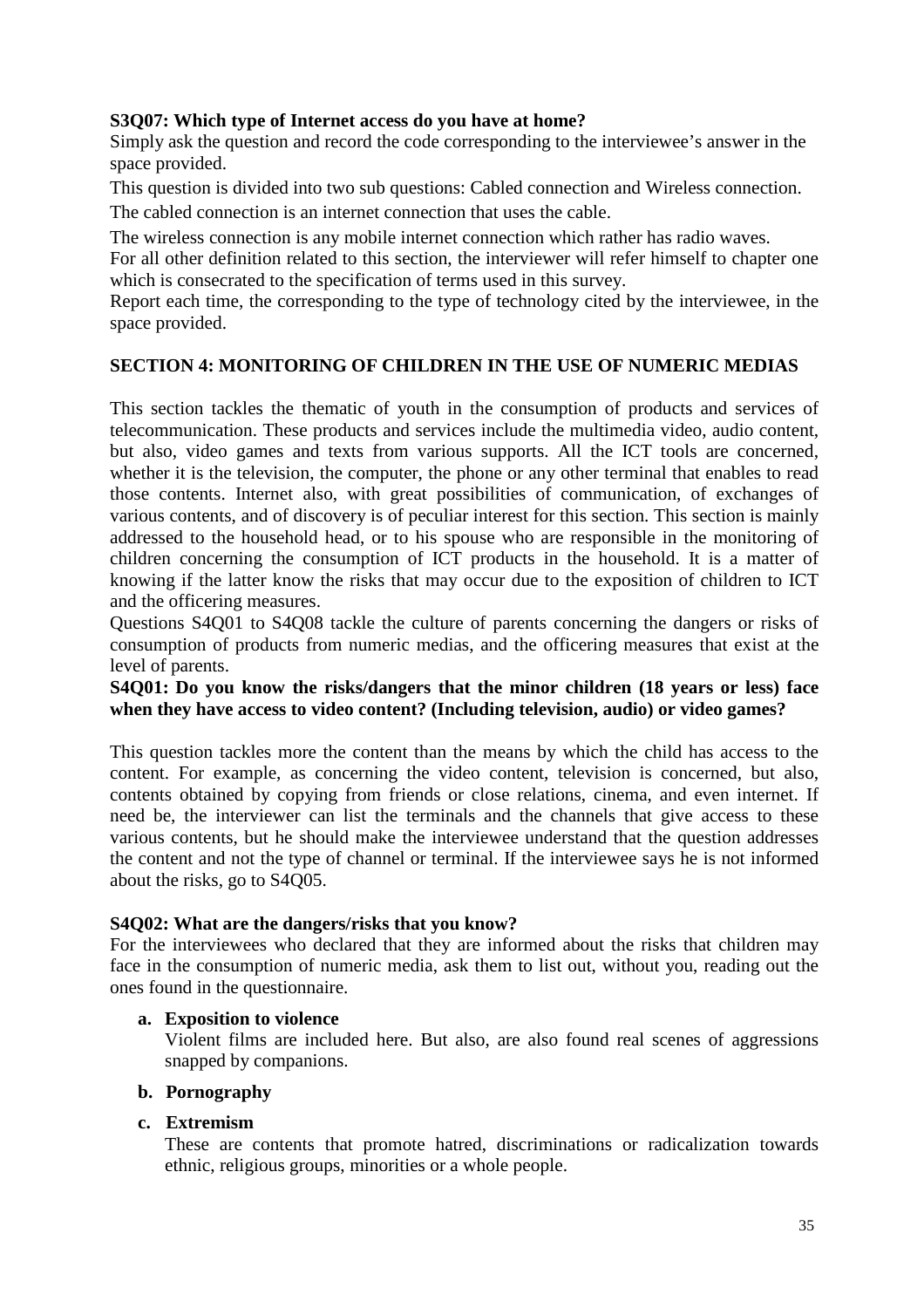**S3Q07: Which type of Internet access do you have at home?**

Simply ask the question and record the code corresponding to the interviewee's answer in the space provided.

This question is divided into two sub questions: Cabled connection and Wireless connection.

The cabled connection is an internet connection that uses the cable.

The wireless connection is any mobile internet connection which rather has radio waves.

For all other definition related to this section, the interviewer will refer himself to chapter one which is consecrated to the specification of terms used in this survey.

Report each time, the corresponding to the type of technology cited by the interviewee, in the space provided.

## SECTION 4: MONITORING OF CHILDREN IN THE USE OF NUMERIC MEDIAS

This section tackles the thematic of youth in the consumption of products and services of telecommunication. These products and services include the multimedia video, audio content, but also, video games and texts from various supports. All the ICT tools are concerned, whether it is the television, the computer, the phone or any other terminal that enables to read those contents. Internet also, with great possibilities of communication, of exchanges of various contents, and of discovery is of peculiar interest for this section. This section is mainly addressed to the household head, or to his spouse who are responsible in the monitoring of children concerning the consumption of ICT products in the household. It is a matter of knowing if the latter know the risks that may occur due to the exposition of children to ICT and the officering measures.

Questions S4Q01 to S4Q08 tackle the culture of parents concerning the dangers or risks of consumption of products from numeric medias, and the officering measures that exist at the level of parents.

**S4Q01: Do you know the risks/dangers that the minor children (18 years or less) face when they have access to video content? (Including television, audio) or video games?**

This question tackles more the content than the means by which the child has access to the content. For example, as concerning the video content, television is concerned, but also, contents obtained by copying from friends or close relations, cinema, and even internet. If need be, the interviewer can list the terminals and the channels that give access to these various contents, but he should make the interviewee understand that the question addresses the content and not the type of channel or terminal. If the interviewee says he is not informed about the risks, go to S4Q05.

**S4Q02: What are the dangers/risks that you know?**

For the interviewees who declared that they are informed about the risks that children may face in the consumption of numeric media, ask them to list out, without you, reading out the ones found in the questionnaire.

a. **Exposition to violence**

   Violent films are included here. But also, are also found real scenes of aggressions snapped by companions.

b. **Pornography**

c. **Extremism**

   These are contents that promote hatred, discriminations or radicalization towards ethnic, religious groups, minorities or a whole people.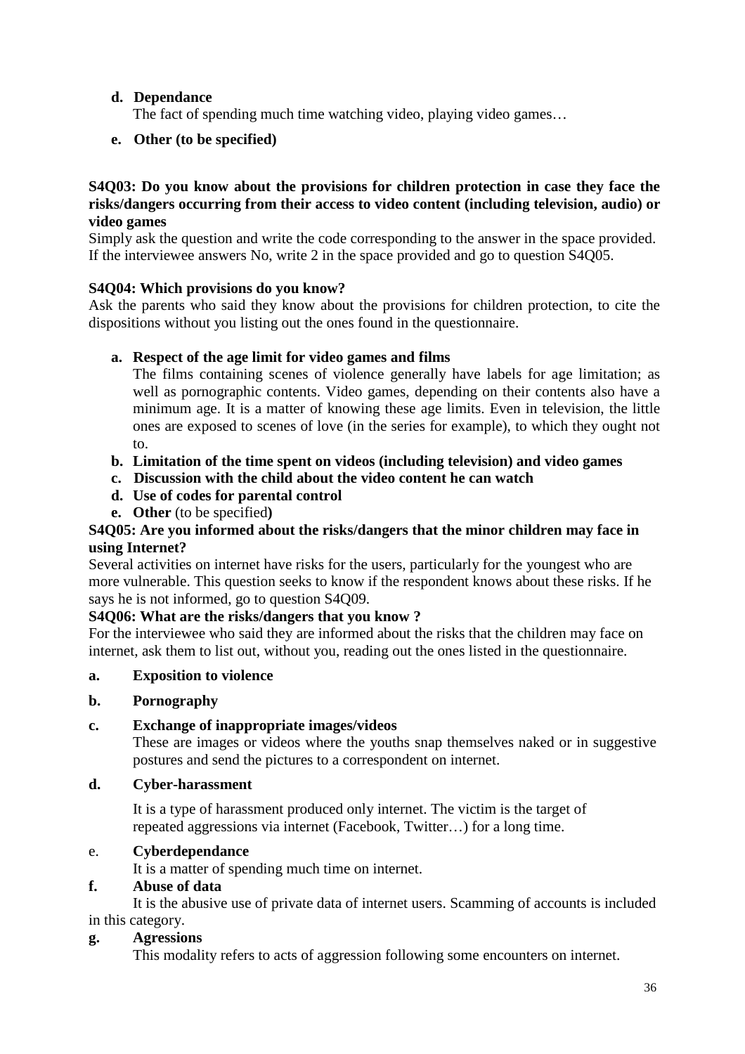**d. Dependance**

The fact of spending much time watching video, playing video games…

**e. Other (to be specified)**

**S4Q03: Do you know about the provisions for children protection in case they face the risks/dangers occurring from their access to video content (including television, audio) or video games**

Simply ask the question and write the code corresponding to the answer in the space provided. If the interviewee answers No, write 2 in the space provided and go to question S4Q05.

**S4Q04: Which provisions do you know?**

Ask the parents who said they know about the provisions for children protection, to cite the dispositions without you listing out the ones found in the questionnaire.

**a. Respect of the age limit for video games and films**

The films containing scenes of violence generally have labels for age limitation; as well as pornographic contents. Video games, depending on their contents also have a minimum age. It is a matter of knowing these age limits. Even in television, the little ones are exposed to scenes of love (in the series for example), to which they ought not to.

**b. Limitation of the time spent on videos (including television) and video games**

**c. Discussion with the child about the video content he can watch**

**d. Use of codes for parental control**

**e. Other** (to be specified**)**

**S4Q05: Are you informed about the risks/dangers that the minor children may face in using Internet?**

Several activities on internet have risks for the users, particularly for the youngest who are more vulnerable. This question seeks to know if the respondent knows about these risks. If he says he is not informed, go to question S4Q09.

**S4Q06: What are the risks/dangers that you know ?**

For the interviewee who said they are informed about the risks that the children may face on internet, ask them to list out, without you, reading out the ones listed in the questionnaire.

**a. Exposition to violence**

**b. Pornography**

**c. Exchange of inappropriate images/videos**

These are images or videos where the youths snap themselves naked or in suggestive postures and send the pictures to a correspondent on internet.

**d. Cyber-harassment**

It is a type of harassment produced only internet. The victim is the target of repeated aggressions via internet (Facebook, Twitter…) for a long time.

e. **Cyberdependance**

It is a matter of spending much time on internet.

**f. Abuse of data**

It is the abusive use of private data of internet users. Scamming of accounts is included in this category.

**g. Agressions**

This modality refers to acts of aggression following some encounters on internet.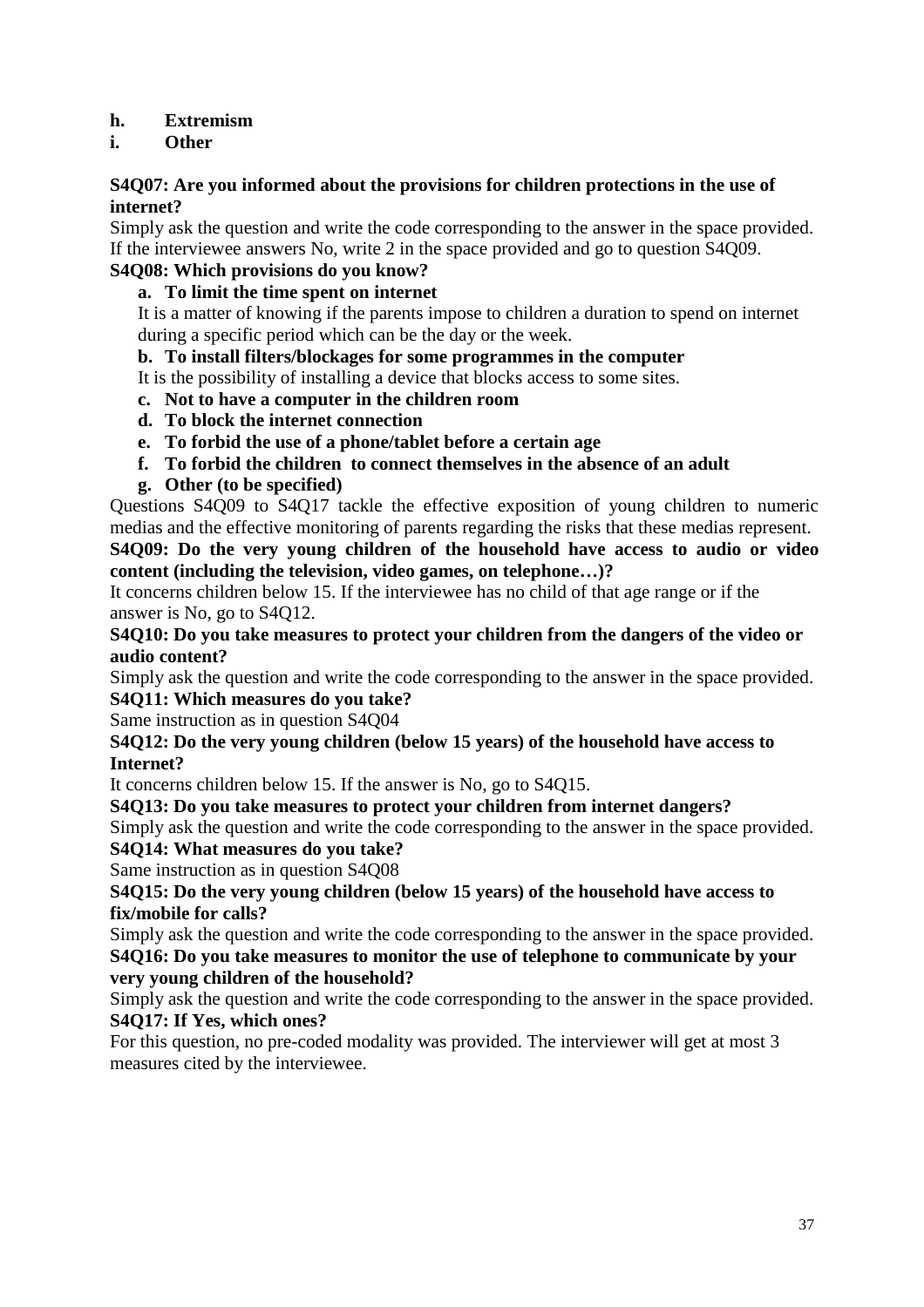**h. Extremism**

**i. Other**

**S4Q07: Are you informed about the provisions for children protections in the use of internet?**

Simply ask the question and write the code corresponding to the answer in the space provided. If the interviewee answers No, write 2 in the space provided and go to question S4Q09.

**S4Q08: Which provisions do you know?**

**a. To limit the time spent on internet**

It is a matter of knowing if the parents impose to children a duration to spend on internet during a specific period which can be the day or the week.

**b. To install filters/blockages for some programmes in the computer**

It is the possibility of installing a device that blocks access to some sites.

**c. Not to have a computer in the children room**

**d. To block the internet connection**

**e. To forbid the use of a phone/tablet before a certain age**

**f. To forbid the children to connect themselves in the absence of an adult**

**g. Other (to be specified)**

Questions S4Q09 to S4Q17 tackle the effective exposition of young children to numeric medias and the effective monitoring of parents regarding the risks that these medias represent.

**S4Q09: Do the very young children of the household have access to audio or video content (including the television, video games, on telephone…)?**

It concerns children below 15. If the interviewee has no child of that age range or if the answer is No, go to S4Q12.

**S4Q10: Do you take measures to protect your children from the dangers of the video or audio content?**

Simply ask the question and write the code corresponding to the answer in the space provided.

**S4Q11: Which measures do you take?**

Same instruction as in question S4Q04

**S4Q12: Do the very young children (below 15 years) of the household have access to Internet?**

It concerns children below 15. If the answer is No, go to S4Q15.

**S4Q13: Do you take measures to protect your children from internet dangers?**

Simply ask the question and write the code corresponding to the answer in the space provided.

**S4Q14: What measures do you take?**

Same instruction as in question S4Q08

**S4Q15: Do the very young children (below 15 years) of the household have access to fix/mobile for calls?**

Simply ask the question and write the code corresponding to the answer in the space provided.

**S4Q16: Do you take measures to monitor the use of telephone to communicate by your very young children of the household?**

Simply ask the question and write the code corresponding to the answer in the space provided.

**S4Q17: If Yes, which ones?**

For this question, no pre-coded modality was provided. The interviewer will get at most 3 measures cited by the interviewee.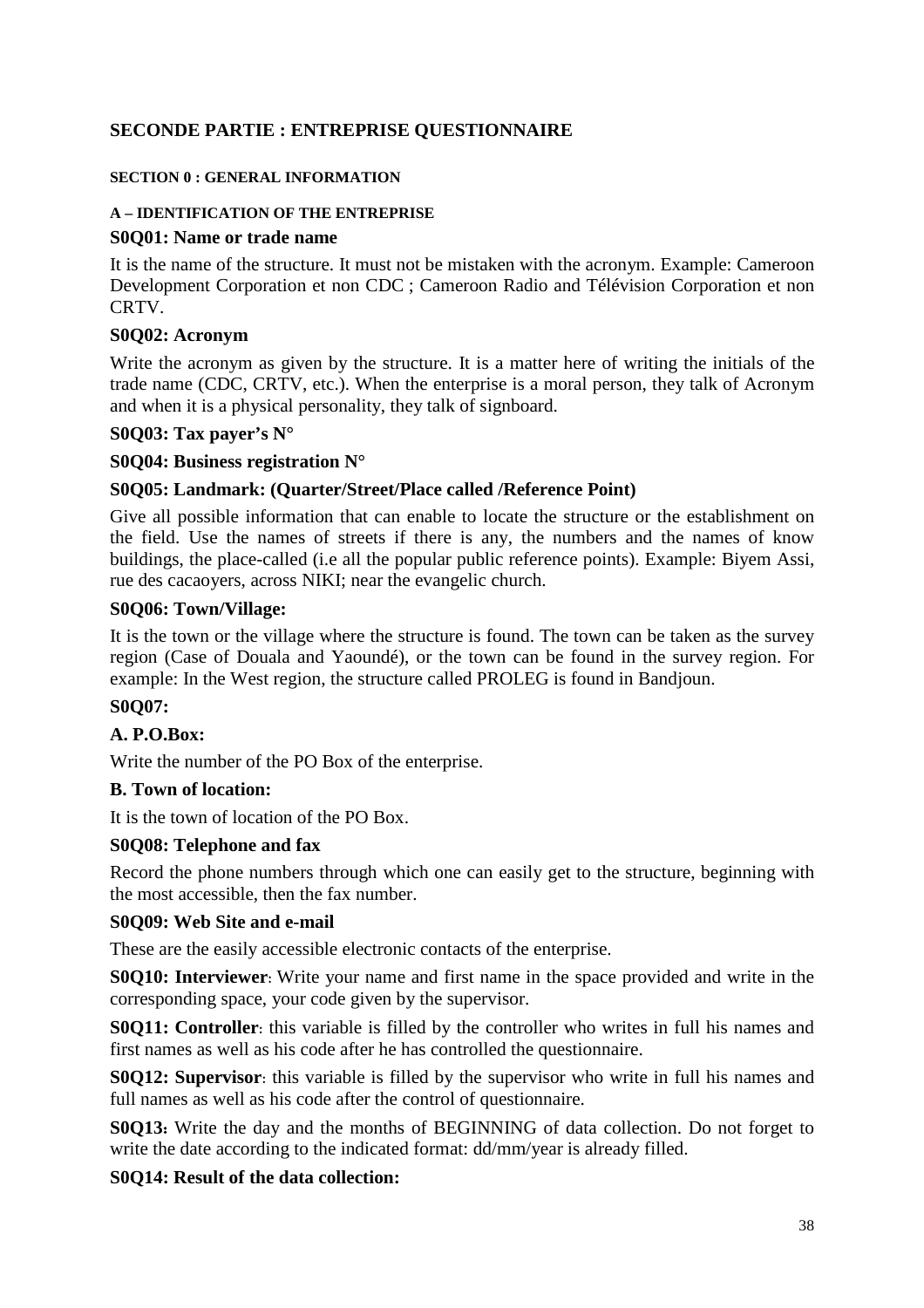## SECONDE PARTIE : ENTREPRISE QUESTIONNAIRE

### SECTION 0 : GENERAL INFORMATION

#### A – IDENTIFICATION OF THE ENTREPRISE

**S0Q01: Name or trade name**

It is the name of the structure. It must not be mistaken with the acronym. Example: Cameroon Development Corporation et non CDC ; Cameroon Radio and Télévision Corporation et non CRTV.

**S0Q02: Acronym**

Write the acronym as given by the structure. It is a matter here of writing the initials of the trade name (CDC, CRTV, etc.). When the enterprise is a moral person, they talk of Acronym and when it is a physical personality, they talk of signboard.

**S0Q03: Tax payer's N°**

**S0Q04: Business registration N°**

**S0Q05: Landmark: (Quarter/Street/Place called /Reference Point)**

Give all possible information that can enable to locate the structure or the establishment on the field. Use the names of streets if there is any, the numbers and the names of know buildings, the place-called (i.e all the popular public reference points). Example: Biyem Assi, rue des cacaoyers, across NIKI; near the evangelic church.

**S0Q06: Town/Village:**

It is the town or the village where the structure is found. The town can be taken as the survey region (Case of Douala and Yaoundé), or the town can be found in the survey region. For example: In the West region, the structure called PROLEG is found in Bandjoun.

**S0Q07:**

**A. P.O.Box:**

Write the number of the PO Box of the enterprise.

**B. Town of location:**

It is the town of location of the PO Box.

**S0Q08: Telephone and fax**

Record the phone numbers through which one can easily get to the structure, beginning with the most accessible, then the fax number.

**S0Q09: Web Site and e-mail**

These are the easily accessible electronic contacts of the enterprise.

**S0Q10: Interviewer**: Write your name and first name in the space provided and write in the corresponding space, your code given by the supervisor.

**S0Q11: Controller**: this variable is filled by the controller who writes in full his names and first names as well as his code after he has controlled the questionnaire.

**S0Q12: Supervisor**: this variable is filled by the supervisor who write in full his names and full names as well as his code after the control of questionnaire.

**S0Q13:** Write the day and the months of BEGINNING of data collection. Do not forget to write the date according to the indicated format: dd/mm/year is already filled.

**S0Q14: Result of the data collection:**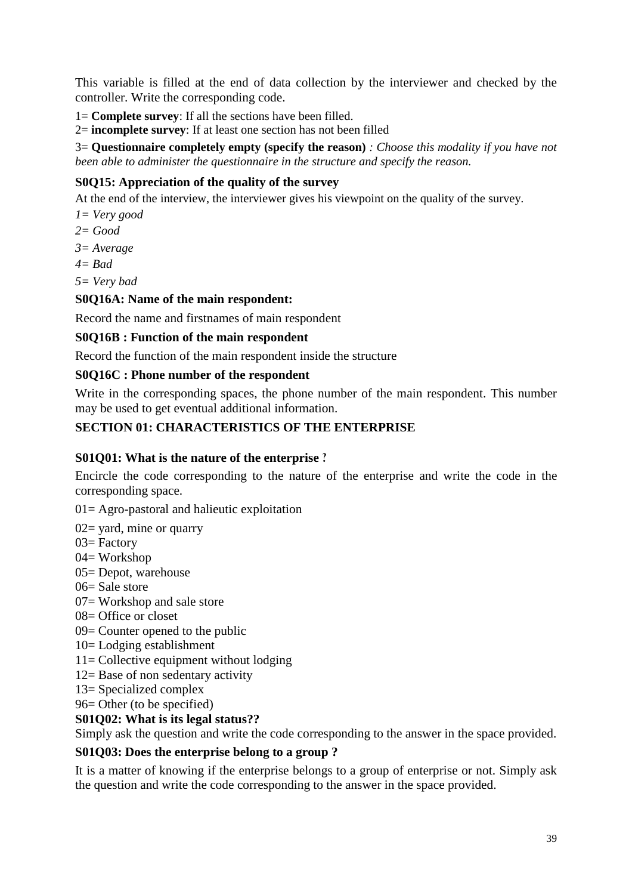This variable is filled at the end of data collection by the interviewer and checked by the controller. Write the corresponding code.

1= **Complete survey**: If all the sections have been filled.

2= **incomplete survey**: If at least one section has not been filled

3= **Questionnaire completely empty (specify the reason)** *: Choose this modality if you have not been able to administer the questionnaire in the structure and specify the reason.*

### S0Q15: Appreciation of the quality of the survey

At the end of the interview, the interviewer gives his viewpoint on the quality of the survey.

*1= Very good*

*2= Good*

*3= Average*

*4= Bad*

*5= Very bad*

### S0Q16A: Name of the main respondent:

Record the name and firstnames of main respondent

### S0Q16B : Function of the main respondent

Record the function of the main respondent inside the structure

### S0Q16C : Phone number of the respondent

Write in the corresponding spaces, the phone number of the main respondent. This number may be used to get eventual additional information.

## SECTION 01: CHARACTERISTICS OF THE ENTERPRISE

### S01Q01: What is the nature of the enterprise ?

Encircle the code corresponding to the nature of the enterprise and write the code in the corresponding space.

01= Agro-pastoral and halieutic exploitation

02= yard, mine or quarry

03= Factory

04= Workshop

05= Depot, warehouse

06= Sale store

07= Workshop and sale store

08= Office or closet

09= Counter opened to the public

10= Lodging establishment

11= Collective equipment without lodging

12= Base of non sedentary activity

13= Specialized complex

96= Other (to be specified)

### S01Q02: What is its legal status??

Simply ask the question and write the code corresponding to the answer in the space provided.

### S01Q03: Does the enterprise belong to a group ?

It is a matter of knowing if the enterprise belongs to a group of enterprise or not. Simply ask the question and write the code corresponding to the answer in the space provided.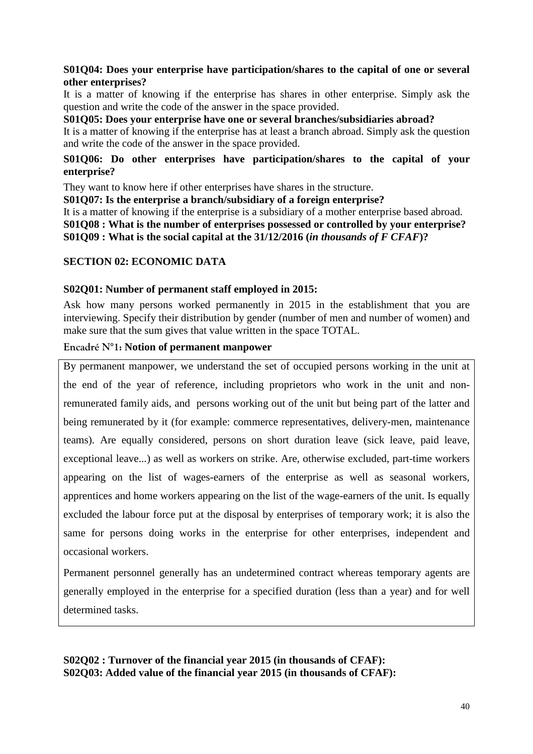**S01Q04: Does your enterprise have participation/shares to the capital of one or several other enterprises?**

It is a matter of knowing if the enterprise has shares in other enterprise. Simply ask the question and write the code of the answer in the space provided.

**S01Q05: Does your enterprise have one or several branches/subsidiaries abroad?**

It is a matter of knowing if the enterprise has at least a branch abroad. Simply ask the question and write the code of the answer in the space provided.

**S01Q06: Do other enterprises have participation/shares to the capital of your enterprise?**

They want to know here if other enterprises have shares in the structure.

**S01Q07: Is the enterprise a branch/subsidiary of a foreign enterprise?**

It is a matter of knowing if the enterprise is a subsidiary of a mother enterprise based abroad.

**S01Q08 : What is the number of enterprises possessed or controlled by your enterprise?**

**S01Q09 : What is the social capital at the 31/12/2016 (*in thousands of F CFAF*)?**

## SECTION 02: ECONOMIC DATA

**S02Q01: Number of permanent staff employed in 2015:**

Ask how many persons worked permanently in 2015 in the establishment that you are interviewing. Specify their distribution by gender (number of men and number of women) and make sure that the sum gives that value written in the space TOTAL.

**Encadré N°1: Notion of permanent manpower**

By permanent manpower, we understand the set of occupied persons working in the unit at the end of the year of reference, including proprietors who work in the unit and non-remunerated family aids, and persons working out of the unit but being part of the latter and being remunerated by it (for example: commerce representatives, delivery-men, maintenance teams). Are equally considered, persons on short duration leave (sick leave, paid leave, exceptional leave...) as well as workers on strike. Are, otherwise excluded, part-time workers appearing on the list of wages-earners of the enterprise as well as seasonal workers, apprentices and home workers appearing on the list of the wage-earners of the unit. Is equally excluded the labour force put at the disposal by enterprises of temporary work; it is also the same for persons doing works in the enterprise for other enterprises, independent and occasional workers.

Permanent personnel generally has an undetermined contract whereas temporary agents are generally employed in the enterprise for a specified duration (less than a year) and for well determined tasks.

**S02Q02 : Turnover of the financial year 2015 (in thousands of CFAF):**

**S02Q03: Added value of the financial year 2015 (in thousands of CFAF):**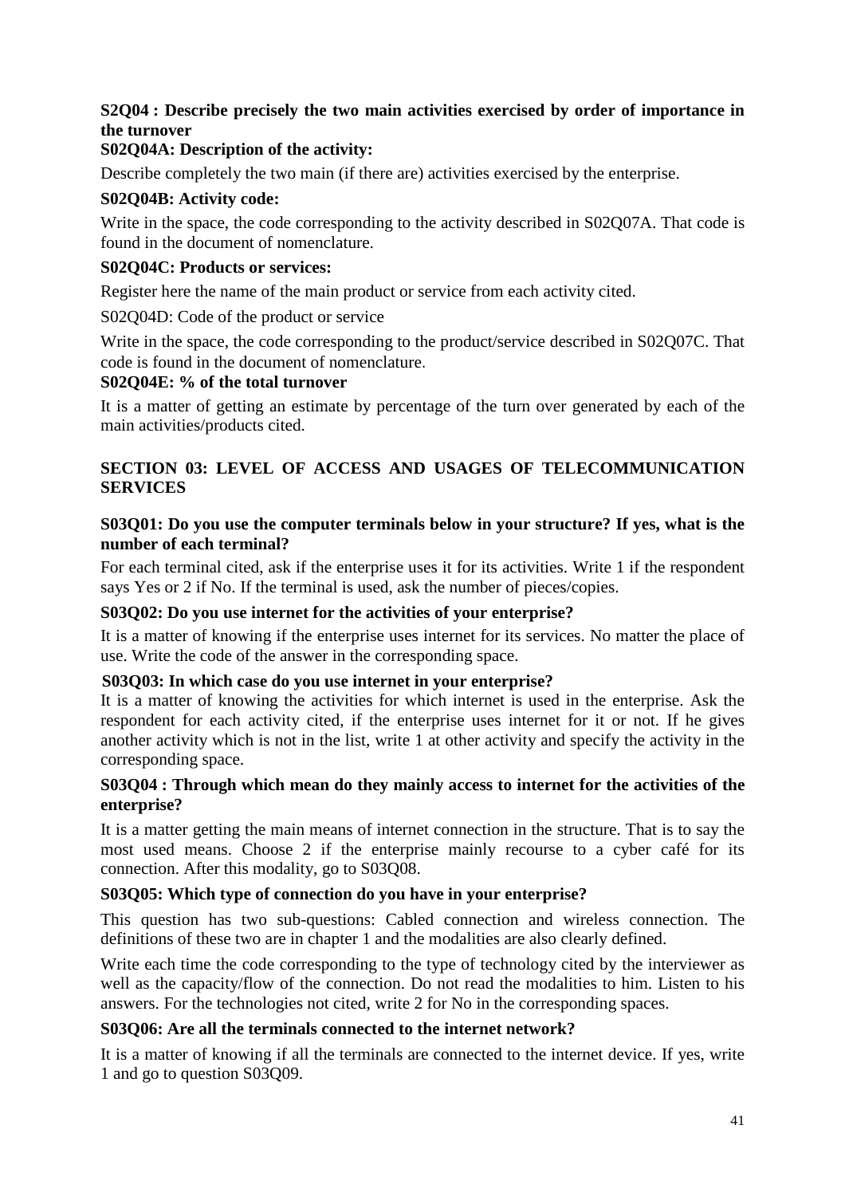**S2Q04 : Describe precisely the two main activities exercised by order of importance in the turnover**

**S02Q04A: Description of the activity:**

Describe completely the two main (if there are) activities exercised by the enterprise.

**S02Q04B: Activity code:**

Write in the space, the code corresponding to the activity described in S02Q07A. That code is found in the document of nomenclature.

**S02Q04C: Products or services:**

Register here the name of the main product or service from each activity cited.

S02Q04D: Code of the product or service

Write in the space, the code corresponding to the product/service described in S02Q07C. That code is found in the document of nomenclature.

**S02Q04E: % of the total turnover**

It is a matter of getting an estimate by percentage of the turn over generated by each of the main activities/products cited.

## SECTION 03: LEVEL OF ACCESS AND USAGES OF TELECOMMUNICATION SERVICES

**S03Q01: Do you use the computer terminals below in your structure? If yes, what is the number of each terminal?**

For each terminal cited, ask if the enterprise uses it for its activities. Write 1 if the respondent says Yes or 2 if No. If the terminal is used, ask the number of pieces/copies.

**S03Q02: Do you use internet for the activities of your enterprise?**

It is a matter of knowing if the enterprise uses internet for its services. No matter the place of use. Write the code of the answer in the corresponding space.

**S03Q03: In which case do you use internet in your enterprise?**

It is a matter of knowing the activities for which internet is used in the enterprise. Ask the respondent for each activity cited, if the enterprise uses internet for it or not. If he gives another activity which is not in the list, write 1 at other activity and specify the activity in the corresponding space.

**S03Q04 : Through which mean do they mainly access to internet for the activities of the enterprise?**

It is a matter getting the main means of internet connection in the structure. That is to say the most used means. Choose 2 if the enterprise mainly recourse to a cyber café for its connection. After this modality, go to S03Q08.

**S03Q05: Which type of connection do you have in your enterprise?**

This question has two sub-questions: Cabled connection and wireless connection. The definitions of these two are in chapter 1 and the modalities are also clearly defined.

Write each time the code corresponding to the type of technology cited by the interviewer as well as the capacity/flow of the connection. Do not read the modalities to him. Listen to his answers. For the technologies not cited, write 2 for No in the corresponding spaces.

**S03Q06: Are all the terminals connected to the internet network?**

It is a matter of knowing if all the terminals are connected to the internet device. If yes, write 1 and go to question S03Q09.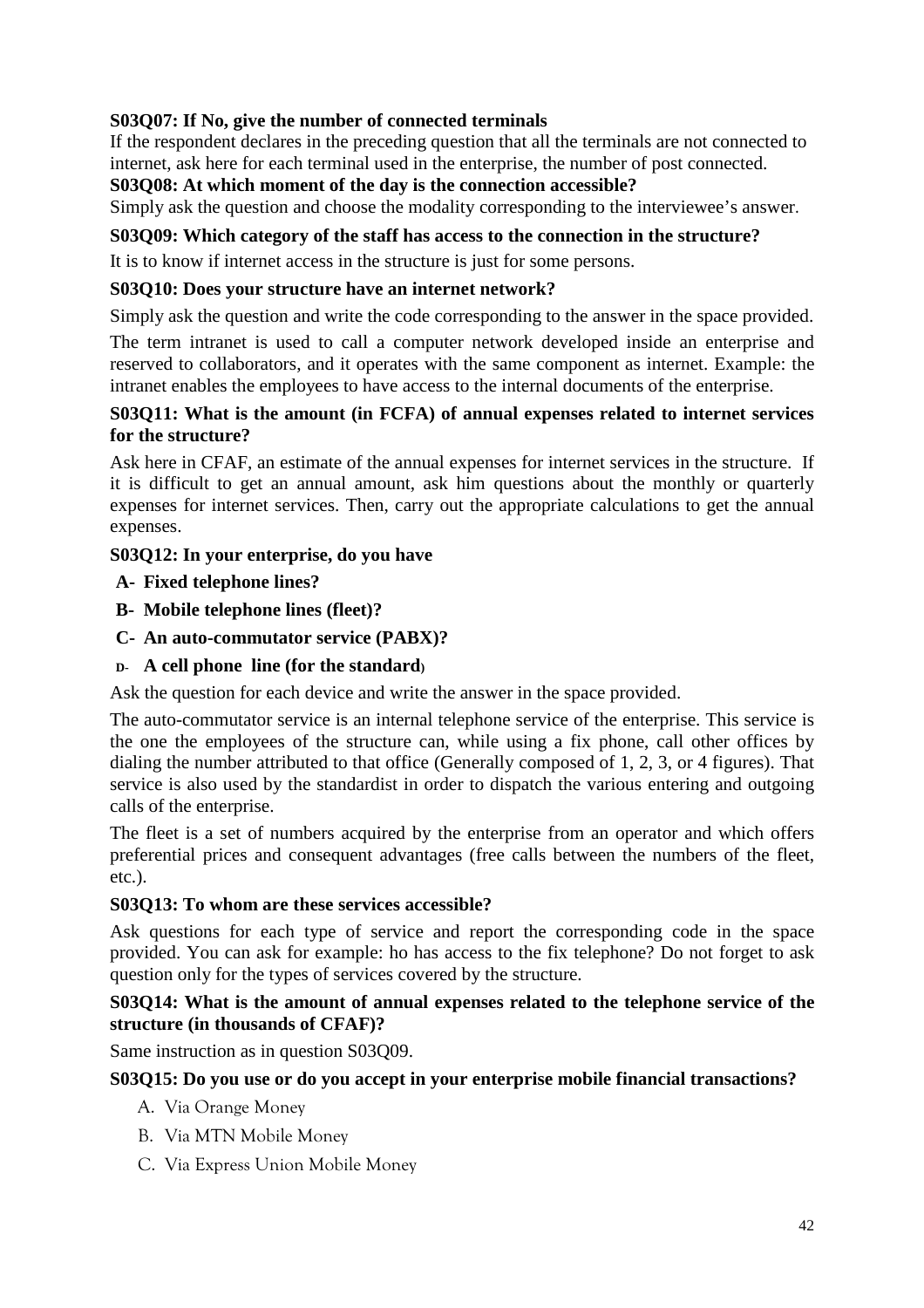**S03Q07: If No, give the number of connected terminals**

If the respondent declares in the preceding question that all the terminals are not connected to internet, ask here for each terminal used in the enterprise, the number of post connected.

**S03Q08: At which moment of the day is the connection accessible?**

Simply ask the question and choose the modality corresponding to the interviewee's answer.

**S03Q09: Which category of the staff has access to the connection in the structure?**

It is to know if internet access in the structure is just for some persons.

**S03Q10: Does your structure have an internet network?**

Simply ask the question and write the code corresponding to the answer in the space provided.

The term intranet is used to call a computer network developed inside an enterprise and reserved to collaborators, and it operates with the same component as internet. Example: the intranet enables the employees to have access to the internal documents of the enterprise.

**S03Q11: What is the amount (in FCFA) of annual expenses related to internet services for the structure?**

Ask here in CFAF, an estimate of the annual expenses for internet services in the structure. If it is difficult to get an annual amount, ask him questions about the monthly or quarterly expenses for internet services. Then, carry out the appropriate calculations to get the annual expenses.

**S03Q12: In your enterprise, do you have**

- **A- Fixed telephone lines?**
- **B- Mobile telephone lines (fleet)?**
- **C- An auto-commutator service (PABX)?**
- **D- A cell phone line (for the standard)**

Ask the question for each device and write the answer in the space provided.

The auto-commutator service is an internal telephone service of the enterprise. This service is the one the employees of the structure can, while using a fix phone, call other offices by dialing the number attributed to that office (Generally composed of 1, 2, 3, or 4 figures). That service is also used by the standardist in order to dispatch the various entering and outgoing calls of the enterprise.

The fleet is a set of numbers acquired by the enterprise from an operator and which offers preferential prices and consequent advantages (free calls between the numbers of the fleet, etc.).

**S03Q13: To whom are these services accessible?**

Ask questions for each type of service and report the corresponding code in the space provided. You can ask for example: ho has access to the fix telephone? Do not forget to ask question only for the types of services covered by the structure.

**S03Q14: What is the amount of annual expenses related to the telephone service of the structure (in thousands of CFAF)?**

Same instruction as in question S03Q09.

**S03Q15: Do you use or do you accept in your enterprise mobile financial transactions?**

A. Via Orange Money
B. Via MTN Mobile Money
C. Via Express Union Mobile Money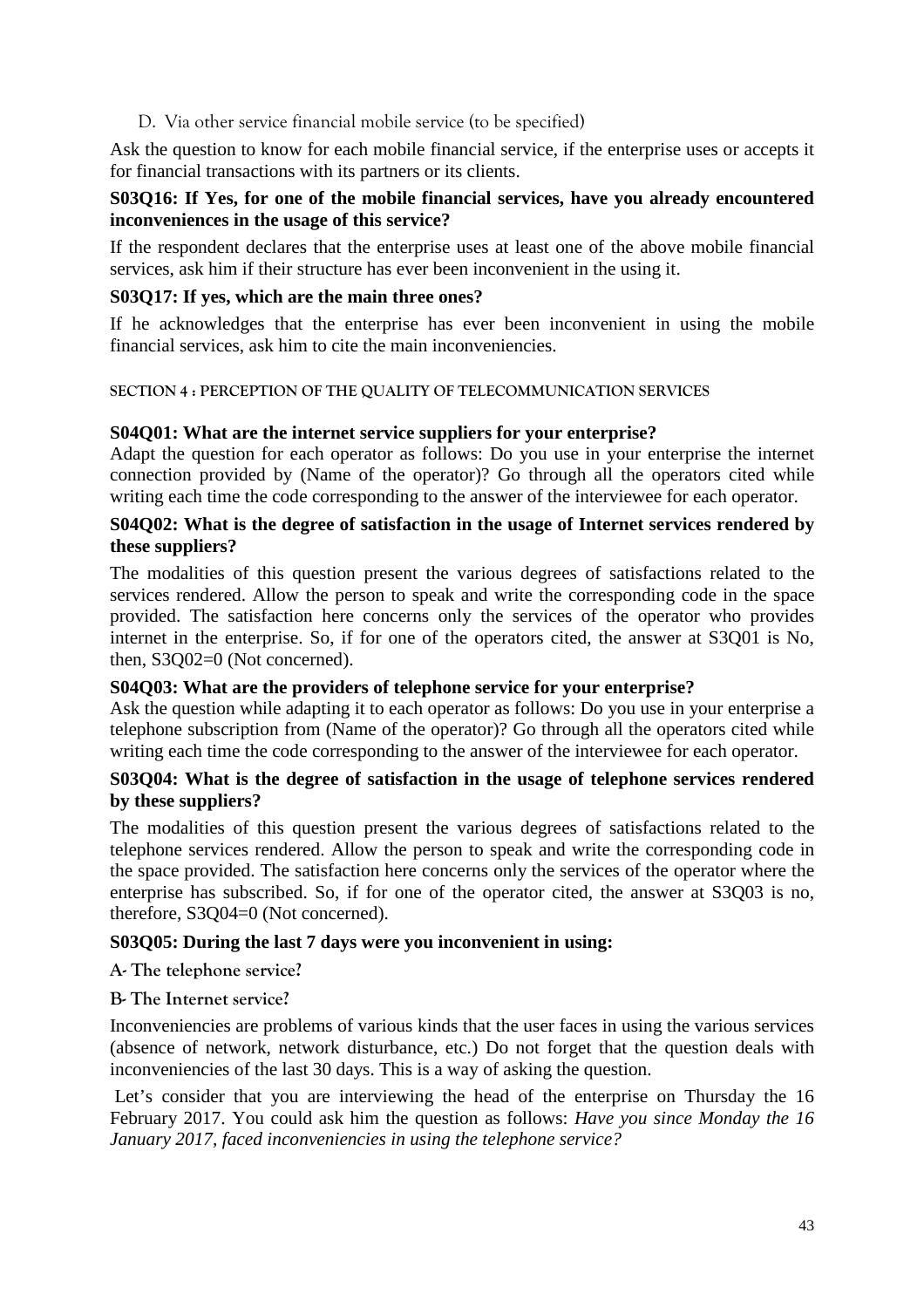D. Via other service financial mobile service (to be specified)

Ask the question to know for each mobile financial service, if the enterprise uses or accepts it for financial transactions with its partners or its clients.

**S03Q16: If Yes, for one of the mobile financial services, have you already encountered inconveniences in the usage of this service?**

If the respondent declares that the enterprise uses at least one of the above mobile financial services, ask him if their structure has ever been inconvenient in the using it.

**S03Q17: If yes, which are the main three ones?**

If he acknowledges that the enterprise has ever been inconvenient in using the mobile financial services, ask him to cite the main inconveniencies.

## SECTION 4 : PERCEPTION OF THE QUALITY OF TELECOMMUNICATION SERVICES

**S04Q01: What are the internet service suppliers for your enterprise?**
Adapt the question for each operator as follows: Do you use in your enterprise the internet connection provided by (Name of the operator)? Go through all the operators cited while writing each time the code corresponding to the answer of the interviewee for each operator.

**S04Q02: What is the degree of satisfaction in the usage of Internet services rendered by these suppliers?**

The modalities of this question present the various degrees of satisfactions related to the services rendered. Allow the person to speak and write the corresponding code in the space provided. The satisfaction here concerns only the services of the operator who provides internet in the enterprise. So, if for one of the operators cited, the answer at S3Q01 is No, then, S3Q02=0 (Not concerned).

**S04Q03: What are the providers of telephone service for your enterprise?**
Ask the question while adapting it to each operator as follows: Do you use in your enterprise a telephone subscription from (Name of the operator)? Go through all the operators cited while writing each time the code corresponding to the answer of the interviewee for each operator.

**S03Q04: What is the degree of satisfaction in the usage of telephone services rendered by these suppliers?**

The modalities of this question present the various degrees of satisfactions related to the telephone services rendered. Allow the person to speak and write the corresponding code in the space provided. The satisfaction here concerns only the services of the operator where the enterprise has subscribed. So, if for one of the operator cited, the answer at S3Q03 is no, therefore, S3Q04=0 (Not concerned).

**S03Q05: During the last 7 days were you inconvenient in using:**

**A- The telephone service?**

**B- The Internet service?**

Inconveniencies are problems of various kinds that the user faces in using the various services (absence of network, network disturbance, etc.) Do not forget that the question deals with inconveniencies of the last 30 days. This is a way of asking the question.

Let's consider that you are interviewing the head of the enterprise on Thursday the 16 February 2017. You could ask him the question as follows: *Have you since Monday the 16 January 2017, faced inconveniencies in using the telephone service?*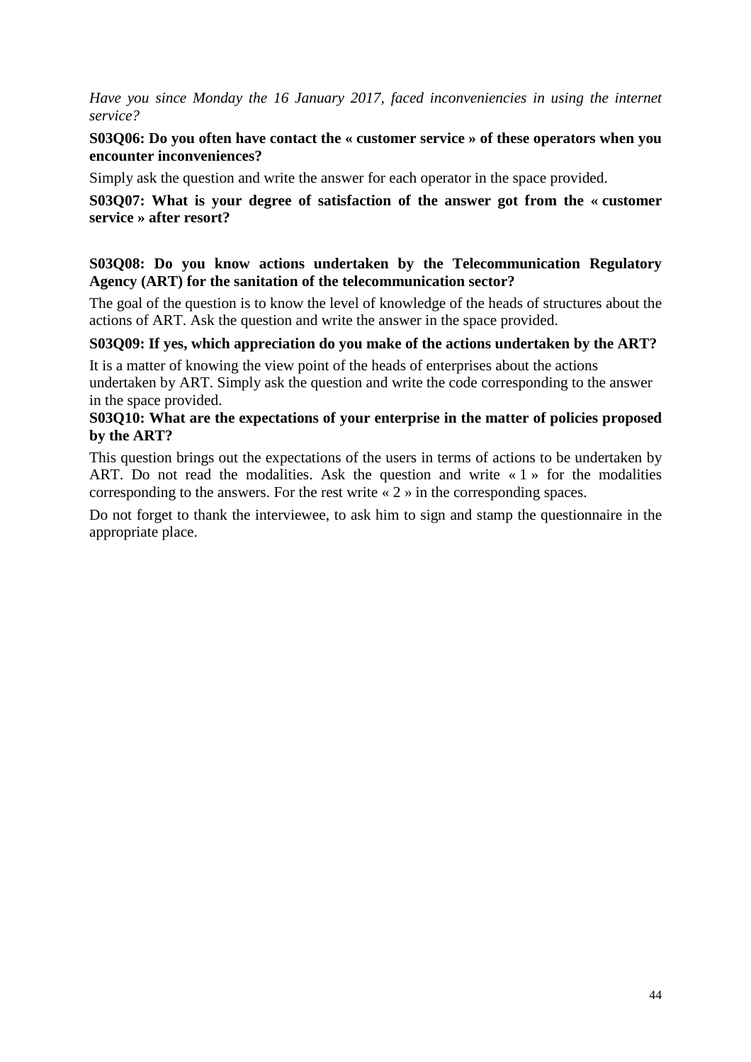*Have you since Monday the 16 January 2017, faced inconveniencies in using the internet service?*

**S03Q06: Do you often have contact the « customer service » of these operators when you encounter inconveniences?**

Simply ask the question and write the answer for each operator in the space provided.

**S03Q07: What is your degree of satisfaction of the answer got from the « customer service » after resort?**

**S03Q08: Do you know actions undertaken by the Telecommunication Regulatory Agency (ART) for the sanitation of the telecommunication sector?**

The goal of the question is to know the level of knowledge of the heads of structures about the actions of ART. Ask the question and write the answer in the space provided.

**S03Q09: If yes, which appreciation do you make of the actions undertaken by the ART?**

It is a matter of knowing the view point of the heads of enterprises about the actions undertaken by ART. Simply ask the question and write the code corresponding to the answer in the space provided.

**S03Q10: What are the expectations of your enterprise in the matter of policies proposed by the ART?**

This question brings out the expectations of the users in terms of actions to be undertaken by ART. Do not read the modalities. Ask the question and write « 1 » for the modalities corresponding to the answers. For the rest write « 2 » in the corresponding spaces.

Do not forget to thank the interviewee, to ask him to sign and stamp the questionnaire in the appropriate place.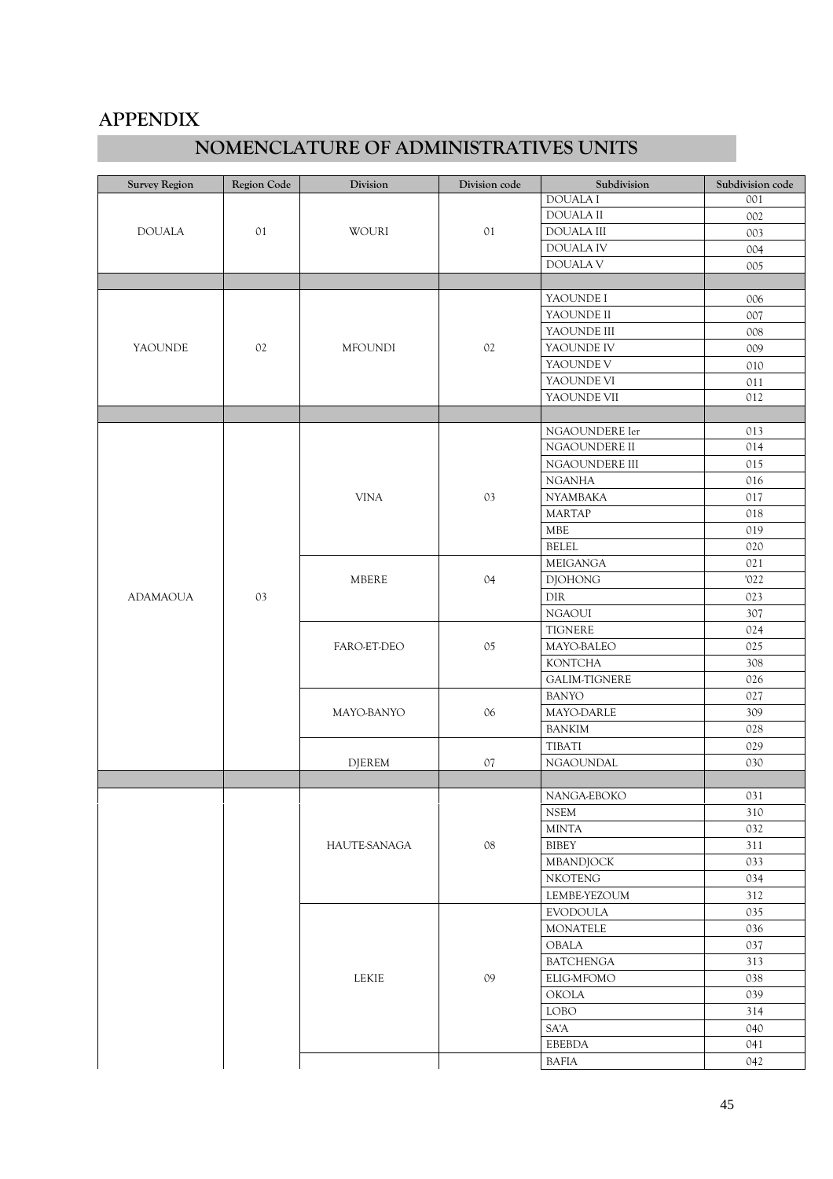# APPENDIX

## NOMENCLATURE OF ADMINISTRATIVES UNITS

| Survey Region | Region Code | Division | Division code | Subdivision | Subdivision code |
|---|---|---|---|---|---|
| DOUALA | 01 | WOURI | 01 | DOUALA I | 001 |
| | | | | DOUALA II | 002 |
| | | | | DOUALA III | 003 |
| | | | | DOUALA IV | 004 |
| | | | | DOUALA V | 005 |
| | | | | | |
| YAOUNDE | 02 | MFOUNDI | 02 | YAOUNDE I | 006 |
| | | | | YAOUNDE II | 007 |
| | | | | YAOUNDE III | 008 |
| | | | | YAOUNDE IV | 009 |
| | | | | YAOUNDE V | 010 |
| | | | | YAOUNDE VI | 011 |
| | | | | YAOUNDE VII | 012 |
| | | | | | |
| ADAMAOUA | 03 | VINA | 03 | NGAOUNDERE Ier | 013 |
| | | | | NGAOUNDERE II | 014 |
| | | | | NGAOUNDERE III | 015 |
| | | | | NGANHA | 016 |
| | | | | NYAMBAKA | 017 |
| | | | | MARTAP | 018 |
| | | | | MBE | 019 |
| | | | | BELEL | 020 |
| | | MBERE | 04 | MEIGANGA | 021 |
| | | | | DJOHONG | '022 |
| | | | | DIR | 023 |
| | | | | NGAOUI | 307 |
| | | FARO-ET-DEO | 05 | TIGNERE | 024 |
| | | | | MAYO-BALEO | 025 |
| | | | | KONTCHA | 308 |
| | | | | GALIM-TIGNERE | 026 |
| | | MAYO-BANYO | 06 | BANYO | 027 |
| | | | | MAYO-DARLE | 309 |
| | | | | BANKIM | 028 |
| | | DJEREM | 07 | TIBATI | 029 |
| | | | | NGAOUNDAL | 030 |
| | | | | | |
| | | HAUTE-SANAGA | 08 | NANGA-EBOKO | 031 |
| | | | | NSEM | 310 |
| | | | | MINTA | 032 |
| | | | | BIBEY | 311 |
| | | | | MBANDJOCK | 033 |
| | | | | NKOTENG | 034 |
| | | | | LEMBE-YEZOUM | 312 |
| | | LEKIE | 09 | EVODOULA | 035 |
| | | | | MONATELE | 036 |
| | | | | OBALA | 037 |
| | | | | BATCHENGA | 313 |
| | | | | ELIG-MFOMO | 038 |
| | | | | OKOLA | 039 |
| | | | | LOBO | 314 |
| | | | | SA'A | 040 |
| | | | | EBEBDA | 041 |
| | | | | BAFIA | 042 |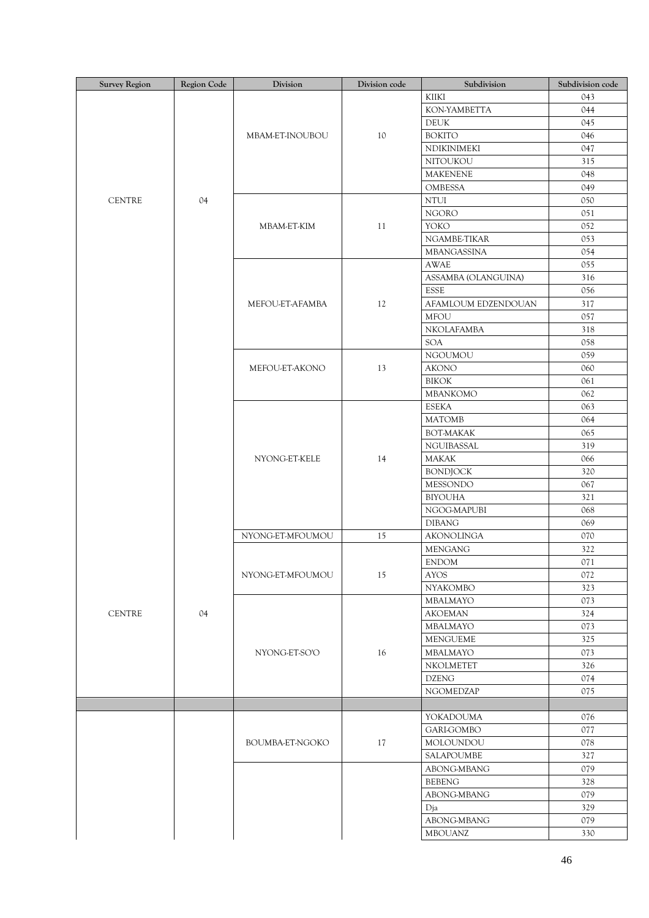| Survey Region | Region Code | Division | Division code | Subdivision | Subdivision code |
|---|---|---|---|---|---|
| CENTRE | 04 | MBAM-ET-INOUBOU | 10 | KIIKI | 043 |
| | | | | KON-YAMBETTA | 044 |
| | | | | DEUK | 045 |
| | | | | BOKITO | 046 |
| | | | | NDIKINIMEKI | 047 |
| | | | | NITOUKOU | 315 |
| | | | | MAKENENE | 048 |
| | | | | OMBESSA | 049 |
| | | MBAM-ET-KIM | 11 | NTUI | 050 |
| | | | | NGORO | 051 |
| | | | | YOKO | 052 |
| | | | | NGAMBE-TIKAR | 053 |
| | | | | MBANGASSINA | 054 |
| | | MEFOU-ET-AFAMBA | 12 | AWAE | 055 |
| | | | | ASSAMBA (OLANGUINA) | 316 |
| | | | | ESSE | 056 |
| | | | | AFAMLOUM EDZENDOUAN | 317 |
| | | | | MFOU | 057 |
| | | | | NKOLAFAMBA | 318 |
| | | | | SOA | 058 |
| | | MEFOU-ET-AKONO | 13 | NGOUMOU | 059 |
| | | | | AKONO | 060 |
| | | | | BIKOK | 061 |
| | | | | MBANKOMO | 062 |
| | | NYONG-ET-KELE | 14 | ESEKA | 063 |
| | | | | MATOMB | 064 |
| | | | | BOT-MAKAK | 065 |
| | | | | NGUIBASSAL | 319 |
| | | | | MAKAK | 066 |
| | | | | BONDJOCK | 320 |
| | | | | MESSONDO | 067 |
| | | | | BIYOUHA | 321 |
| | | | | NGOG-MAPUBI | 068 |
| | | | | DIBANG | 069 |
| | | NYONG-ET-MFOUMOU | 15 | AKONOLINGA | 070 |
| | | NYONG-ET-MFOUMOU | 15 | MENGANG | 322 |
| | | | | ENDOM | 071 |
| | | | | AYOS | 072 |
| | | | | NYAKOMBO | 323 |
| CENTRE | 04 | NYONG-ET-SO'O | 16 | MBALMAYO | 073 |
| | | | | AKOEMAN | 324 |
| | | | | MBALMAYO | 073 |
| | | | | MENGUEME | 325 |
| | | | | MBALMAYO | 073 |
| | | | | NKOLMETET | 326 |
| | | | | DZENG | 074 |
| | | | | NGOMEDZAP | 075 |
| | | | | | |
| | | BOUMBA-ET-NGOKO | 17 | YOKADOUMA | 076 |
| | | | | GARI-GOMBO | 077 |
| | | | | MOLOUNDOU | 078 |
| | | | | SALAPOUMBE | 327 |
| | | | | ABONG-MBANG | 079 |
| | | | | BEBENG | 328 |
| | | | | ABONG-MBANG | 079 |
| | | | | Dja | 329 |
| | | | | ABONG-MBANG | 079 |
| | | | | MBOUANZ | 330 |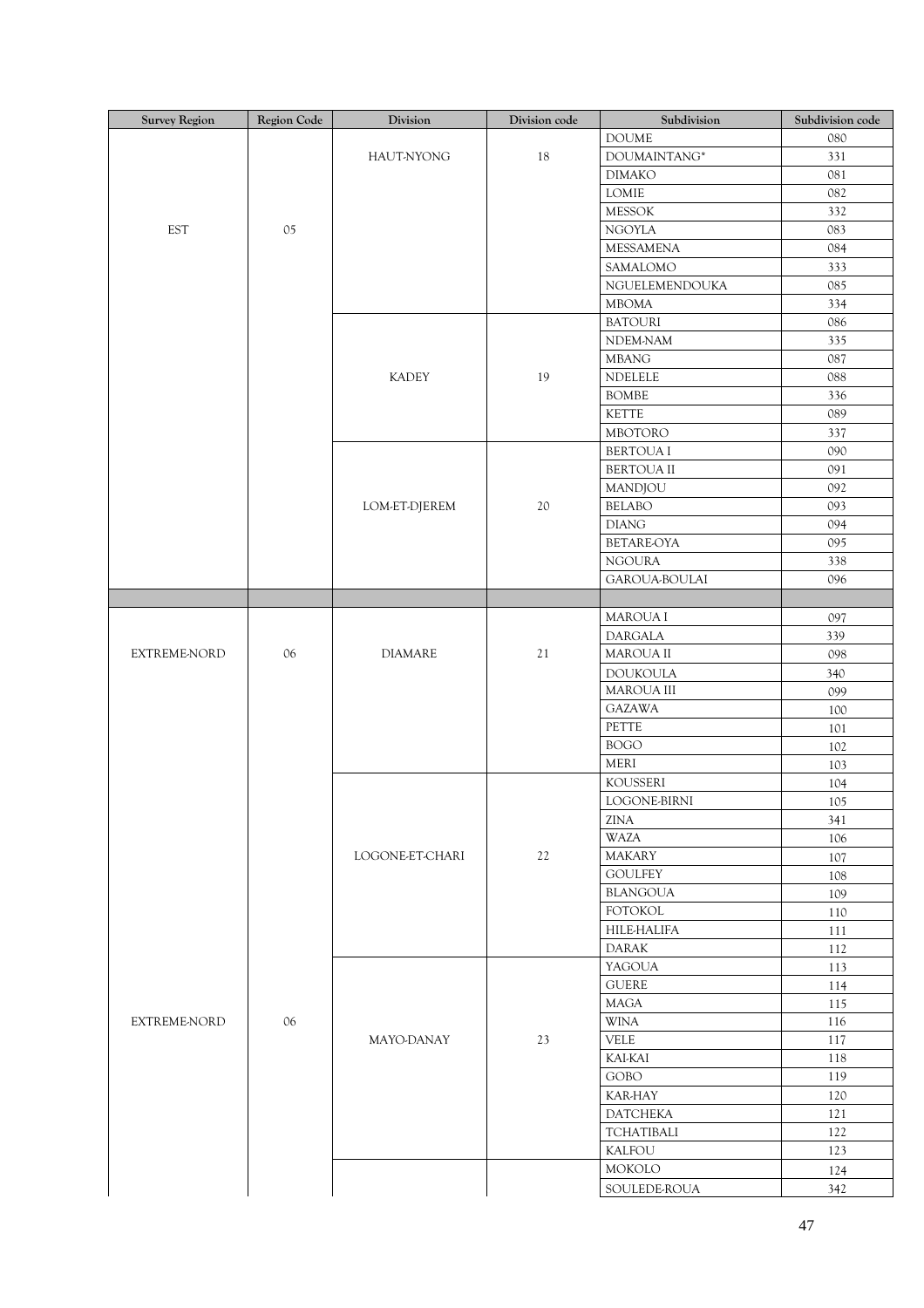| Survey Region | Region Code | Division | Division code | Subdivision | Subdivision code |
|---|---|---|---|---|---|
| EST | 05 | HAUT-NYONG | 18 | DOUME | 080 |
| | | | | DOUMAINTANG* | 331 |
| | | | | DIMAKO | 081 |
| | | | | LOMIE | 082 |
| | | | | MESSOK | 332 |
| | | | | NGOYLA | 083 |
| | | | | MESSAMENA | 084 |
| | | | | SAMALOMO | 333 |
| | | | | NGUELEMENDOUKA | 085 |
| | | | | MBOMA | 334 |
| | | KADEY | 19 | BATOURI | 086 |
| | | | | NDEM-NAM | 335 |
| | | | | MBANG | 087 |
| | | | | NDELELE | 088 |
| | | | | BOMBE | 336 |
| | | | | KETTE | 089 |
| | | | | MBOTORO | 337 |
| | | LOM-ET-DJEREM | 20 | BERTOUA I | 090 |
| | | | | BERTOUA II | 091 |
| | | | | MANDJOU | 092 |
| | | | | BELABO | 093 |
| | | | | DIANG | 094 |
| | | | | BETARE-OYA | 095 |
| | | | | NGOURA | 338 |
| | | | | GAROUA-BOULAI | 096 |
| | | | | | |
| EXTREME-NORD | 06 | DIAMARE | 21 | MAROUA I | 097 |
| | | | | DARGALA | 339 |
| | | | | MAROUA II | 098 |
| | | | | DOUKOULA | 340 |
| | | | | MAROUA III | 099 |
| | | | | GAZAWA | 100 |
| | | | | PETTE | 101 |
| | | | | BOGO | 102 |
| | | | | MERI | 103 |
| | | LOGONE-ET-CHARI | 22 | KOUSSERI | 104 |
| | | | | LOGONE-BIRNI | 105 |
| | | | | ZINA | 341 |
| | | | | WAZA | 106 |
| | | | | MAKARY | 107 |
| | | | | GOULFEY | 108 |
| | | | | BLANGOUA | 109 |
| | | | | FOTOKOL | 110 |
| | | | | HILE-HALIFA | 111 |
| | | | | DARAK | 112 |
| EXTREME-NORD | 06 | MAYO-DANAY | 23 | YAGOUA | 113 |
| | | | | GUERE | 114 |
| | | | | MAGA | 115 |
| | | | | WINA | 116 |
| | | | | VELE | 117 |
| | | | | KAI-KAI | 118 |
| | | | | GOBO | 119 |
| | | | | KAR-HAY | 120 |
| | | | | DATCHEKA | 121 |
| | | | | TCHATIBALI | 122 |
| | | | | KALFOU | 123 |
| | | | | MOKOLO | 124 |
| | | | | SOULEDE-ROUA | 342 |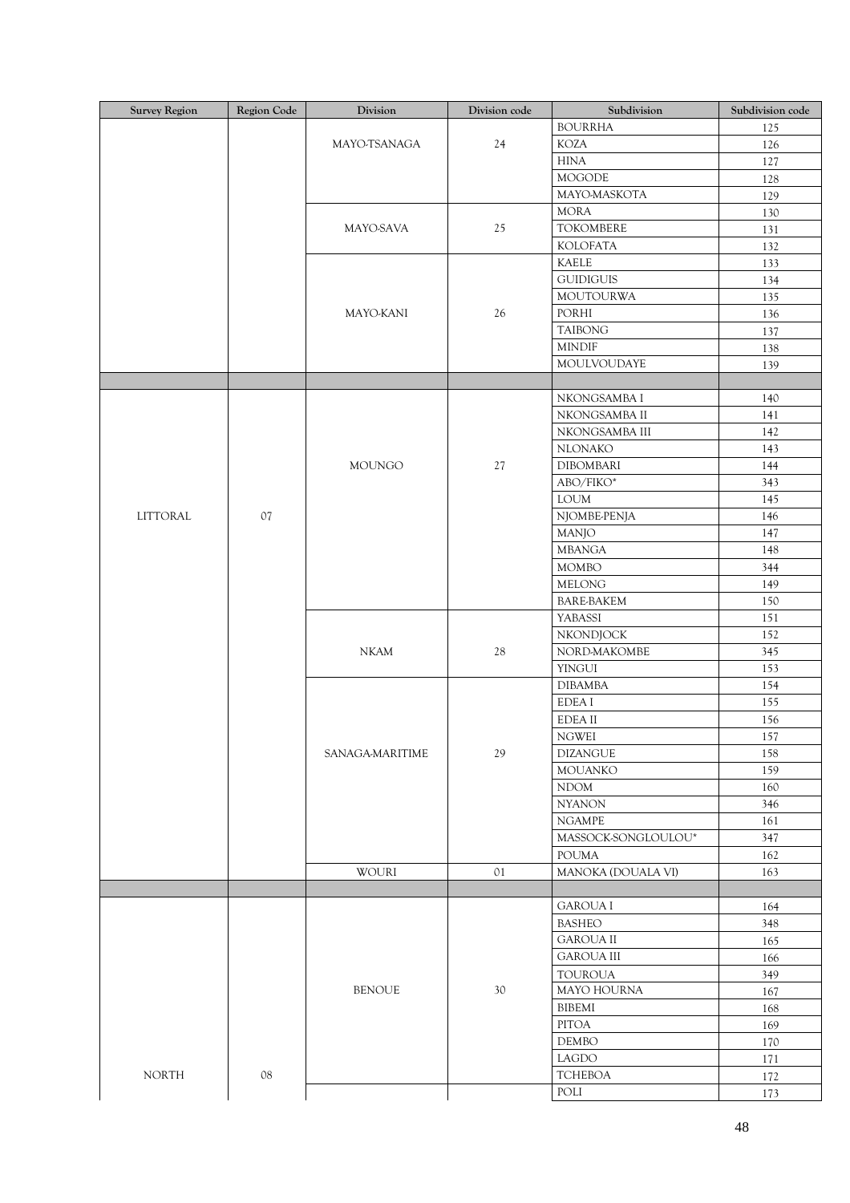| Survey Region | Region Code | Division | Division code | Subdivision | Subdivision code |
|---|---|---|---|---|---|
| | | MAYO-TSANAGA | 24 | BOURRHA | 125 |
| | | | | KOZA | 126 |
| | | | | HINA | 127 |
| | | | | MOGODE | 128 |
| | | | | MAYO-MASKOTA | 129 |
| | | MAYO-SAVA | 25 | MORA | 130 |
| | | | | TOKOMBERE | 131 |
| | | | | KOLOFATA | 132 |
| | | MAYO-KANI | 26 | KAELE | 133 |
| | | | | GUIDIGUIS | 134 |
| | | | | MOUTOURWA | 135 |
| | | | | PORHI | 136 |
| | | | | TAIBONG | 137 |
| | | | | MINDIF | 138 |
| | | | | MOULVOUDAYE | 139 |
| | | | | | |
| LITTORAL | 07 | MOUNGO | 27 | NKONGSAMBA I | 140 |
| | | | | NKONGSAMBA II | 141 |
| | | | | NKONGSAMBA III | 142 |
| | | | | NLONAKO | 143 |
| | | | | DIBOMBARI | 144 |
| | | | | ABO/FIKO* | 343 |
| | | | | LOUM | 145 |
| | | | | NJOMBE-PENJA | 146 |
| | | | | MANJO | 147 |
| | | | | MBANGA | 148 |
| | | | | MOMBO | 344 |
| | | | | MELONG | 149 |
| | | | | BARE-BAKEM | 150 |
| | | NKAM | 28 | YABASSI | 151 |
| | | | | NKONDJOCK | 152 |
| | | | | NORD-MAKOMBE | 345 |
| | | | | YINGUI | 153 |
| | | SANAGA-MARITIME | 29 | DIBAMBA | 154 |
| | | | | EDEA I | 155 |
| | | | | EDEA II | 156 |
| | | | | NGWEI | 157 |
| | | | | DIZANGUE | 158 |
| | | | | MOUANKO | 159 |
| | | | | NDOM | 160 |
| | | | | NYANON | 346 |
| | | | | NGAMPE | 161 |
| | | | | MASSOCK-SONGLOULOU* | 347 |
| | | | | POUMA | 162 |
| | | WOURI | 01 | MANOKA (DOUALA VI) | 163 |
| | | | | | |
| NORTH | 08 | BENOUE | 30 | GAROUA I | 164 |
| | | | | BASHEO | 348 |
| | | | | GAROUA II | 165 |
| | | | | GAROUA III | 166 |
| | | | | TOUROUA | 349 |
| | | | | MAYO HOURNA | 167 |
| | | | | BIBEMI | 168 |
| | | | | PITOA | 169 |
| | | | | DEMBO | 170 |
| | | | | LAGDO | 171 |
| | | | | TCHEBOA | 172 |
| | | | | POLI | 173 |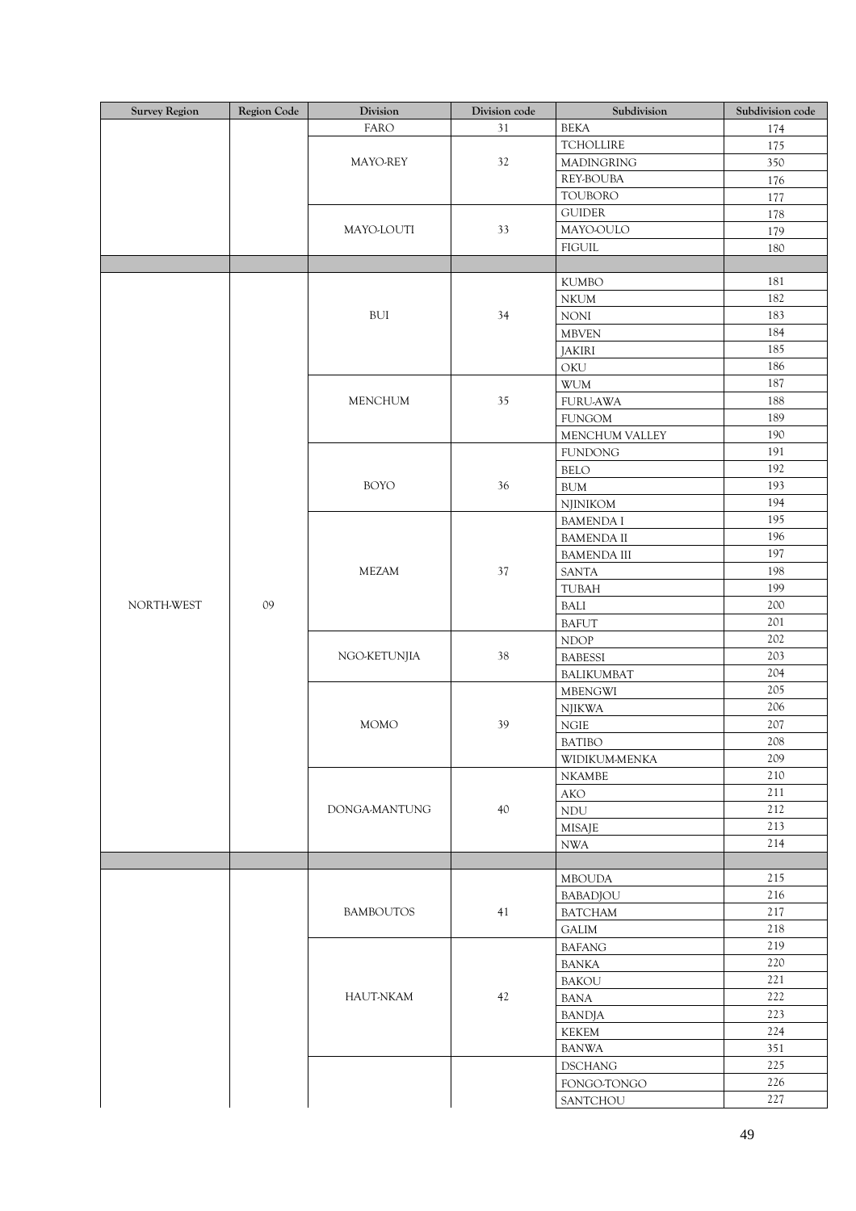| Survey Region | Region Code | Division | Division code | Subdivision | Subdivision code |
|---|---|---|---|---|---|
| | | FARO | 31 | BEKA | 174 |
| | | MAYO-REY | 32 | TCHOLLIRE | 175 |
| | | | | MADINGRING | 350 |
| | | | | REY-BOUBA | 176 |
| | | | | TOUBORO | 177 |
| | | MAYO-LOUTI | 33 | GUIDER | 178 |
| | | | | MAYO-OULO | 179 |
| | | | | FIGUIL | 180 |
| | | | | | |
| NORTH-WEST | 09 | BUI | 34 | KUMBO | 181 |
| | | | | NKUM | 182 |
| | | | | NONI | 183 |
| | | | | MBVEN | 184 |
| | | | | JAKIRI | 185 |
| | | | | OKU | 186 |
| | | MENCHUM | 35 | WUM | 187 |
| | | | | FURU-AWA | 188 |
| | | | | FUNGOM | 189 |
| | | | | MENCHUM VALLEY | 190 |
| | | BOYO | 36 | FUNDONG | 191 |
| | | | | BELO | 192 |
| | | | | BUM | 193 |
| | | | | NJINIKOM | 194 |
| | | MEZAM | 37 | BAMENDA I | 195 |
| | | | | BAMENDA II | 196 |
| | | | | BAMENDA III | 197 |
| | | | | SANTA | 198 |
| | | | | TUBAH | 199 |
| | | | | BALI | 200 |
| | | | | BAFUT | 201 |
| | | NGO-KETUNJIA | 38 | NDOP | 202 |
| | | | | BABESSI | 203 |
| | | | | BALIKUMBAT | 204 |
| | | MOMO | 39 | MBENGWI | 205 |
| | | | | NJIKWA | 206 |
| | | | | NGIE | 207 |
| | | | | BATIBO | 208 |
| | | | | WIDIKUM-MENKA | 209 |
| | | DONGA-MANTUNG | 40 | NKAMBE | 210 |
| | | | | AKO | 211 |
| | | | | NDU | 212 |
| | | | | MISAJE | 213 |
| | | | | NWA | 214 |
| | | | | | |
| | | BAMBOUTOS | 41 | MBOUDA | 215 |
| | | | | BABADJOU | 216 |
| | | | | BATCHAM | 217 |
| | | | | GALIM | 218 |
| | | HAUT-NKAM | 42 | BAFANG | 219 |
| | | | | BANKA | 220 |
| | | | | BAKOU | 221 |
| | | | | BANA | 222 |
| | | | | BANDJA | 223 |
| | | | | KEKEM | 224 |
| | | | | BANWA | 351 |
| | | | | DSCHANG | 225 |
| | | | | FONGO-TONGO | 226 |
| | | | | SANTCHOU | 227 |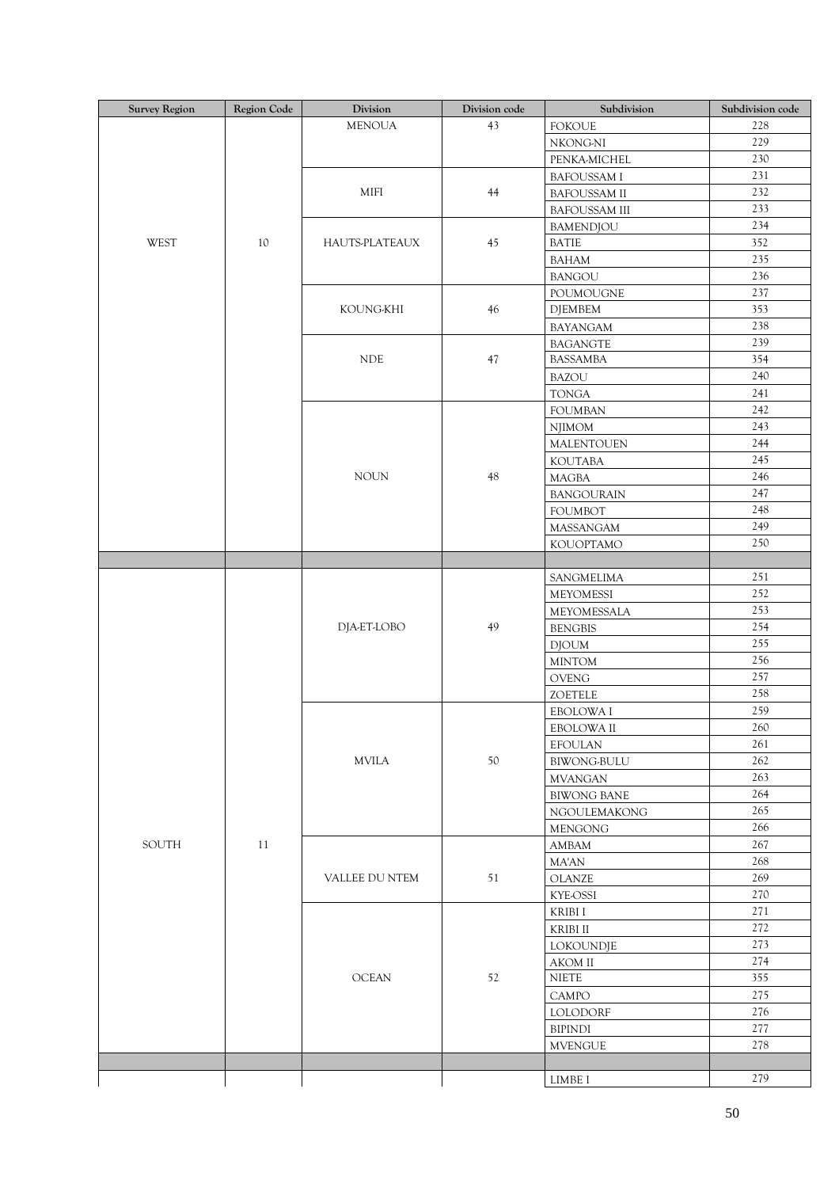| Survey Region | Region Code | Division | Division code | Subdivision | Subdivision code |
|---|---|---|---|---|---|
| WEST | 10 | MENOUA | 43 | FOKOUE | 228 |
| | | | | NKONG-NI | 229 |
| | | | | PENKA-MICHEL | 230 |
| | | MIFI | 44 | BAFOUSSAM I | 231 |
| | | | | BAFOUSSAM II | 232 |
| | | | | BAFOUSSAM III | 233 |
| | | HAUTS-PLATEAUX | 45 | BAMENDJOU | 234 |
| | | | | BATIE | 352 |
| | | | | BAHAM | 235 |
| | | | | BANGOU | 236 |
| | | KOUNG-KHI | 46 | POUMOUGNE | 237 |
| | | | | DJEMBEM | 353 |
| | | | | BAYANGAM | 238 |
| | | NDE | 47 | BAGANGTE | 239 |
| | | | | BASSAMBA | 354 |
| | | | | BAZOU | 240 |
| | | | | TONGA | 241 |
| | | NOUN | 48 | FOUMBAN | 242 |
| | | | | NJIMOM | 243 |
| | | | | MALENTOUEN | 244 |
| | | | | KOUTABA | 245 |
| | | | | MAGBA | 246 |
| | | | | BANGOURAIN | 247 |
| | | | | FOUMBOT | 248 |
| | | | | MASSANGAM | 249 |
| | | | | KOUOPTAMO | 250 |
| | | | | | |
| SOUTH | 11 | DJA-ET-LOBO | 49 | SANGMELIMA | 251 |
| | | | | MEYOMESSI | 252 |
| | | | | MEYOMESSALA | 253 |
| | | | | BENGBIS | 254 |
| | | | | DJOUM | 255 |
| | | | | MINTOM | 256 |
| | | | | OVENG | 257 |
| | | | | ZOETELE | 258 |
| | | MVILA | 50 | EBOLOWA I | 259 |
| | | | | EBOLOWA II | 260 |
| | | | | EFOULAN | 261 |
| | | | | BIWONG-BULU | 262 |
| | | | | MVANGAN | 263 |
| | | | | BIWONG BANE | 264 |
| | | | | NGOULEMAKONG | 265 |
| | | | | MENGONG | 266 |
| | | VALLEE DU NTEM | 51 | AMBAM | 267 |
| | | | | MA'AN | 268 |
| | | | | OLANZE | 269 |
| | | | | KYE-OSSI | 270 |
| | | OCEAN | 52 | KRIBI I | 271 |
| | | | | KRIBI II | 272 |
| | | | | LOKOUNDJE | 273 |
| | | | | AKOM II | 274 |
| | | | | NIETE | 355 |
| | | | | CAMPO | 275 |
| | | | | LOLODORF | 276 |
| | | | | BIPINDI | 277 |
| | | | | MVENGUE | 278 |
| | | | | | |
| | | | | LIMBE I | 279 |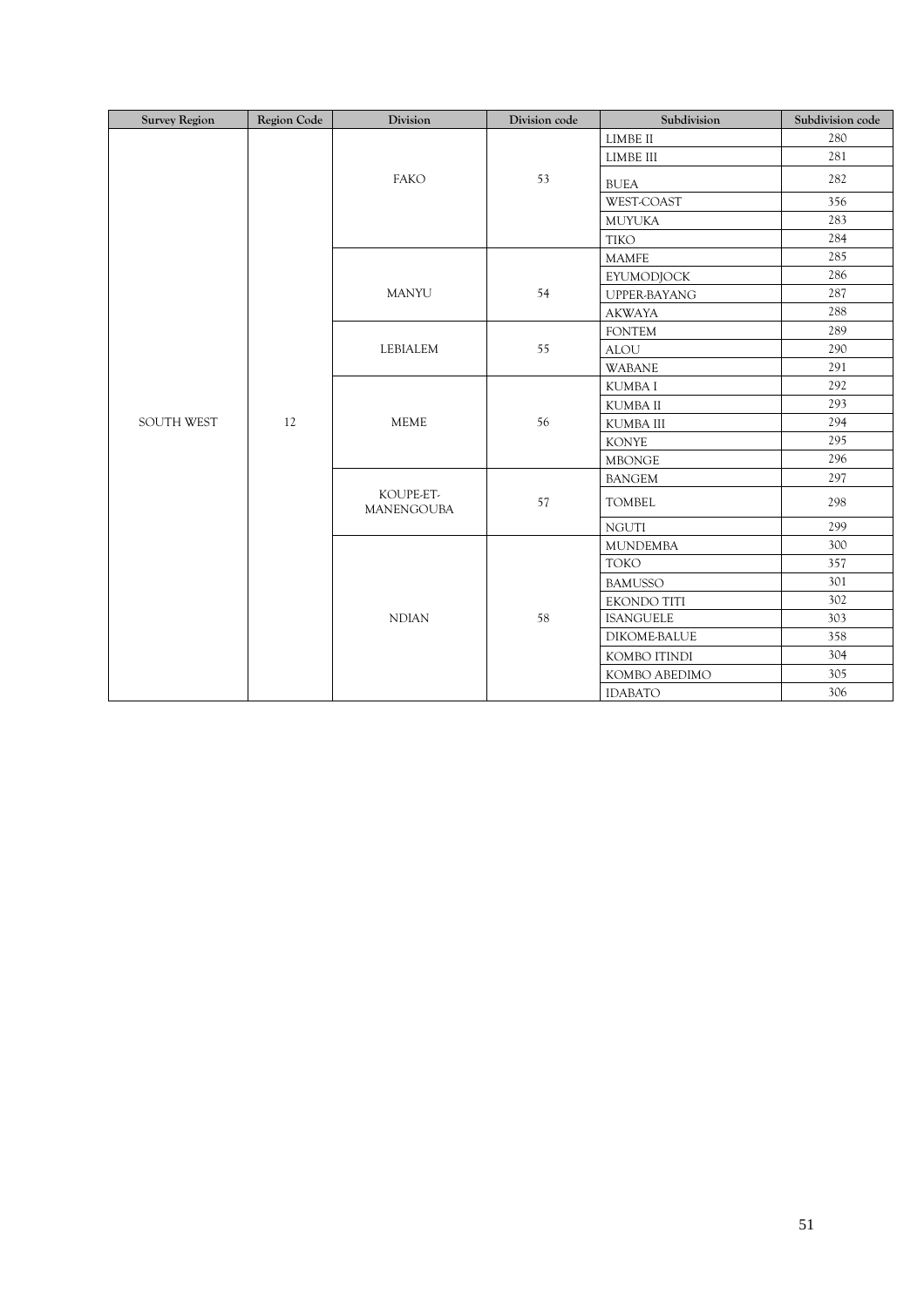| Survey Region | Region Code | Division | Division code | Subdivision | Subdivision code |
|---|---|---|---|---|---|
| SOUTH WEST | 12 | FAKO | 53 | LIMBE II | 280 |
| | | | | LIMBE III | 281 |
| | | | | BUEA | 282 |
| | | | | WEST-COAST | 356 |
| | | | | MUYUKA | 283 |
| | | | | TIKO | 284 |
| | | MANYU | 54 | MAMFE | 285 |
| | | | | EYUMODJOCK | 286 |
| | | | | UPPER-BAYANG | 287 |
| | | | | AKWAYA | 288 |
| | | LEBIALEM | 55 | FONTEM | 289 |
| | | | | ALOU | 290 |
| | | | | WABANE | 291 |
| | | MEME | 56 | KUMBA I | 292 |
| | | | | KUMBA II | 293 |
| | | | | KUMBA III | 294 |
| | | | | KONYE | 295 |
| | | | | MBONGE | 296 |
| | | KOUPE-ET-MANENGOUBA | 57 | BANGEM | 297 |
| | | | | TOMBEL | 298 |
| | | | | NGUTI | 299 |
| | | NDIAN | 58 | MUNDEMBA | 300 |
| | | | | TOKO | 357 |
| | | | | BAMUSSO | 301 |
| | | | | EKONDO TITI | 302 |
| | | | | ISANGUELE | 303 |
| | | | | DIKOME-BALUE | 358 |
| | | | | KOMBO ITINDI | 304 |
| | | | | KOMBO ABEDIMO | 305 |
| | | | | IDABATO | 306 |